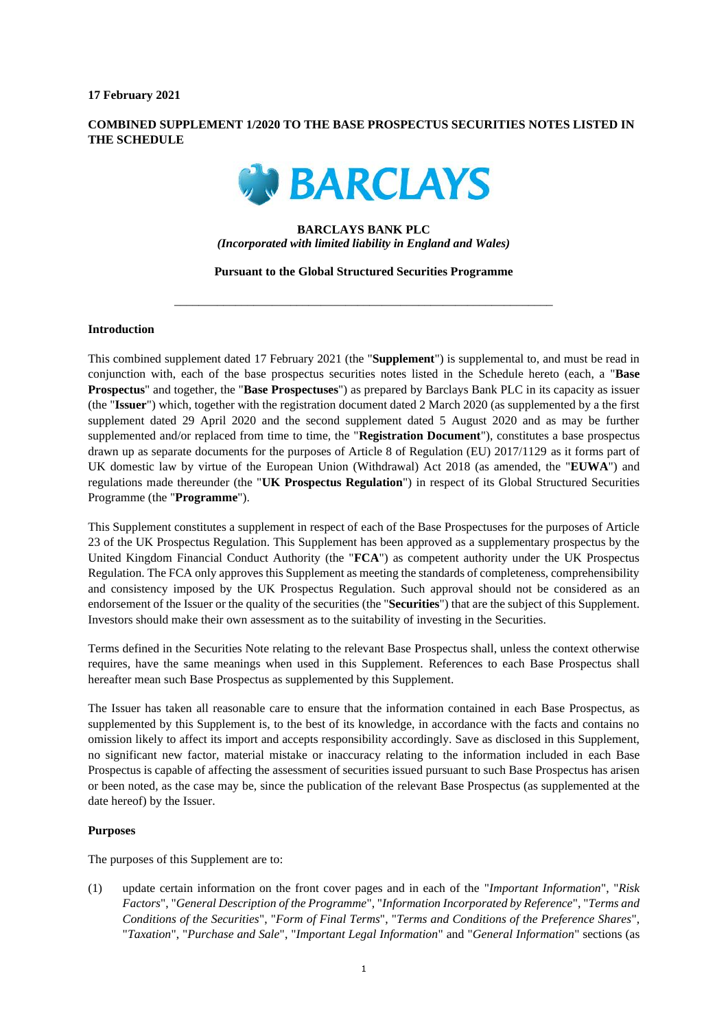**17 February 2021**

**COMBINED SUPPLEMENT 1/2020 TO THE BASE PROSPECTUS SECURITIES NOTES LISTED IN THE SCHEDULE**

**BARCLAYS**

**BARCLAYS BANK PLC**
*(Incorporated with limited liability in England and Wales)*

**Pursuant to the Global Structured Securities Programme**

---

**Introduction**

This combined supplement dated 17 February 2021 (the "**Supplement**") is supplemental to, and must be read in conjunction with, each of the base prospectus securities notes listed in the Schedule hereto (each, a "**Base Prospectus**" and together, the "**Base Prospectuses**") as prepared by Barclays Bank PLC in its capacity as issuer (the "**Issuer**") which, together with the registration document dated 2 March 2020 (as supplemented by a the first supplement dated 29 April 2020 and the second supplement dated 5 August 2020 and as may be further supplemented and/or replaced from time to time, the "**Registration Document**"), constitutes a base prospectus drawn up as separate documents for the purposes of Article 8 of Regulation (EU) 2017/1129 as it forms part of UK domestic law by virtue of the European Union (Withdrawal) Act 2018 (as amended, the "**EUWA**") and regulations made thereunder (the "**UK Prospectus Regulation**") in respect of its Global Structured Securities Programme (the "**Programme**").

This Supplement constitutes a supplement in respect of each of the Base Prospectuses for the purposes of Article 23 of the UK Prospectus Regulation. This Supplement has been approved as a supplementary prospectus by the United Kingdom Financial Conduct Authority (the "**FCA**") as competent authority under the UK Prospectus Regulation. The FCA only approves this Supplement as meeting the standards of completeness, comprehensibility and consistency imposed by the UK Prospectus Regulation. Such approval should not be considered as an endorsement of the Issuer or the quality of the securities (the "**Securities**") that are the subject of this Supplement. Investors should make their own assessment as to the suitability of investing in the Securities.

Terms defined in the Securities Note relating to the relevant Base Prospectus shall, unless the context otherwise requires, have the same meanings when used in this Supplement. References to each Base Prospectus shall hereafter mean such Base Prospectus as supplemented by this Supplement.

The Issuer has taken all reasonable care to ensure that the information contained in each Base Prospectus, as supplemented by this Supplement is, to the best of its knowledge, in accordance with the facts and contains no omission likely to affect its import and accepts responsibility accordingly. Save as disclosed in this Supplement, no significant new factor, material mistake or inaccuracy relating to the information included in each Base Prospectus is capable of affecting the assessment of securities issued pursuant to such Base Prospectus has arisen or been noted, as the case may be, since the publication of the relevant Base Prospectus (as supplemented at the date hereof) by the Issuer.

**Purposes**

The purposes of this Supplement are to:

(1) update certain information on the front cover pages and in each of the "*Important Information*", "*Risk Factors*", "*General Description of the Programme*", "*Information Incorporated by Reference*", "*Terms and Conditions of the Securities*", "*Form of Final Terms*", "*Terms and Conditions of the Preference Shares*", "*Taxation*", "*Purchase and Sale*", "*Important Legal Information*" and "*General Information*" sections (as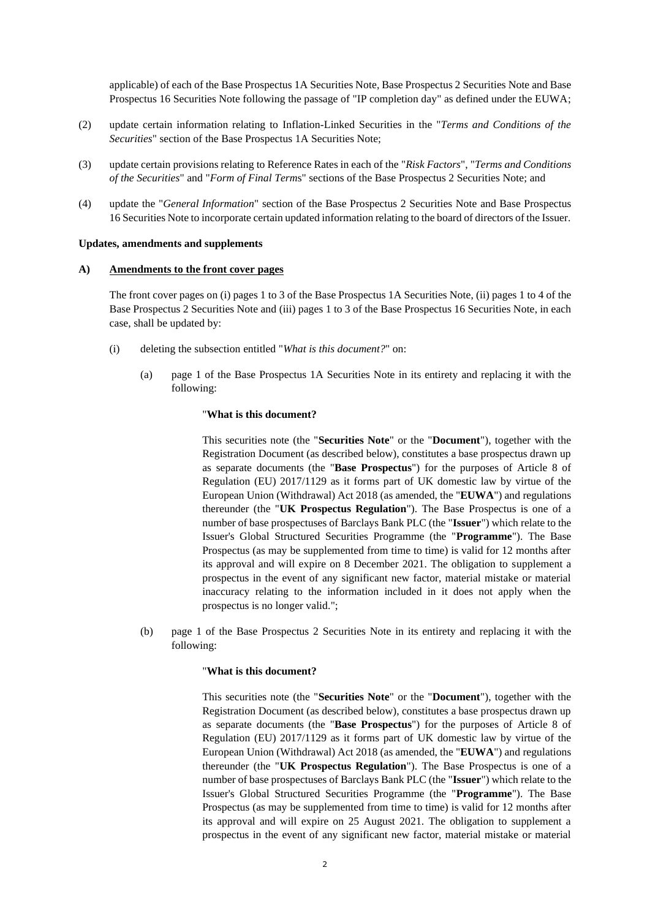applicable) of each of the Base Prospectus 1A Securities Note, Base Prospectus 2 Securities Note and Base Prospectus 16 Securities Note following the passage of "IP completion day" as defined under the EUWA;

(2) update certain information relating to Inflation-Linked Securities in the "*Terms and Conditions of the Securities*" section of the Base Prospectus 1A Securities Note;

(3) update certain provisions relating to Reference Rates in each of the "*Risk Factors*", "*Terms and Conditions of the Securities*" and "*Form of Final Terms*" sections of the Base Prospectus 2 Securities Note; and

(4) update the "*General Information*" section of the Base Prospectus 2 Securities Note and Base Prospectus 16 Securities Note to incorporate certain updated information relating to the board of directors of the Issuer.

**Updates, amendments and supplements**

**A) Amendments to the front cover pages**

The front cover pages on (i) pages 1 to 3 of the Base Prospectus 1A Securities Note, (ii) pages 1 to 4 of the Base Prospectus 2 Securities Note and (iii) pages 1 to 3 of the Base Prospectus 16 Securities Note, in each case, shall be updated by:

(i) deleting the subsection entitled "*What is this document?*" on:

(a) page 1 of the Base Prospectus 1A Securities Note in its entirety and replacing it with the following:

"**What is this document?**

This securities note (the "**Securities Note**" or the "**Document**"), together with the Registration Document (as described below), constitutes a base prospectus drawn up as separate documents (the "**Base Prospectus**") for the purposes of Article 8 of Regulation (EU) 2017/1129 as it forms part of UK domestic law by virtue of the European Union (Withdrawal) Act 2018 (as amended, the "**EUWA**") and regulations thereunder (the "**UK Prospectus Regulation**"). The Base Prospectus is one of a number of base prospectuses of Barclays Bank PLC (the "**Issuer**") which relate to the Issuer's Global Structured Securities Programme (the "**Programme**"). The Base Prospectus (as may be supplemented from time to time) is valid for 12 months after its approval and will expire on 8 December 2021. The obligation to supplement a prospectus in the event of any significant new factor, material mistake or material inaccuracy relating to the information included in it does not apply when the prospectus is no longer valid.";

(b) page 1 of the Base Prospectus 2 Securities Note in its entirety and replacing it with the following:

"**What is this document?**

This securities note (the "**Securities Note**" or the "**Document**"), together with the Registration Document (as described below), constitutes a base prospectus drawn up as separate documents (the "**Base Prospectus**") for the purposes of Article 8 of Regulation (EU) 2017/1129 as it forms part of UK domestic law by virtue of the European Union (Withdrawal) Act 2018 (as amended, the "**EUWA**") and regulations thereunder (the "**UK Prospectus Regulation**"). The Base Prospectus is one of a number of base prospectuses of Barclays Bank PLC (the "**Issuer**") which relate to the Issuer's Global Structured Securities Programme (the "**Programme**"). The Base Prospectus (as may be supplemented from time to time) is valid for 12 months after its approval and will expire on 25 August 2021. The obligation to supplement a prospectus in the event of any significant new factor, material mistake or material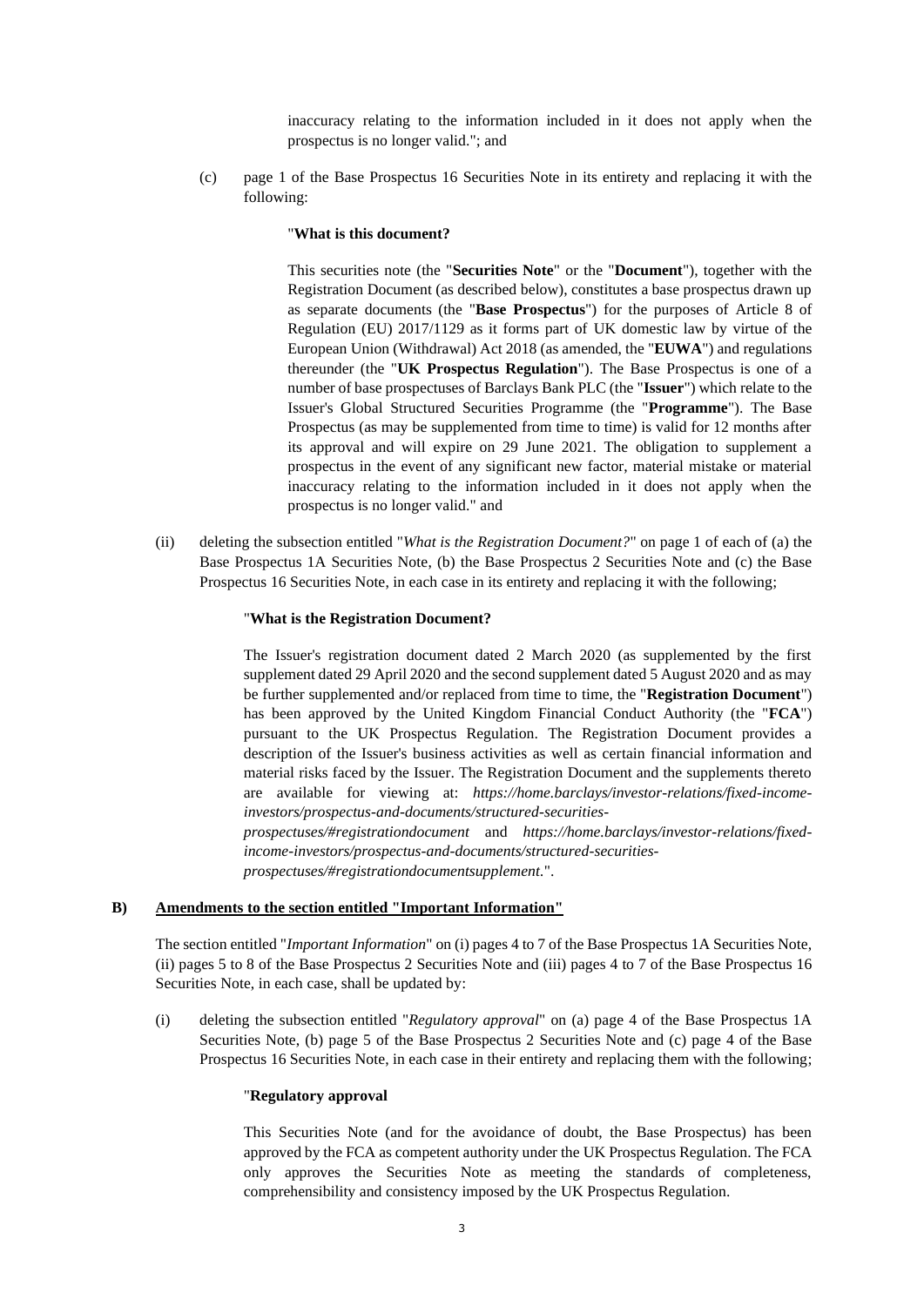inaccuracy relating to the information included in it does not apply when the prospectus is no longer valid."; and

(c) page 1 of the Base Prospectus 16 Securities Note in its entirety and replacing it with the following:

"**What is this document?**

This securities note (the "**Securities Note**" or the "**Document**"), together with the Registration Document (as described below), constitutes a base prospectus drawn up as separate documents (the "**Base Prospectus**") for the purposes of Article 8 of Regulation (EU) 2017/1129 as it forms part of UK domestic law by virtue of the European Union (Withdrawal) Act 2018 (as amended, the "**EUWA**") and regulations thereunder (the "**UK Prospectus Regulation**"). The Base Prospectus is one of a number of base prospectuses of Barclays Bank PLC (the "**Issuer**") which relate to the Issuer's Global Structured Securities Programme (the "**Programme**"). The Base Prospectus (as may be supplemented from time to time) is valid for 12 months after its approval and will expire on 29 June 2021. The obligation to supplement a prospectus in the event of any significant new factor, material mistake or material inaccuracy relating to the information included in it does not apply when the prospectus is no longer valid." and

(ii) deleting the subsection entitled "*What is the Registration Document?*" on page 1 of each of (a) the Base Prospectus 1A Securities Note, (b) the Base Prospectus 2 Securities Note and (c) the Base Prospectus 16 Securities Note, in each case in its entirety and replacing it with the following;

"**What is the Registration Document?**

The Issuer's registration document dated 2 March 2020 (as supplemented by the first supplement dated 29 April 2020 and the second supplement dated 5 August 2020 and as may be further supplemented and/or replaced from time to time, the "**Registration Document**") has been approved by the United Kingdom Financial Conduct Authority (the "**FCA**") pursuant to the UK Prospectus Regulation. The Registration Document provides a description of the Issuer's business activities as well as certain financial information and material risks faced by the Issuer. The Registration Document and the supplements thereto are available for viewing at: *https://home.barclays/investor-relations/fixed-income-investors/prospectus-and-documents/structured-securities-prospectuses/#registrationdocument* and *https://home.barclays/investor-relations/fixed-income-investors/prospectus-and-documents/structured-securities-prospectuses/#registrationdocumentsupplement*.".

**B) Amendments to the section entitled "Important Information"**

The section entitled "*Important Information*" on (i) pages 4 to 7 of the Base Prospectus 1A Securities Note, (ii) pages 5 to 8 of the Base Prospectus 2 Securities Note and (iii) pages 4 to 7 of the Base Prospectus 16 Securities Note, in each case, shall be updated by:

(i) deleting the subsection entitled "*Regulatory approval*" on (a) page 4 of the Base Prospectus 1A Securities Note, (b) page 5 of the Base Prospectus 2 Securities Note and (c) page 4 of the Base Prospectus 16 Securities Note, in each case in their entirety and replacing them with the following;

"**Regulatory approval**

This Securities Note (and for the avoidance of doubt, the Base Prospectus) has been approved by the FCA as competent authority under the UK Prospectus Regulation. The FCA only approves the Securities Note as meeting the standards of completeness, comprehensibility and consistency imposed by the UK Prospectus Regulation.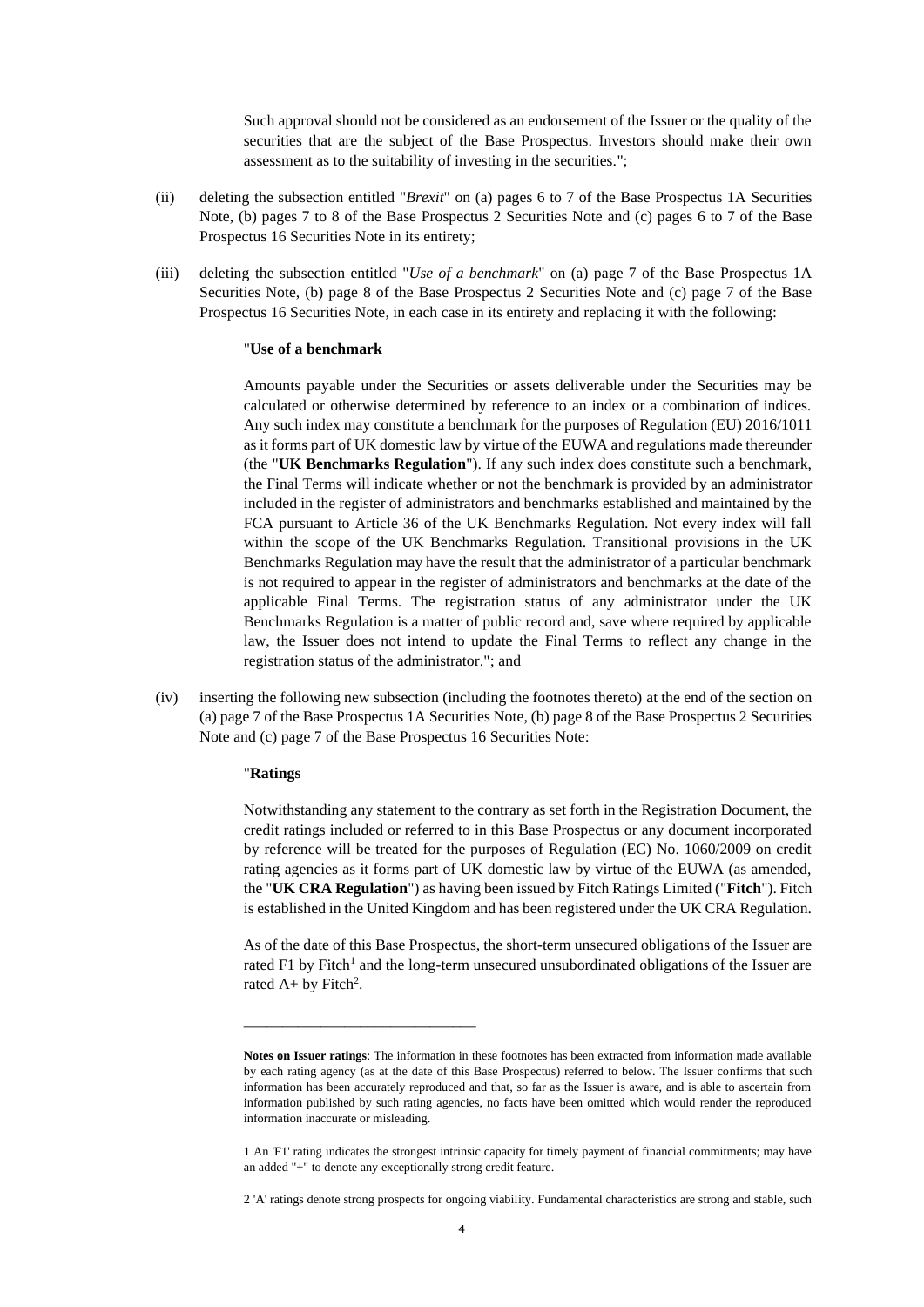Such approval should not be considered as an endorsement of the Issuer or the quality of the securities that are the subject of the Base Prospectus. Investors should make their own assessment as to the suitability of investing in the securities.";

(ii) deleting the subsection entitled "*Brexit*" on (a) pages 6 to 7 of the Base Prospectus 1A Securities Note, (b) pages 7 to 8 of the Base Prospectus 2 Securities Note and (c) pages 6 to 7 of the Base Prospectus 16 Securities Note in its entirety;

(iii) deleting the subsection entitled "*Use of a benchmark*" on (a) page 7 of the Base Prospectus 1A Securities Note, (b) page 8 of the Base Prospectus 2 Securities Note and (c) page 7 of the Base Prospectus 16 Securities Note, in each case in its entirety and replacing it with the following:

"**Use of a benchmark**

Amounts payable under the Securities or assets deliverable under the Securities may be calculated or otherwise determined by reference to an index or a combination of indices. Any such index may constitute a benchmark for the purposes of Regulation (EU) 2016/1011 as it forms part of UK domestic law by virtue of the EUWA and regulations made thereunder (the "**UK Benchmarks Regulation**"). If any such index does constitute such a benchmark, the Final Terms will indicate whether or not the benchmark is provided by an administrator included in the register of administrators and benchmarks established and maintained by the FCA pursuant to Article 36 of the UK Benchmarks Regulation. Not every index will fall within the scope of the UK Benchmarks Regulation. Transitional provisions in the UK Benchmarks Regulation may have the result that the administrator of a particular benchmark is not required to appear in the register of administrators and benchmarks at the date of the applicable Final Terms. The registration status of any administrator under the UK Benchmarks Regulation is a matter of public record and, save where required by applicable law, the Issuer does not intend to update the Final Terms to reflect any change in the registration status of the administrator."; and

(iv) inserting the following new subsection (including the footnotes thereto) at the end of the section on (a) page 7 of the Base Prospectus 1A Securities Note, (b) page 8 of the Base Prospectus 2 Securities Note and (c) page 7 of the Base Prospectus 16 Securities Note:

"**Ratings**

Notwithstanding any statement to the contrary as set forth in the Registration Document, the credit ratings included or referred to in this Base Prospectus or any document incorporated by reference will be treated for the purposes of Regulation (EC) No. 1060/2009 on credit rating agencies as it forms part of UK domestic law by virtue of the EUWA (as amended, the "**UK CRA Regulation**") as having been issued by Fitch Ratings Limited ("**Fitch**"). Fitch is established in the United Kingdom and has been registered under the UK CRA Regulation.

As of the date of this Base Prospectus, the short-term unsecured obligations of the Issuer are rated F1 by Fitch[1] and the long-term unsecured unsubordinated obligations of the Issuer are rated A+ by Fitch[2].

______________________________

**Notes on Issuer ratings**: The information in these footnotes has been extracted from information made available by each rating agency (as at the date of this Base Prospectus) referred to below. The Issuer confirms that such information has been accurately reproduced and that, so far as the Issuer is aware, and is able to ascertain from information published by such rating agencies, no facts have been omitted which would render the reproduced information inaccurate or misleading.

1 An 'F1' rating indicates the strongest intrinsic capacity for timely payment of financial commitments; may have an added "+" to denote any exceptionally strong credit feature.

2 'A' ratings denote strong prospects for ongoing viability. Fundamental characteristics are strong and stable, such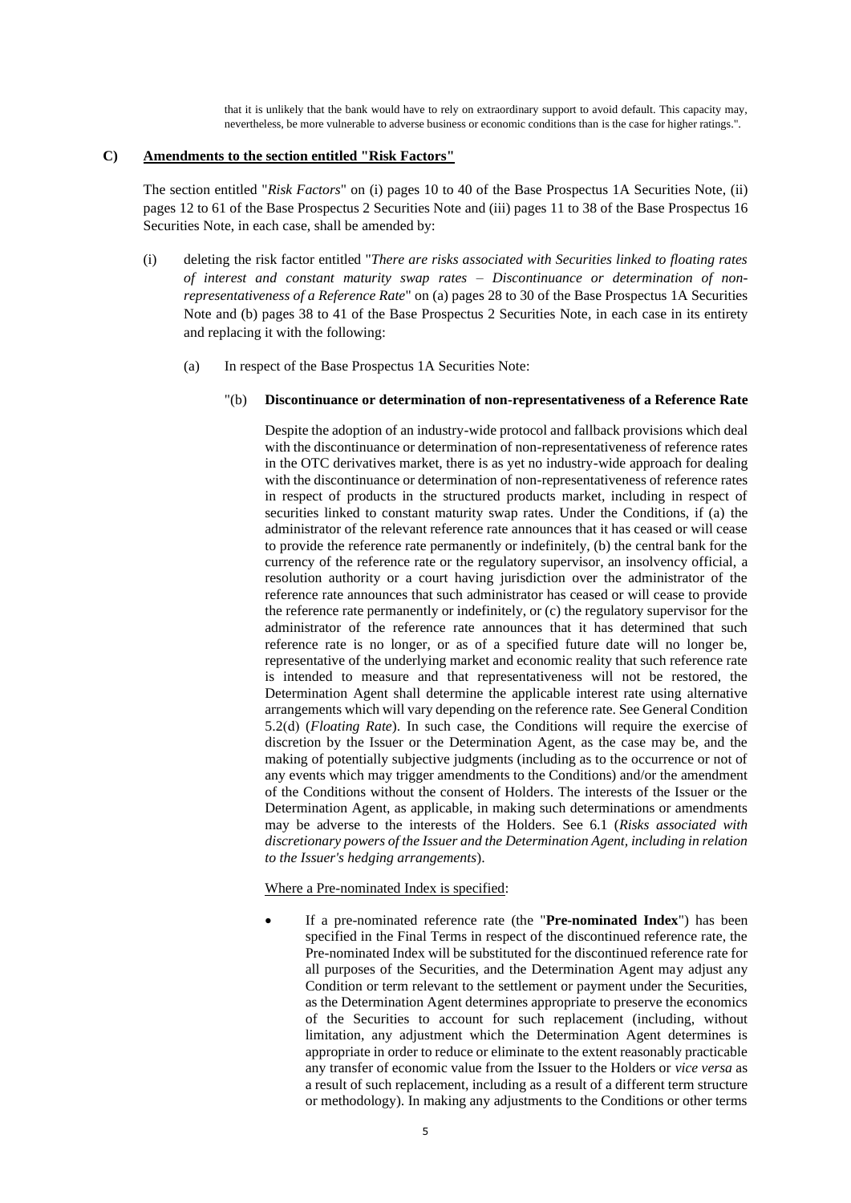that it is unlikely that the bank would have to rely on extraordinary support to avoid default. This capacity may, nevertheless, be more vulnerable to adverse business or economic conditions than is the case for higher ratings.".

**C) Amendments to the section entitled "Risk Factors"**

The section entitled "*Risk Factors*" on (i) pages 10 to 40 of the Base Prospectus 1A Securities Note, (ii) pages 12 to 61 of the Base Prospectus 2 Securities Note and (iii) pages 11 to 38 of the Base Prospectus 16 Securities Note, in each case, shall be amended by:

(i) deleting the risk factor entitled "*There are risks associated with Securities linked to floating rates of interest and constant maturity swap rates – Discontinuance or determination of non-representativeness of a Reference Rate*" on (a) pages 28 to 30 of the Base Prospectus 1A Securities Note and (b) pages 38 to 41 of the Base Prospectus 2 Securities Note, in each case in its entirety and replacing it with the following:

(a) In respect of the Base Prospectus 1A Securities Note:

"(b) **Discontinuance or determination of non-representativeness of a Reference Rate**

Despite the adoption of an industry-wide protocol and fallback provisions which deal with the discontinuance or determination of non-representativeness of reference rates in the OTC derivatives market, there is as yet no industry-wide approach for dealing with the discontinuance or determination of non-representativeness of reference rates in respect of products in the structured products market, including in respect of securities linked to constant maturity swap rates. Under the Conditions, if (a) the administrator of the relevant reference rate announces that it has ceased or will cease to provide the reference rate permanently or indefinitely, (b) the central bank for the currency of the reference rate or the regulatory supervisor, an insolvency official, a resolution authority or a court having jurisdiction over the administrator of the reference rate announces that such administrator has ceased or will cease to provide the reference rate permanently or indefinitely, or (c) the regulatory supervisor for the administrator of the reference rate announces that it has determined that such reference rate is no longer, or as of a specified future date will no longer be, representative of the underlying market and economic reality that such reference rate is intended to measure and that representativeness will not be restored, the Determination Agent shall determine the applicable interest rate using alternative arrangements which will vary depending on the reference rate. See General Condition 5.2(d) (*Floating Rate*). In such case, the Conditions will require the exercise of discretion by the Issuer or the Determination Agent, as the case may be, and the making of potentially subjective judgments (including as to the occurrence or not of any events which may trigger amendments to the Conditions) and/or the amendment of the Conditions without the consent of Holders. The interests of the Issuer or the Determination Agent, as applicable, in making such determinations or amendments may be adverse to the interests of the Holders. See 6.1 (*Risks associated with discretionary powers of the Issuer and the Determination Agent, including in relation to the Issuer's hedging arrangements*).

Where a Pre-nominated Index is specified:

- If a pre-nominated reference rate (the "**Pre-nominated Index**") has been specified in the Final Terms in respect of the discontinued reference rate, the Pre-nominated Index will be substituted for the discontinued reference rate for all purposes of the Securities, and the Determination Agent may adjust any Condition or term relevant to the settlement or payment under the Securities, as the Determination Agent determines appropriate to preserve the economics of the Securities to account for such replacement (including, without limitation, any adjustment which the Determination Agent determines is appropriate in order to reduce or eliminate to the extent reasonably practicable any transfer of economic value from the Issuer to the Holders or *vice versa* as a result of such replacement, including as a result of a different term structure or methodology). In making any adjustments to the Conditions or other terms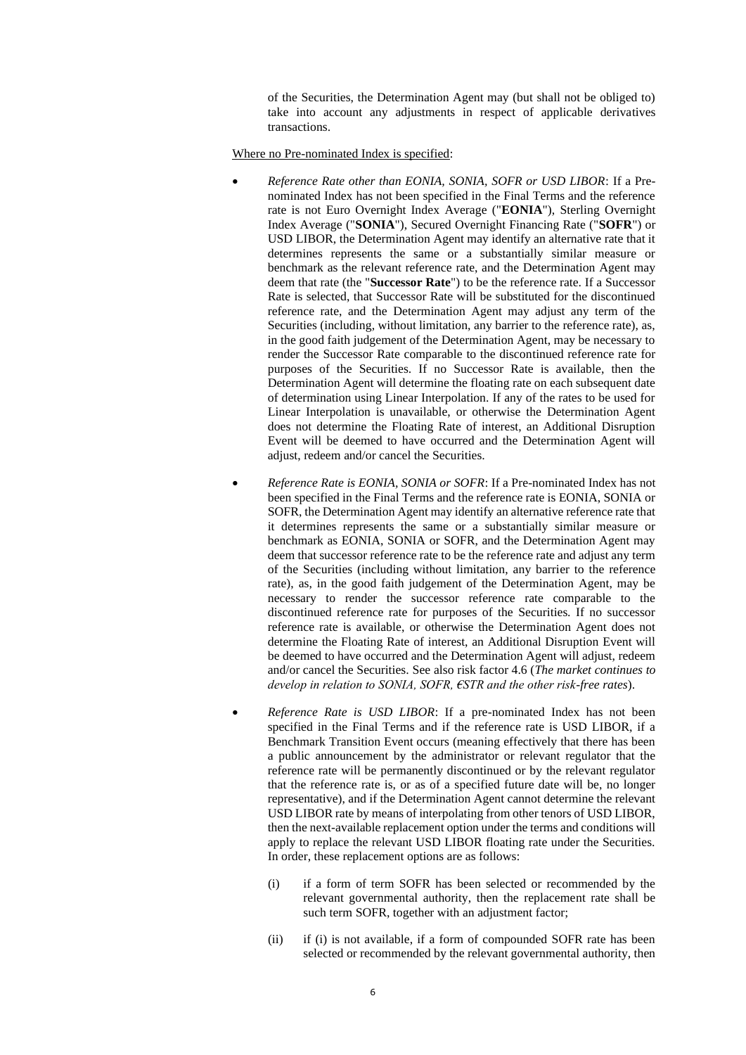of the Securities, the Determination Agent may (but shall not be obliged to) take into account any adjustments in respect of applicable derivatives transactions.

<u>Where no Pre-nominated Index is specified</u>:

- *Reference Rate other than EONIA, SONIA, SOFR or USD LIBOR*: If a Pre-nominated Index has not been specified in the Final Terms and the reference rate is not Euro Overnight Index Average ("**EONIA**"), Sterling Overnight Index Average ("**SONIA**"), Secured Overnight Financing Rate ("**SOFR**") or USD LIBOR, the Determination Agent may identify an alternative rate that it determines represents the same or a substantially similar measure or benchmark as the relevant reference rate, and the Determination Agent may deem that rate (the "**Successor Rate**") to be the reference rate. If a Successor Rate is selected, that Successor Rate will be substituted for the discontinued reference rate, and the Determination Agent may adjust any term of the Securities (including, without limitation, any barrier to the reference rate), as, in the good faith judgement of the Determination Agent, may be necessary to render the Successor Rate comparable to the discontinued reference rate for purposes of the Securities. If no Successor Rate is available, then the Determination Agent will determine the floating rate on each subsequent date of determination using Linear Interpolation. If any of the rates to be used for Linear Interpolation is unavailable, or otherwise the Determination Agent does not determine the Floating Rate of interest, an Additional Disruption Event will be deemed to have occurred and the Determination Agent will adjust, redeem and/or cancel the Securities.

- *Reference Rate is EONIA, SONIA or SOFR*: If a Pre-nominated Index has not been specified in the Final Terms and the reference rate is EONIA, SONIA or SOFR, the Determination Agent may identify an alternative reference rate that it determines represents the same or a substantially similar measure or benchmark as EONIA, SONIA or SOFR, and the Determination Agent may deem that successor reference rate to be the reference rate and adjust any term of the Securities (including without limitation, any barrier to the reference rate), as, in the good faith judgement of the Determination Agent, may be necessary to render the successor reference rate comparable to the discontinued reference rate for purposes of the Securities. If no successor reference rate is available, or otherwise the Determination Agent does not determine the Floating Rate of interest, an Additional Disruption Event will be deemed to have occurred and the Determination Agent will adjust, redeem and/or cancel the Securities. See also risk factor 4.6 (*The market continues to develop in relation to SONIA, SOFR, €STR and the other risk-free rates*).

- *Reference Rate is USD LIBOR*: If a pre-nominated Index has not been specified in the Final Terms and if the reference rate is USD LIBOR, if a Benchmark Transition Event occurs (meaning effectively that there has been a public announcement by the administrator or relevant regulator that the reference rate will be permanently discontinued or by the relevant regulator that the reference rate is, or as of a specified future date will be, no longer representative), and if the Determination Agent cannot determine the relevant USD LIBOR rate by means of interpolating from other tenors of USD LIBOR, then the next-available replacement option under the terms and conditions will apply to replace the relevant USD LIBOR floating rate under the Securities. In order, these replacement options are as follows:

  (i) if a form of term SOFR has been selected or recommended by the relevant governmental authority, then the replacement rate shall be such term SOFR, together with an adjustment factor;

  (ii) if (i) is not available, if a form of compounded SOFR rate has been selected or recommended by the relevant governmental authority, then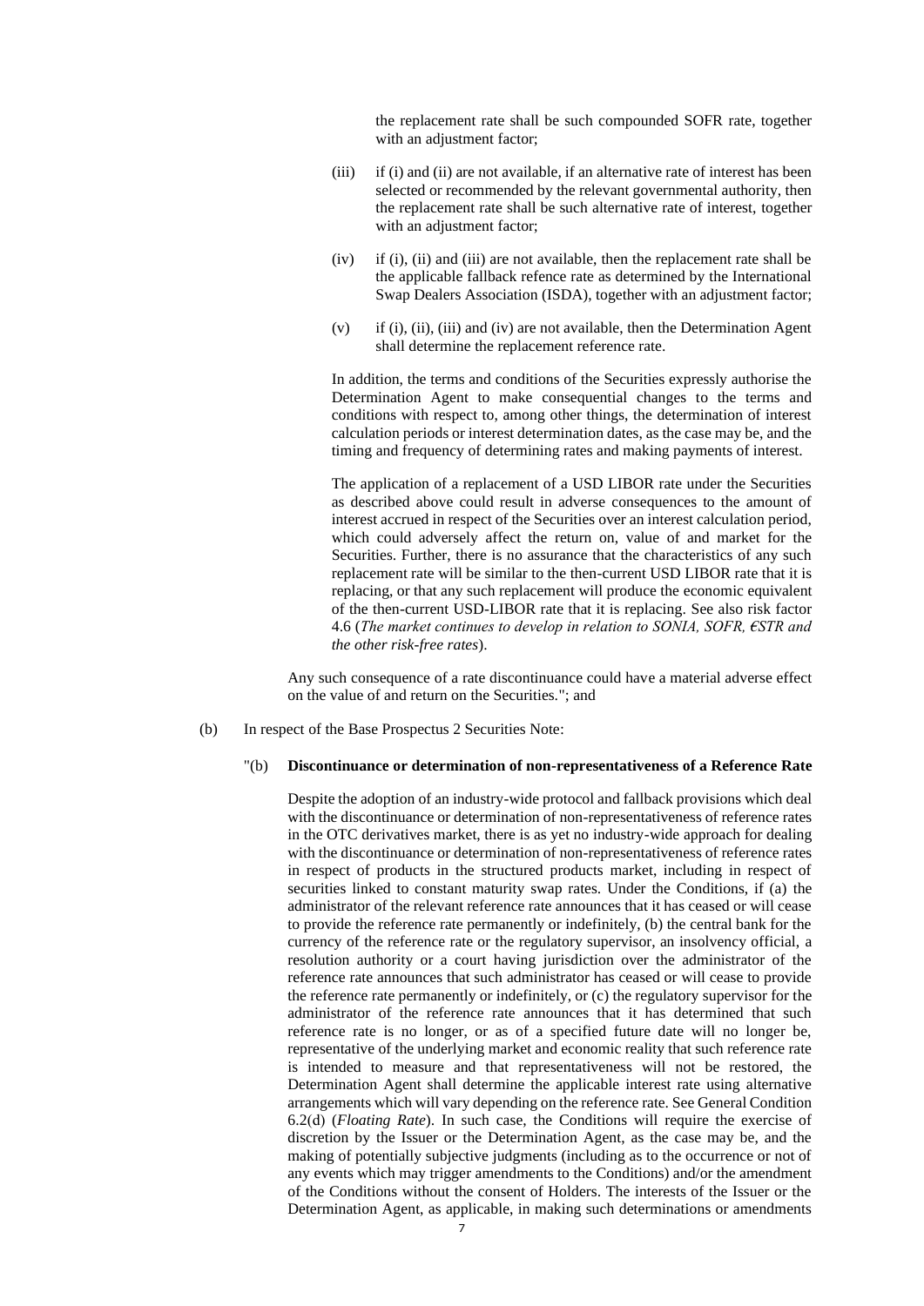the replacement rate shall be such compounded SOFR rate, together with an adjustment factor;

(iii) if (i) and (ii) are not available, if an alternative rate of interest has been selected or recommended by the relevant governmental authority, then the replacement rate shall be such alternative rate of interest, together with an adjustment factor;

(iv) if (i), (ii) and (iii) are not available, then the replacement rate shall be the applicable fallback refence rate as determined by the International Swap Dealers Association (ISDA), together with an adjustment factor;

(v) if (i), (ii), (iii) and (iv) are not available, then the Determination Agent shall determine the replacement reference rate.

In addition, the terms and conditions of the Securities expressly authorise the Determination Agent to make consequential changes to the terms and conditions with respect to, among other things, the determination of interest calculation periods or interest determination dates, as the case may be, and the timing and frequency of determining rates and making payments of interest.

The application of a replacement of a USD LIBOR rate under the Securities as described above could result in adverse consequences to the amount of interest accrued in respect of the Securities over an interest calculation period, which could adversely affect the return on, value of and market for the Securities. Further, there is no assurance that the characteristics of any such replacement rate will be similar to the then-current USD LIBOR rate that it is replacing, or that any such replacement will produce the economic equivalent of the then-current USD-LIBOR rate that it is replacing. See also risk factor 4.6 (*The market continues to develop in relation to SONIA, SOFR, €STR and the other risk-free rates*).

Any such consequence of a rate discontinuance could have a material adverse effect on the value of and return on the Securities."; and

(b) In respect of the Base Prospectus 2 Securities Note:

"(b) **Discontinuance or determination of non-representativeness of a Reference Rate**

Despite the adoption of an industry-wide protocol and fallback provisions which deal with the discontinuance or determination of non-representativeness of reference rates in the OTC derivatives market, there is as yet no industry-wide approach for dealing with the discontinuance or determination of non-representativeness of reference rates in respect of products in the structured products market, including in respect of securities linked to constant maturity swap rates. Under the Conditions, if (a) the administrator of the relevant reference rate announces that it has ceased or will cease to provide the reference rate permanently or indefinitely, (b) the central bank for the currency of the reference rate or the regulatory supervisor, an insolvency official, a resolution authority or a court having jurisdiction over the administrator of the reference rate announces that such administrator has ceased or will cease to provide the reference rate permanently or indefinitely, or (c) the regulatory supervisor for the administrator of the reference rate announces that it has determined that such reference rate is no longer, or as of a specified future date will no longer be, representative of the underlying market and economic reality that such reference rate is intended to measure and that representativeness will not be restored, the Determination Agent shall determine the applicable interest rate using alternative arrangements which will vary depending on the reference rate. See General Condition 6.2(d) (*Floating Rate*). In such case, the Conditions will require the exercise of discretion by the Issuer or the Determination Agent, as the case may be, and the making of potentially subjective judgments (including as to the occurrence or not of any events which may trigger amendments to the Conditions) and/or the amendment of the Conditions without the consent of Holders. The interests of the Issuer or the Determination Agent, as applicable, in making such determinations or amendments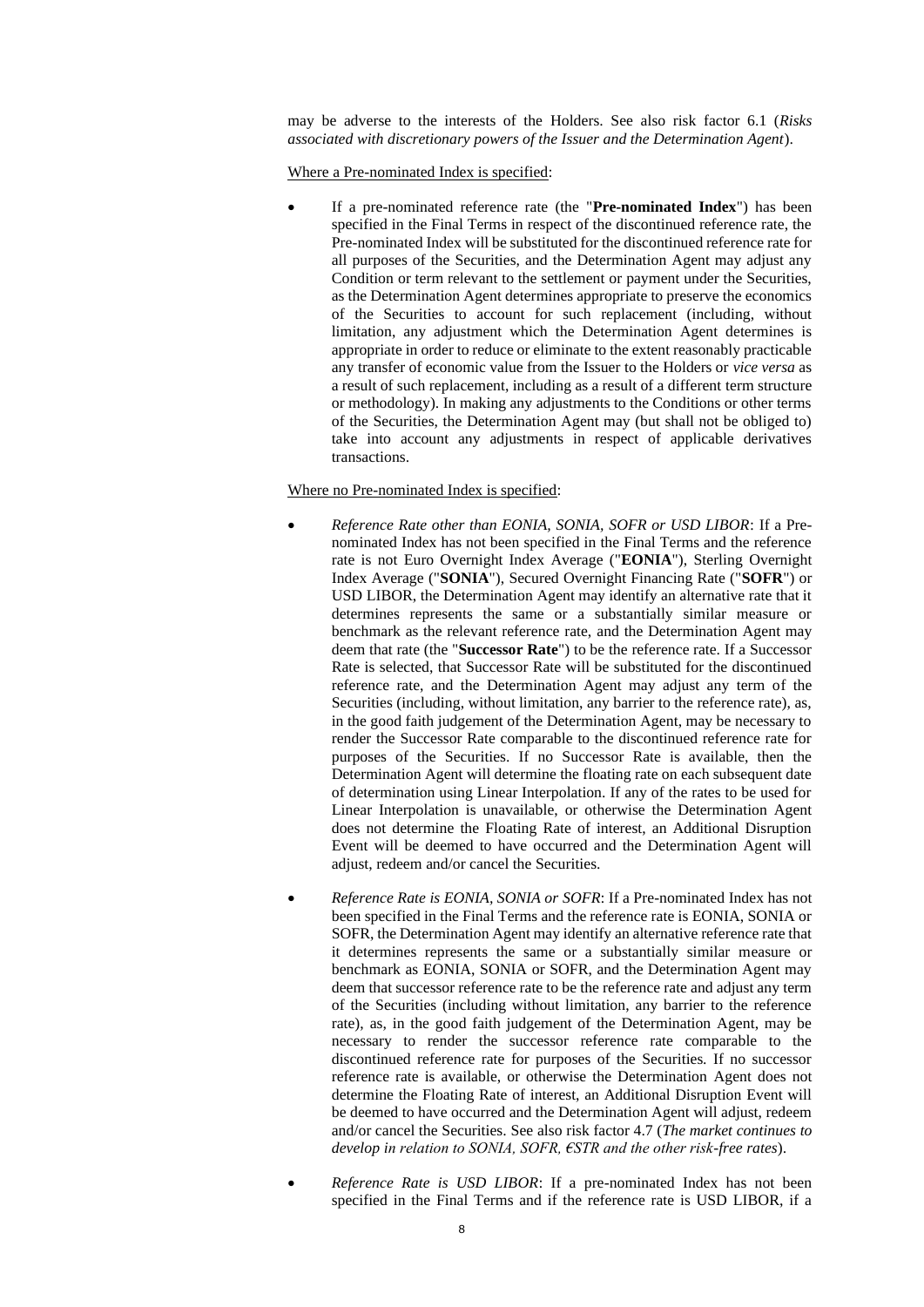may be adverse to the interests of the Holders. See also risk factor 6.1 (*Risks associated with discretionary powers of the Issuer and the Determination Agent*).

Where a Pre-nominated Index is specified:

- If a pre-nominated reference rate (the "**Pre-nominated Index**") has been specified in the Final Terms in respect of the discontinued reference rate, the Pre-nominated Index will be substituted for the discontinued reference rate for all purposes of the Securities, and the Determination Agent may adjust any Condition or term relevant to the settlement or payment under the Securities, as the Determination Agent determines appropriate to preserve the economics of the Securities to account for such replacement (including, without limitation, any adjustment which the Determination Agent determines is appropriate in order to reduce or eliminate to the extent reasonably practicable any transfer of economic value from the Issuer to the Holders or *vice versa* as a result of such replacement, including as a result of a different term structure or methodology). In making any adjustments to the Conditions or other terms of the Securities, the Determination Agent may (but shall not be obliged to) take into account any adjustments in respect of applicable derivatives transactions.

Where no Pre-nominated Index is specified:

- *Reference Rate other than EONIA, SONIA, SOFR or USD LIBOR*: If a Pre-nominated Index has not been specified in the Final Terms and the reference rate is not Euro Overnight Index Average ("**EONIA**"), Sterling Overnight Index Average ("**SONIA**"), Secured Overnight Financing Rate ("**SOFR**") or USD LIBOR, the Determination Agent may identify an alternative rate that it determines represents the same or a substantially similar measure or benchmark as the relevant reference rate, and the Determination Agent may deem that rate (the "**Successor Rate**") to be the reference rate. If a Successor Rate is selected, that Successor Rate will be substituted for the discontinued reference rate, and the Determination Agent may adjust any term of the Securities (including, without limitation, any barrier to the reference rate), as, in the good faith judgement of the Determination Agent, may be necessary to render the Successor Rate comparable to the discontinued reference rate for purposes of the Securities. If no Successor Rate is available, then the Determination Agent will determine the floating rate on each subsequent date of determination using Linear Interpolation. If any of the rates to be used for Linear Interpolation is unavailable, or otherwise the Determination Agent does not determine the Floating Rate of interest, an Additional Disruption Event will be deemed to have occurred and the Determination Agent will adjust, redeem and/or cancel the Securities.

- *Reference Rate is EONIA, SONIA or SOFR*: If a Pre-nominated Index has not been specified in the Final Terms and the reference rate is EONIA, SONIA or SOFR, the Determination Agent may identify an alternative reference rate that it determines represents the same or a substantially similar measure or benchmark as EONIA, SONIA or SOFR, and the Determination Agent may deem that successor reference rate to be the reference rate and adjust any term of the Securities (including without limitation, any barrier to the reference rate), as, in the good faith judgement of the Determination Agent, may be necessary to render the successor reference rate comparable to the discontinued reference rate for purposes of the Securities. If no successor reference rate is available, or otherwise the Determination Agent does not determine the Floating Rate of interest, an Additional Disruption Event will be deemed to have occurred and the Determination Agent will adjust, redeem and/or cancel the Securities. See also risk factor 4.7 (*The market continues to develop in relation to SONIA, SOFR, €STR and the other risk-free rates*).

- *Reference Rate is USD LIBOR*: If a pre-nominated Index has not been specified in the Final Terms and if the reference rate is USD LIBOR, if a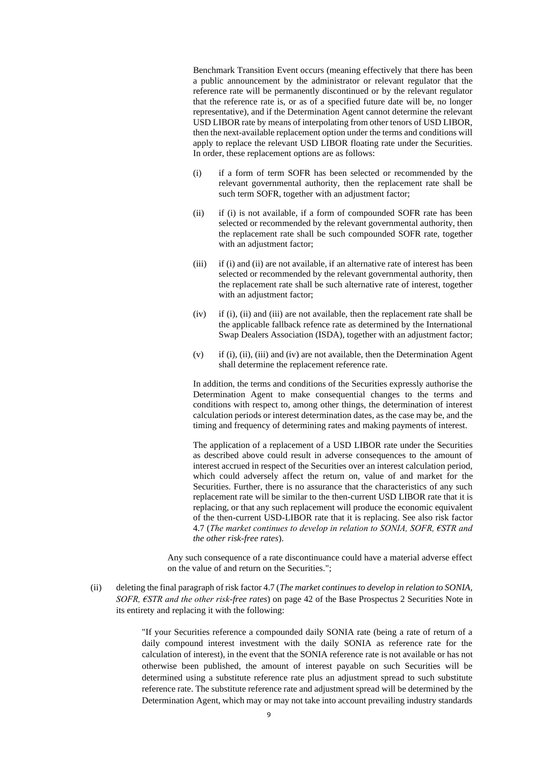Benchmark Transition Event occurs (meaning effectively that there has been a public announcement by the administrator or relevant regulator that the reference rate will be permanently discontinued or by the relevant regulator that the reference rate is, or as of a specified future date will be, no longer representative), and if the Determination Agent cannot determine the relevant USD LIBOR rate by means of interpolating from other tenors of USD LIBOR, then the next-available replacement option under the terms and conditions will apply to replace the relevant USD LIBOR floating rate under the Securities. In order, these replacement options are as follows:

(i) if a form of term SOFR has been selected or recommended by the relevant governmental authority, then the replacement rate shall be such term SOFR, together with an adjustment factor;

(ii) if (i) is not available, if a form of compounded SOFR rate has been selected or recommended by the relevant governmental authority, then the replacement rate shall be such compounded SOFR rate, together with an adjustment factor;

(iii) if (i) and (ii) are not available, if an alternative rate of interest has been selected or recommended by the relevant governmental authority, then the replacement rate shall be such alternative rate of interest, together with an adjustment factor;

(iv) if (i), (ii) and (iii) are not available, then the replacement rate shall be the applicable fallback refence rate as determined by the International Swap Dealers Association (ISDA), together with an adjustment factor;

(v) if (i), (ii), (iii) and (iv) are not available, then the Determination Agent shall determine the replacement reference rate.

In addition, the terms and conditions of the Securities expressly authorise the Determination Agent to make consequential changes to the terms and conditions with respect to, among other things, the determination of interest calculation periods or interest determination dates, as the case may be, and the timing and frequency of determining rates and making payments of interest.

The application of a replacement of a USD LIBOR rate under the Securities as described above could result in adverse consequences to the amount of interest accrued in respect of the Securities over an interest calculation period, which could adversely affect the return on, value of and market for the Securities. Further, there is no assurance that the characteristics of any such replacement rate will be similar to the then-current USD LIBOR rate that it is replacing, or that any such replacement will produce the economic equivalent of the then-current USD-LIBOR rate that it is replacing. See also risk factor 4.7 (*The market continues to develop in relation to SONIA, SOFR, €STR and the other risk-free rates*).

Any such consequence of a rate discontinuance could have a material adverse effect on the value of and return on the Securities.";

(ii) deleting the final paragraph of risk factor 4.7 (*The market continues to develop in relation to SONIA, SOFR, €STR and the other risk-free rates*) on page 42 of the Base Prospectus 2 Securities Note in its entirety and replacing it with the following:

"If your Securities reference a compounded daily SONIA rate (being a rate of return of a daily compound interest investment with the daily SONIA as reference rate for the calculation of interest), in the event that the SONIA reference rate is not available or has not otherwise been published, the amount of interest payable on such Securities will be determined using a substitute reference rate plus an adjustment spread to such substitute reference rate. The substitute reference rate and adjustment spread will be determined by the Determination Agent, which may or may not take into account prevailing industry standards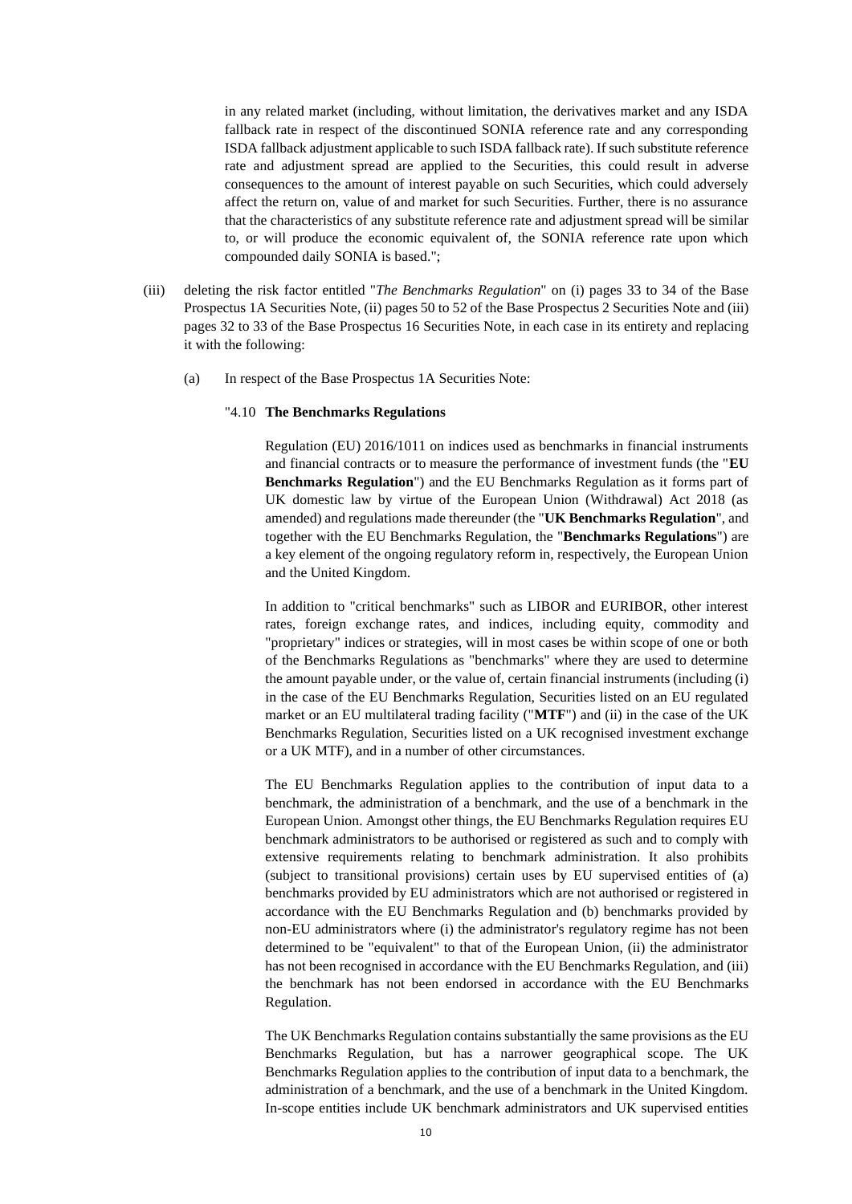in any related market (including, without limitation, the derivatives market and any ISDA fallback rate in respect of the discontinued SONIA reference rate and any corresponding ISDA fallback adjustment applicable to such ISDA fallback rate). If such substitute reference rate and adjustment spread are applied to the Securities, this could result in adverse consequences to the amount of interest payable on such Securities, which could adversely affect the return on, value of and market for such Securities. Further, there is no assurance that the characteristics of any substitute reference rate and adjustment spread will be similar to, or will produce the economic equivalent of, the SONIA reference rate upon which compounded daily SONIA is based.";

(iii) deleting the risk factor entitled "*The Benchmarks Regulation*" on (i) pages 33 to 34 of the Base Prospectus 1A Securities Note, (ii) pages 50 to 52 of the Base Prospectus 2 Securities Note and (iii) pages 32 to 33 of the Base Prospectus 16 Securities Note, in each case in its entirety and replacing it with the following:

(a) In respect of the Base Prospectus 1A Securities Note:

"4.10 **The Benchmarks Regulations**

Regulation (EU) 2016/1011 on indices used as benchmarks in financial instruments and financial contracts or to measure the performance of investment funds (the "**EU Benchmarks Regulation**") and the EU Benchmarks Regulation as it forms part of UK domestic law by virtue of the European Union (Withdrawal) Act 2018 (as amended) and regulations made thereunder (the "**UK Benchmarks Regulation**", and together with the EU Benchmarks Regulation, the "**Benchmarks Regulations**") are a key element of the ongoing regulatory reform in, respectively, the European Union and the United Kingdom.

In addition to "critical benchmarks" such as LIBOR and EURIBOR, other interest rates, foreign exchange rates, and indices, including equity, commodity and "proprietary" indices or strategies, will in most cases be within scope of one or both of the Benchmarks Regulations as "benchmarks" where they are used to determine the amount payable under, or the value of, certain financial instruments (including (i) in the case of the EU Benchmarks Regulation, Securities listed on an EU regulated market or an EU multilateral trading facility ("**MTF**") and (ii) in the case of the UK Benchmarks Regulation, Securities listed on a UK recognised investment exchange or a UK MTF), and in a number of other circumstances.

The EU Benchmarks Regulation applies to the contribution of input data to a benchmark, the administration of a benchmark, and the use of a benchmark in the European Union. Amongst other things, the EU Benchmarks Regulation requires EU benchmark administrators to be authorised or registered as such and to comply with extensive requirements relating to benchmark administration. It also prohibits (subject to transitional provisions) certain uses by EU supervised entities of (a) benchmarks provided by EU administrators which are not authorised or registered in accordance with the EU Benchmarks Regulation and (b) benchmarks provided by non-EU administrators where (i) the administrator's regulatory regime has not been determined to be "equivalent" to that of the European Union, (ii) the administrator has not been recognised in accordance with the EU Benchmarks Regulation, and (iii) the benchmark has not been endorsed in accordance with the EU Benchmarks Regulation.

The UK Benchmarks Regulation contains substantially the same provisions as the EU Benchmarks Regulation, but has a narrower geographical scope. The UK Benchmarks Regulation applies to the contribution of input data to a benchmark, the administration of a benchmark, and the use of a benchmark in the United Kingdom. In-scope entities include UK benchmark administrators and UK supervised entities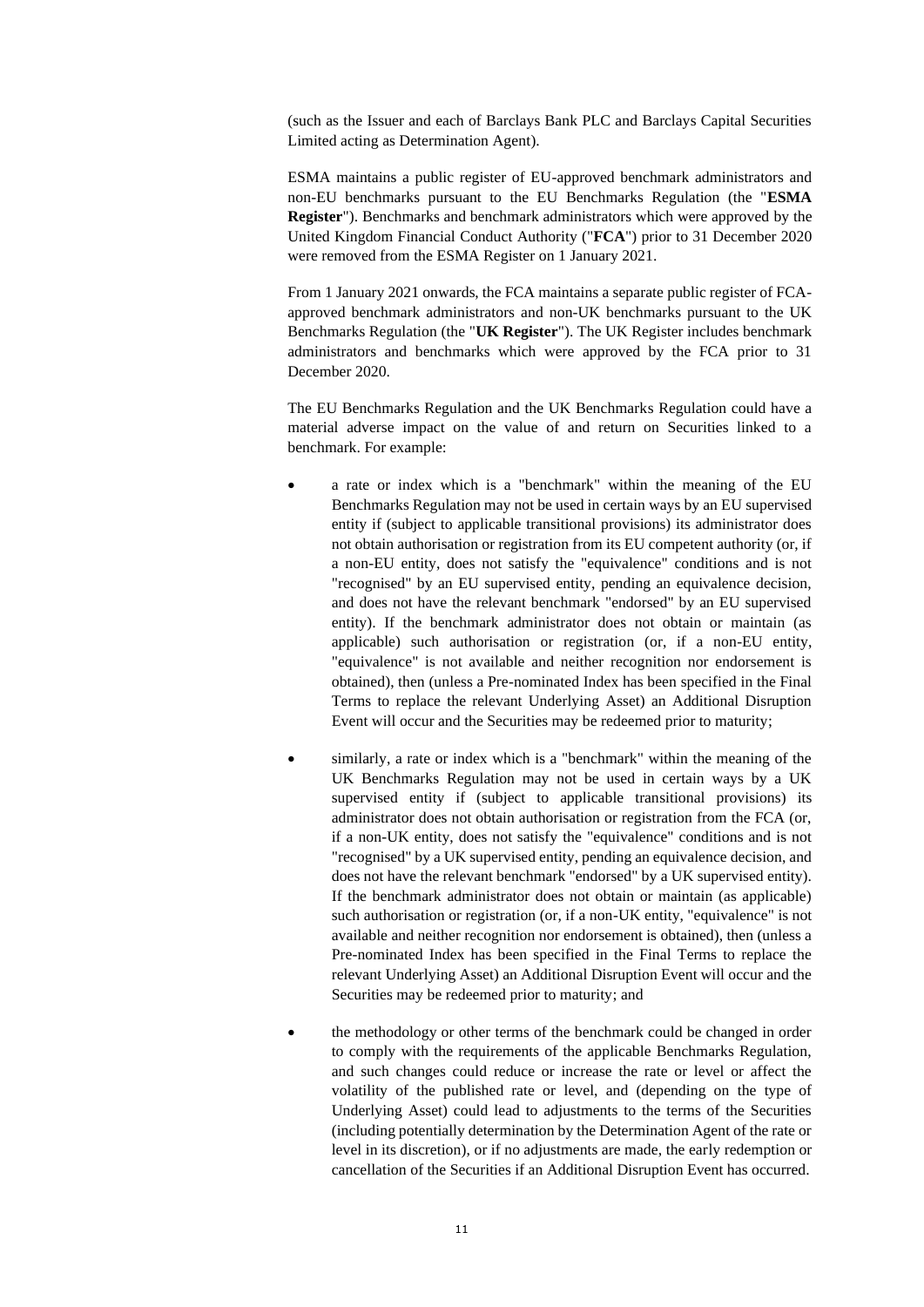(such as the Issuer and each of Barclays Bank PLC and Barclays Capital Securities Limited acting as Determination Agent).

ESMA maintains a public register of EU-approved benchmark administrators and non-EU benchmarks pursuant to the EU Benchmarks Regulation (the "**ESMA Register**"). Benchmarks and benchmark administrators which were approved by the United Kingdom Financial Conduct Authority ("**FCA**") prior to 31 December 2020 were removed from the ESMA Register on 1 January 2021.

From 1 January 2021 onwards, the FCA maintains a separate public register of FCA-approved benchmark administrators and non-UK benchmarks pursuant to the UK Benchmarks Regulation (the "**UK Register**"). The UK Register includes benchmark administrators and benchmarks which were approved by the FCA prior to 31 December 2020.

The EU Benchmarks Regulation and the UK Benchmarks Regulation could have a material adverse impact on the value of and return on Securities linked to a benchmark. For example:

- a rate or index which is a "benchmark" within the meaning of the EU Benchmarks Regulation may not be used in certain ways by an EU supervised entity if (subject to applicable transitional provisions) its administrator does not obtain authorisation or registration from its EU competent authority (or, if a non-EU entity, does not satisfy the "equivalence" conditions and is not "recognised" by an EU supervised entity, pending an equivalence decision, and does not have the relevant benchmark "endorsed" by an EU supervised entity). If the benchmark administrator does not obtain or maintain (as applicable) such authorisation or registration (or, if a non-EU entity, "equivalence" is not available and neither recognition nor endorsement is obtained), then (unless a Pre-nominated Index has been specified in the Final Terms to replace the relevant Underlying Asset) an Additional Disruption Event will occur and the Securities may be redeemed prior to maturity;

- similarly, a rate or index which is a "benchmark" within the meaning of the UK Benchmarks Regulation may not be used in certain ways by a UK supervised entity if (subject to applicable transitional provisions) its administrator does not obtain authorisation or registration from the FCA (or, if a non-UK entity, does not satisfy the "equivalence" conditions and is not "recognised" by a UK supervised entity, pending an equivalence decision, and does not have the relevant benchmark "endorsed" by a UK supervised entity). If the benchmark administrator does not obtain or maintain (as applicable) such authorisation or registration (or, if a non-UK entity, "equivalence" is not available and neither recognition nor endorsement is obtained), then (unless a Pre-nominated Index has been specified in the Final Terms to replace the relevant Underlying Asset) an Additional Disruption Event will occur and the Securities may be redeemed prior to maturity; and

- the methodology or other terms of the benchmark could be changed in order to comply with the requirements of the applicable Benchmarks Regulation, and such changes could reduce or increase the rate or level or affect the volatility of the published rate or level, and (depending on the type of Underlying Asset) could lead to adjustments to the terms of the Securities (including potentially determination by the Determination Agent of the rate or level in its discretion), or if no adjustments are made, the early redemption or cancellation of the Securities if an Additional Disruption Event has occurred.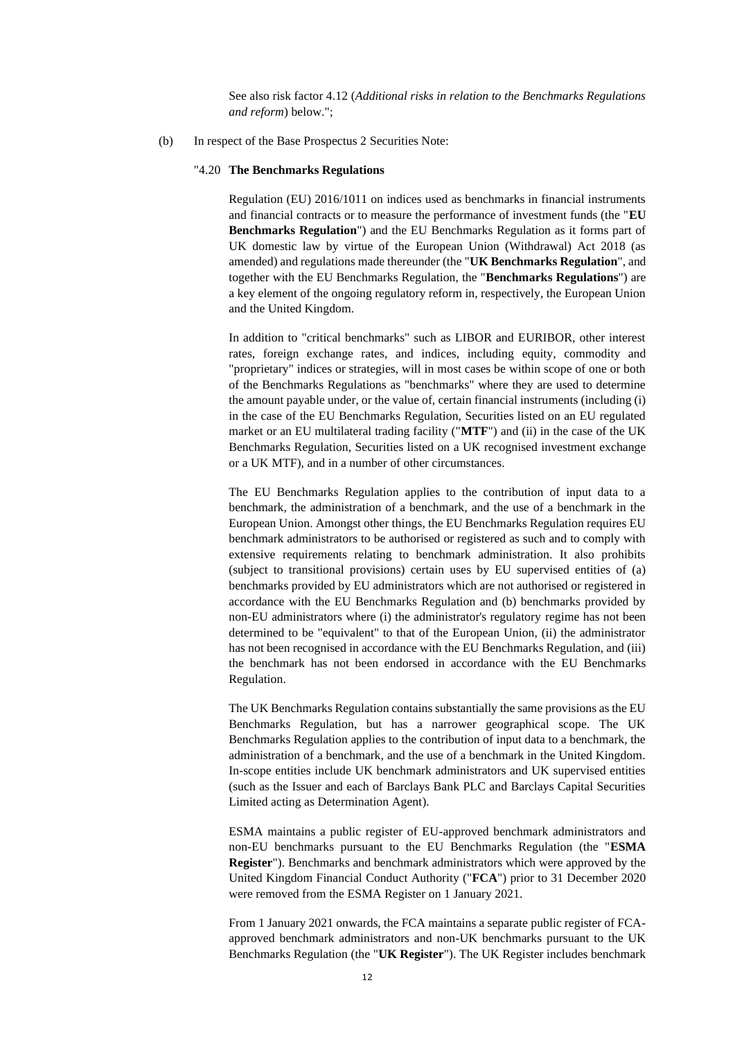See also risk factor 4.12 (*Additional risks in relation to the Benchmarks Regulations and reform*) below.";

(b) In respect of the Base Prospectus 2 Securities Note:

"4.20 **The Benchmarks Regulations**

Regulation (EU) 2016/1011 on indices used as benchmarks in financial instruments and financial contracts or to measure the performance of investment funds (the "**EU Benchmarks Regulation**") and the EU Benchmarks Regulation as it forms part of UK domestic law by virtue of the European Union (Withdrawal) Act 2018 (as amended) and regulations made thereunder (the "**UK Benchmarks Regulation**", and together with the EU Benchmarks Regulation, the "**Benchmarks Regulations**") are a key element of the ongoing regulatory reform in, respectively, the European Union and the United Kingdom.

In addition to "critical benchmarks" such as LIBOR and EURIBOR, other interest rates, foreign exchange rates, and indices, including equity, commodity and "proprietary" indices or strategies, will in most cases be within scope of one or both of the Benchmarks Regulations as "benchmarks" where they are used to determine the amount payable under, or the value of, certain financial instruments (including (i) in the case of the EU Benchmarks Regulation, Securities listed on an EU regulated market or an EU multilateral trading facility ("**MTF**") and (ii) in the case of the UK Benchmarks Regulation, Securities listed on a UK recognised investment exchange or a UK MTF), and in a number of other circumstances.

The EU Benchmarks Regulation applies to the contribution of input data to a benchmark, the administration of a benchmark, and the use of a benchmark in the European Union. Amongst other things, the EU Benchmarks Regulation requires EU benchmark administrators to be authorised or registered as such and to comply with extensive requirements relating to benchmark administration. It also prohibits (subject to transitional provisions) certain uses by EU supervised entities of (a) benchmarks provided by EU administrators which are not authorised or registered in accordance with the EU Benchmarks Regulation and (b) benchmarks provided by non-EU administrators where (i) the administrator's regulatory regime has not been determined to be "equivalent" to that of the European Union, (ii) the administrator has not been recognised in accordance with the EU Benchmarks Regulation, and (iii) the benchmark has not been endorsed in accordance with the EU Benchmarks Regulation.

The UK Benchmarks Regulation contains substantially the same provisions as the EU Benchmarks Regulation, but has a narrower geographical scope. The UK Benchmarks Regulation applies to the contribution of input data to a benchmark, the administration of a benchmark, and the use of a benchmark in the United Kingdom. In-scope entities include UK benchmark administrators and UK supervised entities (such as the Issuer and each of Barclays Bank PLC and Barclays Capital Securities Limited acting as Determination Agent).

ESMA maintains a public register of EU-approved benchmark administrators and non-EU benchmarks pursuant to the EU Benchmarks Regulation (the "**ESMA Register**"). Benchmarks and benchmark administrators which were approved by the United Kingdom Financial Conduct Authority ("**FCA**") prior to 31 December 2020 were removed from the ESMA Register on 1 January 2021.

From 1 January 2021 onwards, the FCA maintains a separate public register of FCA-approved benchmark administrators and non-UK benchmarks pursuant to the UK Benchmarks Regulation (the "**UK Register**"). The UK Register includes benchmark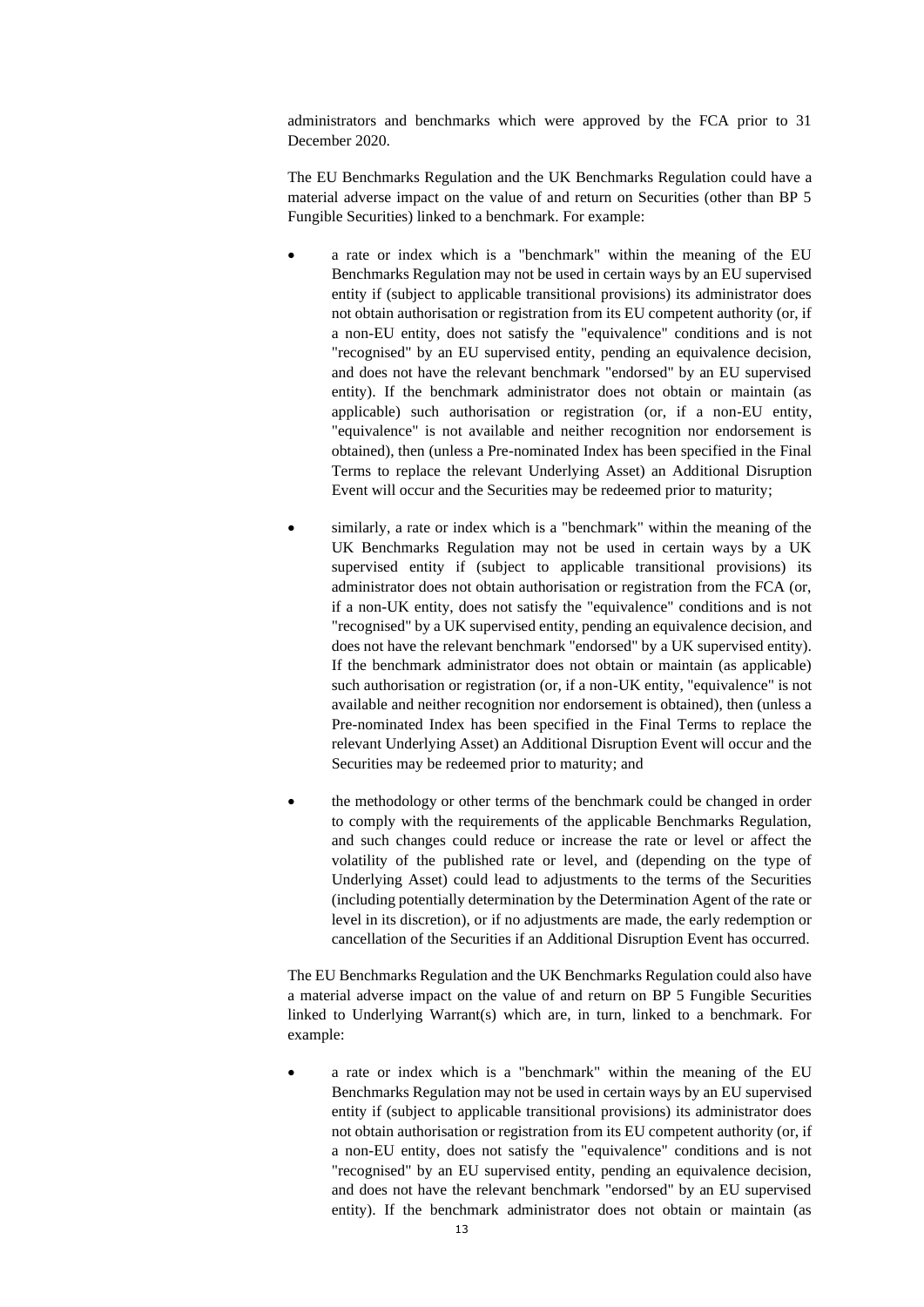administrators and benchmarks which were approved by the FCA prior to 31 December 2020.

The EU Benchmarks Regulation and the UK Benchmarks Regulation could have a material adverse impact on the value of and return on Securities (other than BP 5 Fungible Securities) linked to a benchmark. For example:

- a rate or index which is a "benchmark" within the meaning of the EU Benchmarks Regulation may not be used in certain ways by an EU supervised entity if (subject to applicable transitional provisions) its administrator does not obtain authorisation or registration from its EU competent authority (or, if a non-EU entity, does not satisfy the "equivalence" conditions and is not "recognised" by an EU supervised entity, pending an equivalence decision, and does not have the relevant benchmark "endorsed" by an EU supervised entity). If the benchmark administrator does not obtain or maintain (as applicable) such authorisation or registration (or, if a non-EU entity, "equivalence" is not available and neither recognition nor endorsement is obtained), then (unless a Pre-nominated Index has been specified in the Final Terms to replace the relevant Underlying Asset) an Additional Disruption Event will occur and the Securities may be redeemed prior to maturity;

- similarly, a rate or index which is a "benchmark" within the meaning of the UK Benchmarks Regulation may not be used in certain ways by a UK supervised entity if (subject to applicable transitional provisions) its administrator does not obtain authorisation or registration from the FCA (or, if a non-UK entity, does not satisfy the "equivalence" conditions and is not "recognised" by a UK supervised entity, pending an equivalence decision, and does not have the relevant benchmark "endorsed" by a UK supervised entity). If the benchmark administrator does not obtain or maintain (as applicable) such authorisation or registration (or, if a non-UK entity, "equivalence" is not available and neither recognition nor endorsement is obtained), then (unless a Pre-nominated Index has been specified in the Final Terms to replace the relevant Underlying Asset) an Additional Disruption Event will occur and the Securities may be redeemed prior to maturity; and

- the methodology or other terms of the benchmark could be changed in order to comply with the requirements of the applicable Benchmarks Regulation, and such changes could reduce or increase the rate or level or affect the volatility of the published rate or level, and (depending on the type of Underlying Asset) could lead to adjustments to the terms of the Securities (including potentially determination by the Determination Agent of the rate or level in its discretion), or if no adjustments are made, the early redemption or cancellation of the Securities if an Additional Disruption Event has occurred.

The EU Benchmarks Regulation and the UK Benchmarks Regulation could also have a material adverse impact on the value of and return on BP 5 Fungible Securities linked to Underlying Warrant(s) which are, in turn, linked to a benchmark. For example:

- a rate or index which is a "benchmark" within the meaning of the EU Benchmarks Regulation may not be used in certain ways by an EU supervised entity if (subject to applicable transitional provisions) its administrator does not obtain authorisation or registration from its EU competent authority (or, if a non-EU entity, does not satisfy the "equivalence" conditions and is not "recognised" by an EU supervised entity, pending an equivalence decision, and does not have the relevant benchmark "endorsed" by an EU supervised entity). If the benchmark administrator does not obtain or maintain (as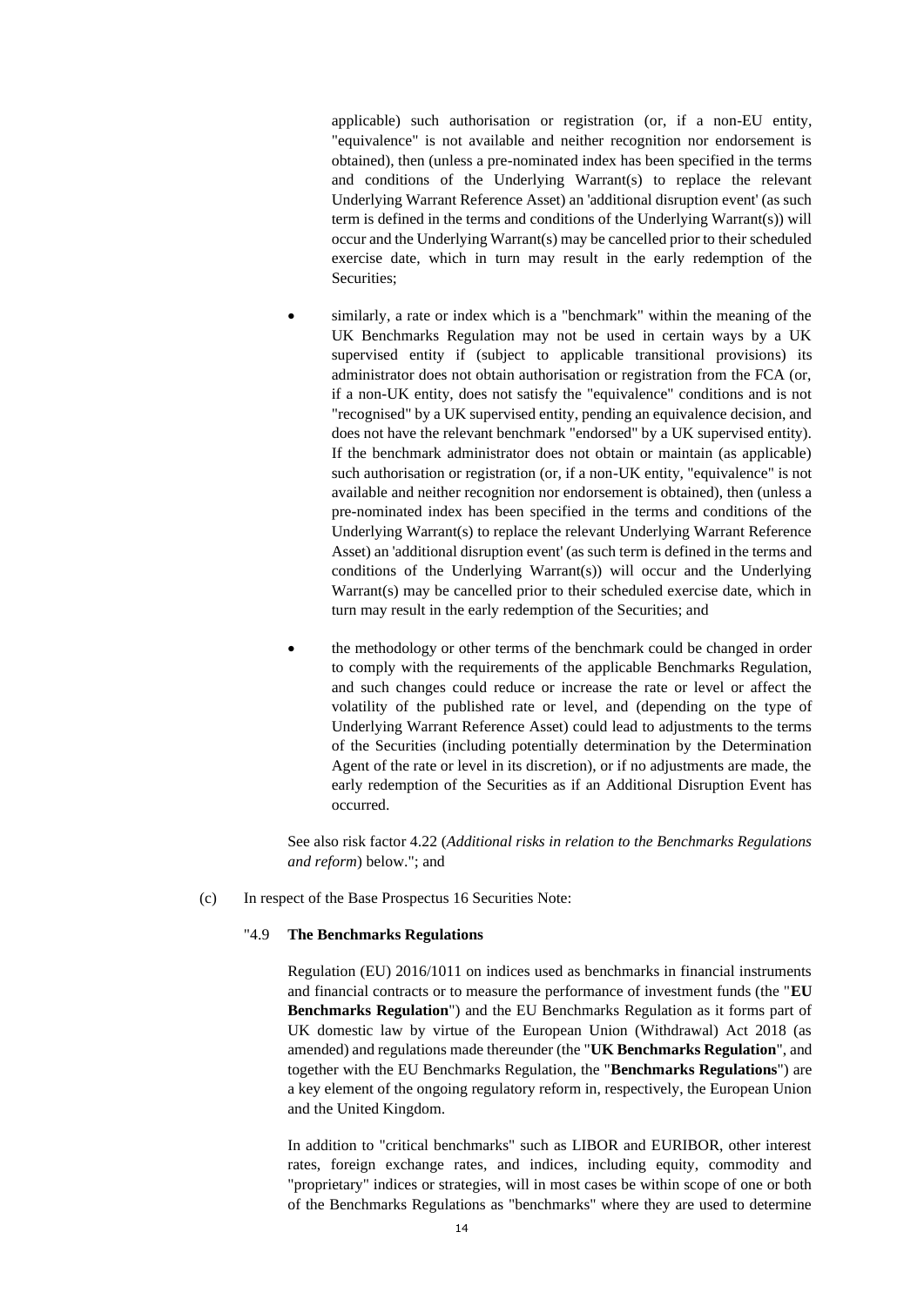applicable) such authorisation or registration (or, if a non-EU entity, "equivalence" is not available and neither recognition nor endorsement is obtained), then (unless a pre-nominated index has been specified in the terms and conditions of the Underlying Warrant(s) to replace the relevant Underlying Warrant Reference Asset) an 'additional disruption event' (as such term is defined in the terms and conditions of the Underlying Warrant(s)) will occur and the Underlying Warrant(s) may be cancelled prior to their scheduled exercise date, which in turn may result in the early redemption of the Securities;

- similarly, a rate or index which is a "benchmark" within the meaning of the UK Benchmarks Regulation may not be used in certain ways by a UK supervised entity if (subject to applicable transitional provisions) its administrator does not obtain authorisation or registration from the FCA (or, if a non-UK entity, does not satisfy the "equivalence" conditions and is not "recognised" by a UK supervised entity, pending an equivalence decision, and does not have the relevant benchmark "endorsed" by a UK supervised entity). If the benchmark administrator does not obtain or maintain (as applicable) such authorisation or registration (or, if a non-UK entity, "equivalence" is not available and neither recognition nor endorsement is obtained), then (unless a pre-nominated index has been specified in the terms and conditions of the Underlying Warrant(s) to replace the relevant Underlying Warrant Reference Asset) an 'additional disruption event' (as such term is defined in the terms and conditions of the Underlying Warrant(s)) will occur and the Underlying Warrant(s) may be cancelled prior to their scheduled exercise date, which in turn may result in the early redemption of the Securities; and

- the methodology or other terms of the benchmark could be changed in order to comply with the requirements of the applicable Benchmarks Regulation, and such changes could reduce or increase the rate or level or affect the volatility of the published rate or level, and (depending on the type of Underlying Warrant Reference Asset) could lead to adjustments to the terms of the Securities (including potentially determination by the Determination Agent of the rate or level in its discretion), or if no adjustments are made, the early redemption of the Securities as if an Additional Disruption Event has occurred.

See also risk factor 4.22 (*Additional risks in relation to the Benchmarks Regulations and reform*) below."; and

(c) In respect of the Base Prospectus 16 Securities Note:

"4.9 **The Benchmarks Regulations**

Regulation (EU) 2016/1011 on indices used as benchmarks in financial instruments and financial contracts or to measure the performance of investment funds (the "**EU Benchmarks Regulation**") and the EU Benchmarks Regulation as it forms part of UK domestic law by virtue of the European Union (Withdrawal) Act 2018 (as amended) and regulations made thereunder (the "**UK Benchmarks Regulation**", and together with the EU Benchmarks Regulation, the "**Benchmarks Regulations**") are a key element of the ongoing regulatory reform in, respectively, the European Union and the United Kingdom.

In addition to "critical benchmarks" such as LIBOR and EURIBOR, other interest rates, foreign exchange rates, and indices, including equity, commodity and "proprietary" indices or strategies, will in most cases be within scope of one or both of the Benchmarks Regulations as "benchmarks" where they are used to determine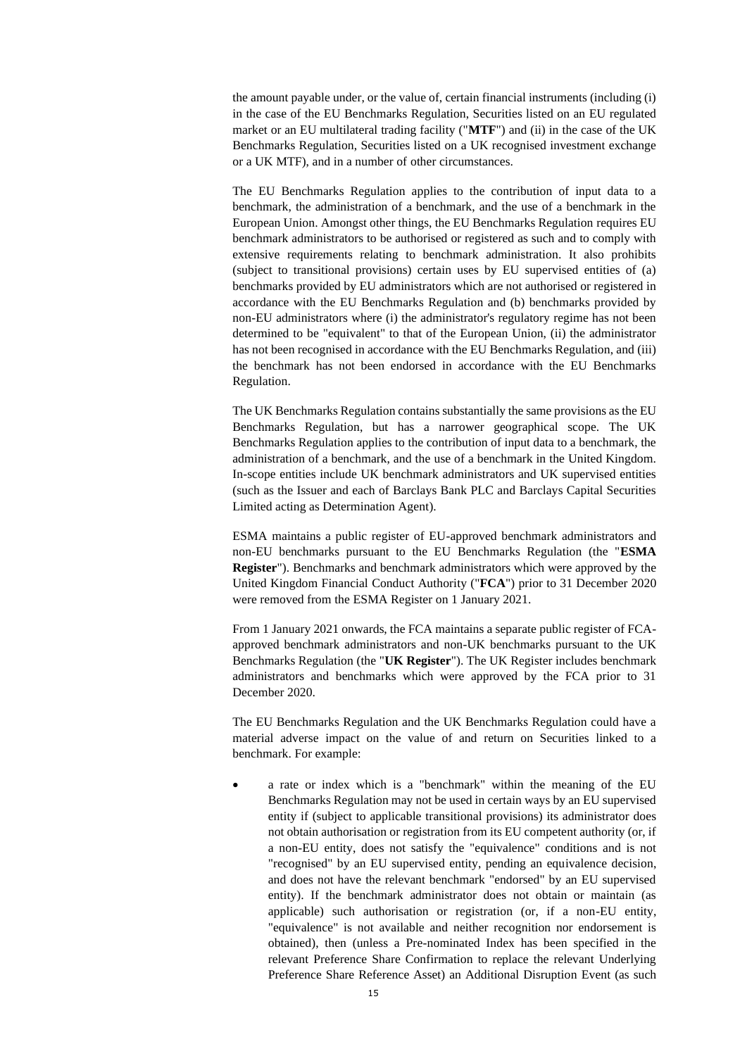the amount payable under, or the value of, certain financial instruments (including (i) in the case of the EU Benchmarks Regulation, Securities listed on an EU regulated market or an EU multilateral trading facility ("**MTF**") and (ii) in the case of the UK Benchmarks Regulation, Securities listed on a UK recognised investment exchange or a UK MTF), and in a number of other circumstances.

The EU Benchmarks Regulation applies to the contribution of input data to a benchmark, the administration of a benchmark, and the use of a benchmark in the European Union. Amongst other things, the EU Benchmarks Regulation requires EU benchmark administrators to be authorised or registered as such and to comply with extensive requirements relating to benchmark administration. It also prohibits (subject to transitional provisions) certain uses by EU supervised entities of (a) benchmarks provided by EU administrators which are not authorised or registered in accordance with the EU Benchmarks Regulation and (b) benchmarks provided by non-EU administrators where (i) the administrator's regulatory regime has not been determined to be "equivalent" to that of the European Union, (ii) the administrator has not been recognised in accordance with the EU Benchmarks Regulation, and (iii) the benchmark has not been endorsed in accordance with the EU Benchmarks Regulation.

The UK Benchmarks Regulation contains substantially the same provisions as the EU Benchmarks Regulation, but has a narrower geographical scope. The UK Benchmarks Regulation applies to the contribution of input data to a benchmark, the administration of a benchmark, and the use of a benchmark in the United Kingdom. In-scope entities include UK benchmark administrators and UK supervised entities (such as the Issuer and each of Barclays Bank PLC and Barclays Capital Securities Limited acting as Determination Agent).

ESMA maintains a public register of EU-approved benchmark administrators and non-EU benchmarks pursuant to the EU Benchmarks Regulation (the "**ESMA Register**"). Benchmarks and benchmark administrators which were approved by the United Kingdom Financial Conduct Authority ("**FCA**") prior to 31 December 2020 were removed from the ESMA Register on 1 January 2021.

From 1 January 2021 onwards, the FCA maintains a separate public register of FCA-approved benchmark administrators and non-UK benchmarks pursuant to the UK Benchmarks Regulation (the "**UK Register**"). The UK Register includes benchmark administrators and benchmarks which were approved by the FCA prior to 31 December 2020.

The EU Benchmarks Regulation and the UK Benchmarks Regulation could have a material adverse impact on the value of and return on Securities linked to a benchmark. For example:

- a rate or index which is a "benchmark" within the meaning of the EU Benchmarks Regulation may not be used in certain ways by an EU supervised entity if (subject to applicable transitional provisions) its administrator does not obtain authorisation or registration from its EU competent authority (or, if a non-EU entity, does not satisfy the "equivalence" conditions and is not "recognised" by an EU supervised entity, pending an equivalence decision, and does not have the relevant benchmark "endorsed" by an EU supervised entity). If the benchmark administrator does not obtain or maintain (as applicable) such authorisation or registration (or, if a non-EU entity, "equivalence" is not available and neither recognition nor endorsement is obtained), then (unless a Pre-nominated Index has been specified in the relevant Preference Share Confirmation to replace the relevant Underlying Preference Share Reference Asset) an Additional Disruption Event (as such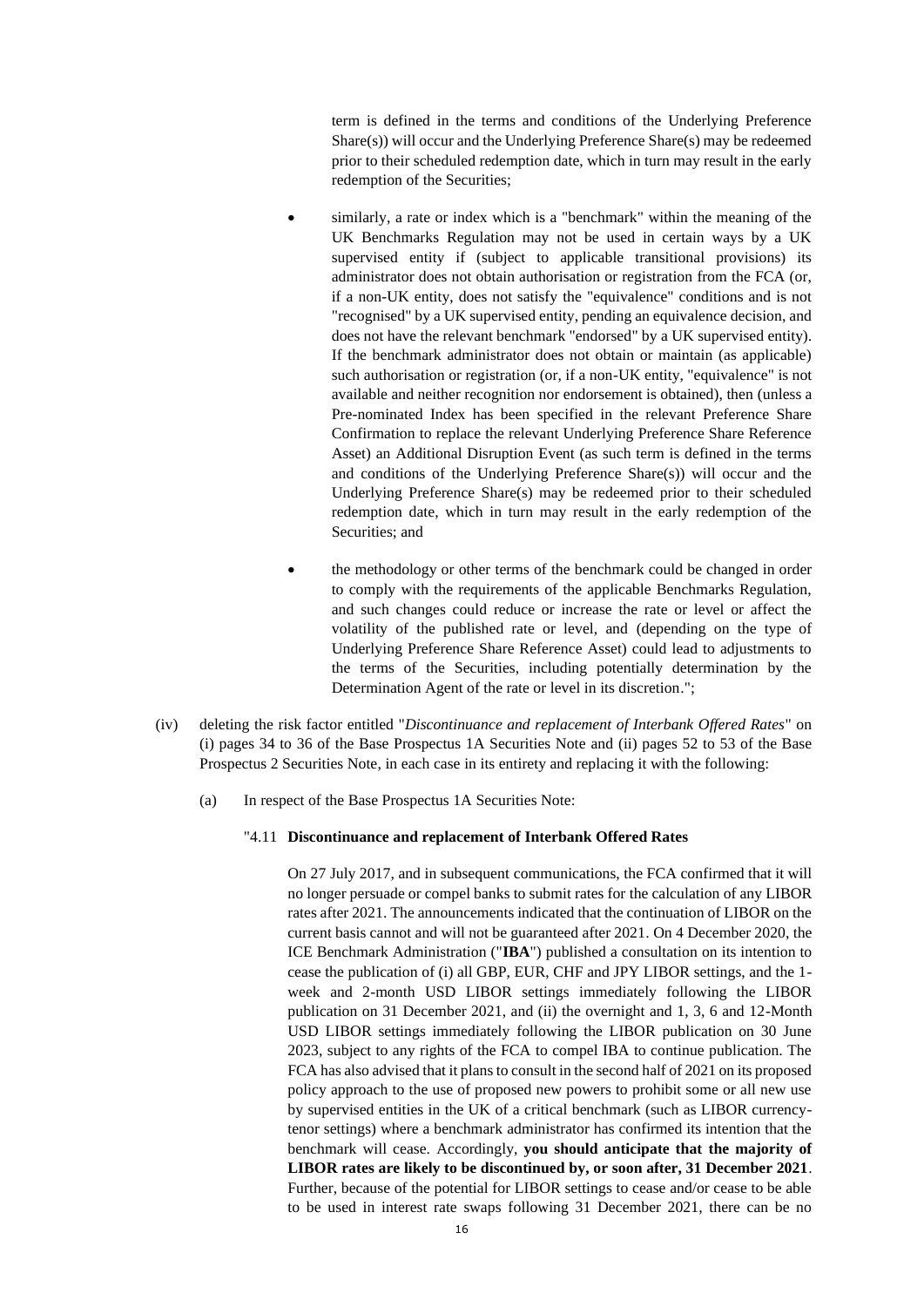term is defined in the terms and conditions of the Underlying Preference Share(s)) will occur and the Underlying Preference Share(s) may be redeemed prior to their scheduled redemption date, which in turn may result in the early redemption of the Securities;

- similarly, a rate or index which is a "benchmark" within the meaning of the UK Benchmarks Regulation may not be used in certain ways by a UK supervised entity if (subject to applicable transitional provisions) its administrator does not obtain authorisation or registration from the FCA (or, if a non-UK entity, does not satisfy the "equivalence" conditions and is not "recognised" by a UK supervised entity, pending an equivalence decision, and does not have the relevant benchmark "endorsed" by a UK supervised entity). If the benchmark administrator does not obtain or maintain (as applicable) such authorisation or registration (or, if a non-UK entity, "equivalence" is not available and neither recognition nor endorsement is obtained), then (unless a Pre-nominated Index has been specified in the relevant Preference Share Confirmation to replace the relevant Underlying Preference Share Reference Asset) an Additional Disruption Event (as such term is defined in the terms and conditions of the Underlying Preference Share(s)) will occur and the Underlying Preference Share(s) may be redeemed prior to their scheduled redemption date, which in turn may result in the early redemption of the Securities; and
- the methodology or other terms of the benchmark could be changed in order to comply with the requirements of the applicable Benchmarks Regulation, and such changes could reduce or increase the rate or level or affect the volatility of the published rate or level, and (depending on the type of Underlying Preference Share Reference Asset) could lead to adjustments to the terms of the Securities, including potentially determination by the Determination Agent of the rate or level in its discretion.";

(iv) deleting the risk factor entitled "*Discontinuance and replacement of Interbank Offered Rates*" on (i) pages 34 to 36 of the Base Prospectus 1A Securities Note and (ii) pages 52 to 53 of the Base Prospectus 2 Securities Note, in each case in its entirety and replacing it with the following:

(a) In respect of the Base Prospectus 1A Securities Note:

"4.11 **Discontinuance and replacement of Interbank Offered Rates**

On 27 July 2017, and in subsequent communications, the FCA confirmed that it will no longer persuade or compel banks to submit rates for the calculation of any LIBOR rates after 2021. The announcements indicated that the continuation of LIBOR on the current basis cannot and will not be guaranteed after 2021. On 4 December 2020, the ICE Benchmark Administration ("**IBA**") published a consultation on its intention to cease the publication of (i) all GBP, EUR, CHF and JPY LIBOR settings, and the 1-week and 2-month USD LIBOR settings immediately following the LIBOR publication on 31 December 2021, and (ii) the overnight and 1, 3, 6 and 12-Month USD LIBOR settings immediately following the LIBOR publication on 30 June 2023, subject to any rights of the FCA to compel IBA to continue publication. The FCA has also advised that it plans to consult in the second half of 2021 on its proposed policy approach to the use of proposed new powers to prohibit some or all new use by supervised entities in the UK of a critical benchmark (such as LIBOR currency-tenor settings) where a benchmark administrator has confirmed its intention that the benchmark will cease. Accordingly, **you should anticipate that the majority of LIBOR rates are likely to be discontinued by, or soon after, 31 December 2021**. Further, because of the potential for LIBOR settings to cease and/or cease to be able to be used in interest rate swaps following 31 December 2021, there can be no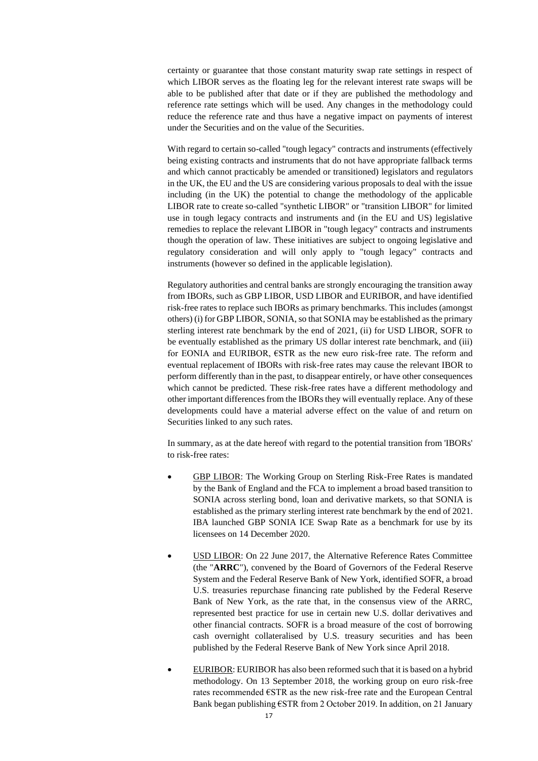certainty or guarantee that those constant maturity swap rate settings in respect of which LIBOR serves as the floating leg for the relevant interest rate swaps will be able to be published after that date or if they are published the methodology and reference rate settings which will be used. Any changes in the methodology could reduce the reference rate and thus have a negative impact on payments of interest under the Securities and on the value of the Securities.

With regard to certain so-called "tough legacy" contracts and instruments (effectively being existing contracts and instruments that do not have appropriate fallback terms and which cannot practicably be amended or transitioned) legislators and regulators in the UK, the EU and the US are considering various proposals to deal with the issue including (in the UK) the potential to change the methodology of the applicable LIBOR rate to create so-called "synthetic LIBOR" or "transition LIBOR" for limited use in tough legacy contracts and instruments and (in the EU and US) legislative remedies to replace the relevant LIBOR in "tough legacy" contracts and instruments though the operation of law. These initiatives are subject to ongoing legislative and regulatory consideration and will only apply to "tough legacy" contracts and instruments (however so defined in the applicable legislation).

Regulatory authorities and central banks are strongly encouraging the transition away from IBORs, such as GBP LIBOR, USD LIBOR and EURIBOR, and have identified risk-free rates to replace such IBORs as primary benchmarks. This includes (amongst others) (i) for GBP LIBOR, SONIA, so that SONIA may be established as the primary sterling interest rate benchmark by the end of 2021, (ii) for USD LIBOR, SOFR to be eventually established as the primary US dollar interest rate benchmark, and (iii) for EONIA and EURIBOR, €STR as the new euro risk-free rate. The reform and eventual replacement of IBORs with risk-free rates may cause the relevant IBOR to perform differently than in the past, to disappear entirely, or have other consequences which cannot be predicted. These risk-free rates have a different methodology and other important differences from the IBORs they will eventually replace. Any of these developments could have a material adverse effect on the value of and return on Securities linked to any such rates.

In summary, as at the date hereof with regard to the potential transition from 'IBORs' to risk-free rates:

- GBP LIBOR: The Working Group on Sterling Risk-Free Rates is mandated by the Bank of England and the FCA to implement a broad based transition to SONIA across sterling bond, loan and derivative markets, so that SONIA is established as the primary sterling interest rate benchmark by the end of 2021. IBA launched GBP SONIA ICE Swap Rate as a benchmark for use by its licensees on 14 December 2020.

- USD LIBOR: On 22 June 2017, the Alternative Reference Rates Committee (the "**ARRC**"), convened by the Board of Governors of the Federal Reserve System and the Federal Reserve Bank of New York, identified SOFR, a broad U.S. treasuries repurchase financing rate published by the Federal Reserve Bank of New York, as the rate that, in the consensus view of the ARRC, represented best practice for use in certain new U.S. dollar derivatives and other financial contracts. SOFR is a broad measure of the cost of borrowing cash overnight collateralised by U.S. treasury securities and has been published by the Federal Reserve Bank of New York since April 2018.

- EURIBOR: EURIBOR has also been reformed such that it is based on a hybrid methodology. On 13 September 2018, the working group on euro risk-free rates recommended €STR as the new risk-free rate and the European Central Bank began publishing €STR from 2 October 2019. In addition, on 21 January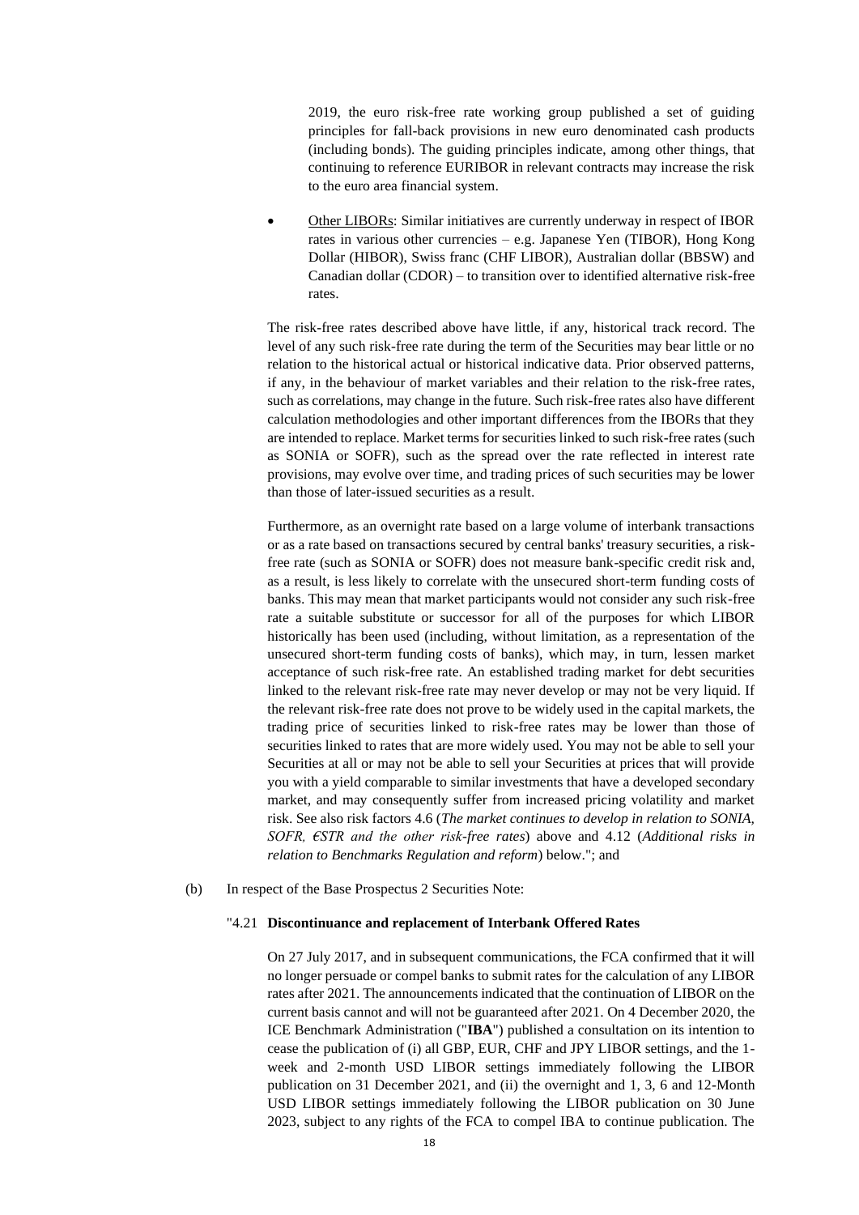2019, the euro risk-free rate working group published a set of guiding principles for fall-back provisions in new euro denominated cash products (including bonds). The guiding principles indicate, among other things, that continuing to reference EURIBOR in relevant contracts may increase the risk to the euro area financial system.

- Other LIBORs: Similar initiatives are currently underway in respect of IBOR rates in various other currencies – e.g. Japanese Yen (TIBOR), Hong Kong Dollar (HIBOR), Swiss franc (CHF LIBOR), Australian dollar (BBSW) and Canadian dollar (CDOR) – to transition over to identified alternative risk-free rates.

The risk-free rates described above have little, if any, historical track record. The level of any such risk-free rate during the term of the Securities may bear little or no relation to the historical actual or historical indicative data. Prior observed patterns, if any, in the behaviour of market variables and their relation to the risk-free rates, such as correlations, may change in the future. Such risk-free rates also have different calculation methodologies and other important differences from the IBORs that they are intended to replace. Market terms for securities linked to such risk-free rates (such as SONIA or SOFR), such as the spread over the rate reflected in interest rate provisions, may evolve over time, and trading prices of such securities may be lower than those of later-issued securities as a result.

Furthermore, as an overnight rate based on a large volume of interbank transactions or as a rate based on transactions secured by central banks' treasury securities, a risk-free rate (such as SONIA or SOFR) does not measure bank-specific credit risk and, as a result, is less likely to correlate with the unsecured short-term funding costs of banks. This may mean that market participants would not consider any such risk-free rate a suitable substitute or successor for all of the purposes for which LIBOR historically has been used (including, without limitation, as a representation of the unsecured short-term funding costs of banks), which may, in turn, lessen market acceptance of such risk-free rate. An established trading market for debt securities linked to the relevant risk-free rate may never develop or may not be very liquid. If the relevant risk-free rate does not prove to be widely used in the capital markets, the trading price of securities linked to risk-free rates may be lower than those of securities linked to rates that are more widely used. You may not be able to sell your Securities at all or may not be able to sell your Securities at prices that will provide you with a yield comparable to similar investments that have a developed secondary market, and may consequently suffer from increased pricing volatility and market risk. See also risk factors 4.6 (*The market continues to develop in relation to SONIA, SOFR, €STR and the other risk-free rates*) above and 4.12 (*Additional risks in relation to Benchmarks Regulation and reform*) below."; and

(b) In respect of the Base Prospectus 2 Securities Note:

"4.21 **Discontinuance and replacement of Interbank Offered Rates**

On 27 July 2017, and in subsequent communications, the FCA confirmed that it will no longer persuade or compel banks to submit rates for the calculation of any LIBOR rates after 2021. The announcements indicated that the continuation of LIBOR on the current basis cannot and will not be guaranteed after 2021. On 4 December 2020, the ICE Benchmark Administration ("**IBA**") published a consultation on its intention to cease the publication of (i) all GBP, EUR, CHF and JPY LIBOR settings, and the 1-week and 2-month USD LIBOR settings immediately following the LIBOR publication on 31 December 2021, and (ii) the overnight and 1, 3, 6 and 12-Month USD LIBOR settings immediately following the LIBOR publication on 30 June 2023, subject to any rights of the FCA to compel IBA to continue publication. The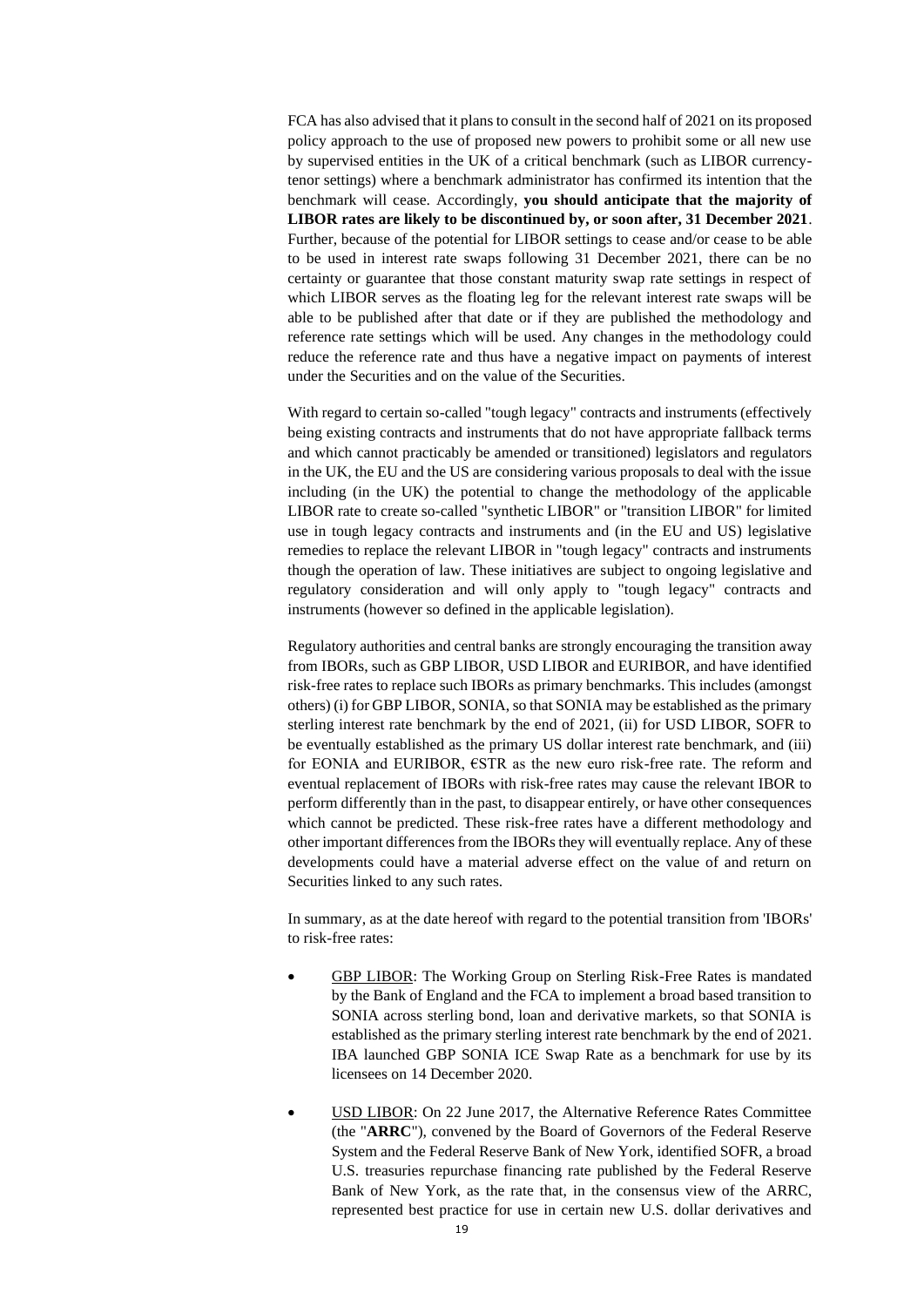FCA has also advised that it plans to consult in the second half of 2021 on its proposed policy approach to the use of proposed new powers to prohibit some or all new use by supervised entities in the UK of a critical benchmark (such as LIBOR currency-tenor settings) where a benchmark administrator has confirmed its intention that the benchmark will cease. Accordingly, **you should anticipate that the majority of LIBOR rates are likely to be discontinued by, or soon after, 31 December 2021**. Further, because of the potential for LIBOR settings to cease and/or cease to be able to be used in interest rate swaps following 31 December 2021, there can be no certainty or guarantee that those constant maturity swap rate settings in respect of which LIBOR serves as the floating leg for the relevant interest rate swaps will be able to be published after that date or if they are published the methodology and reference rate settings which will be used. Any changes in the methodology could reduce the reference rate and thus have a negative impact on payments of interest under the Securities and on the value of the Securities.

With regard to certain so-called "tough legacy" contracts and instruments (effectively being existing contracts and instruments that do not have appropriate fallback terms and which cannot practicably be amended or transitioned) legislators and regulators in the UK, the EU and the US are considering various proposals to deal with the issue including (in the UK) the potential to change the methodology of the applicable LIBOR rate to create so-called "synthetic LIBOR" or "transition LIBOR" for limited use in tough legacy contracts and instruments and (in the EU and US) legislative remedies to replace the relevant LIBOR in "tough legacy" contracts and instruments though the operation of law. These initiatives are subject to ongoing legislative and regulatory consideration and will only apply to "tough legacy" contracts and instruments (however so defined in the applicable legislation).

Regulatory authorities and central banks are strongly encouraging the transition away from IBORs, such as GBP LIBOR, USD LIBOR and EURIBOR, and have identified risk-free rates to replace such IBORs as primary benchmarks. This includes (amongst others) (i) for GBP LIBOR, SONIA, so that SONIA may be established as the primary sterling interest rate benchmark by the end of 2021, (ii) for USD LIBOR, SOFR to be eventually established as the primary US dollar interest rate benchmark, and (iii) for EONIA and EURIBOR, €STR as the new euro risk-free rate. The reform and eventual replacement of IBORs with risk-free rates may cause the relevant IBOR to perform differently than in the past, to disappear entirely, or have other consequences which cannot be predicted. These risk-free rates have a different methodology and other important differences from the IBORs they will eventually replace. Any of these developments could have a material adverse effect on the value of and return on Securities linked to any such rates.

In summary, as at the date hereof with regard to the potential transition from 'IBORs' to risk-free rates:

- GBP LIBOR: The Working Group on Sterling Risk-Free Rates is mandated by the Bank of England and the FCA to implement a broad based transition to SONIA across sterling bond, loan and derivative markets, so that SONIA is established as the primary sterling interest rate benchmark by the end of 2021. IBA launched GBP SONIA ICE Swap Rate as a benchmark for use by its licensees on 14 December 2020.

- USD LIBOR: On 22 June 2017, the Alternative Reference Rates Committee (the "**ARRC**"), convened by the Board of Governors of the Federal Reserve System and the Federal Reserve Bank of New York, identified SOFR, a broad U.S. treasuries repurchase financing rate published by the Federal Reserve Bank of New York, as the rate that, in the consensus view of the ARRC, represented best practice for use in certain new U.S. dollar derivatives and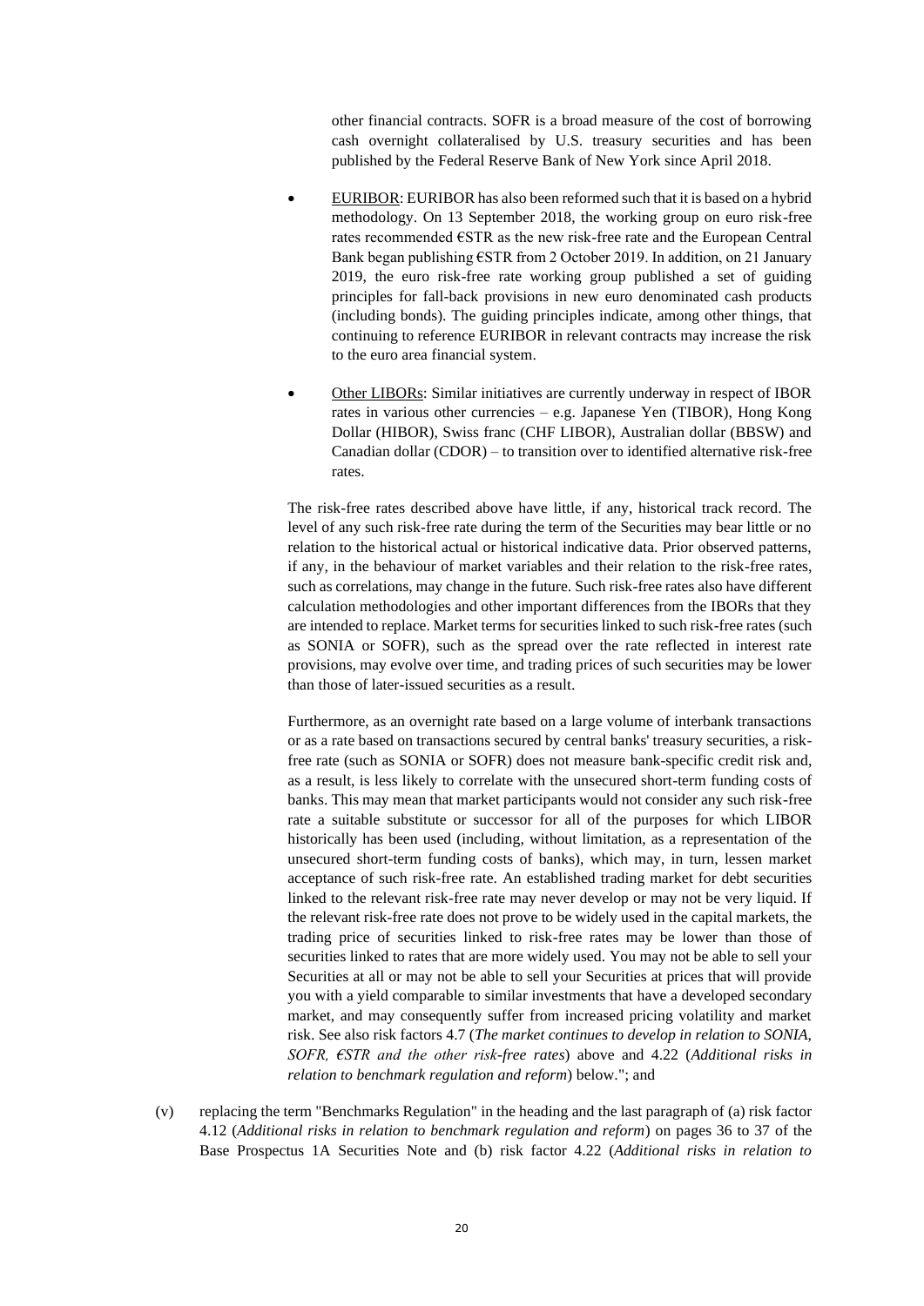other financial contracts. SOFR is a broad measure of the cost of borrowing cash overnight collateralised by U.S. treasury securities and has been published by the Federal Reserve Bank of New York since April 2018.

- EURIBOR: EURIBOR has also been reformed such that it is based on a hybrid methodology. On 13 September 2018, the working group on euro risk-free rates recommended €STR as the new risk-free rate and the European Central Bank began publishing €STR from 2 October 2019. In addition, on 21 January 2019, the euro risk-free rate working group published a set of guiding principles for fall-back provisions in new euro denominated cash products (including bonds). The guiding principles indicate, among other things, that continuing to reference EURIBOR in relevant contracts may increase the risk to the euro area financial system.

- Other LIBORs: Similar initiatives are currently underway in respect of IBOR rates in various other currencies – e.g. Japanese Yen (TIBOR), Hong Kong Dollar (HIBOR), Swiss franc (CHF LIBOR), Australian dollar (BBSW) and Canadian dollar (CDOR) – to transition over to identified alternative risk-free rates.

The risk-free rates described above have little, if any, historical track record. The level of any such risk-free rate during the term of the Securities may bear little or no relation to the historical actual or historical indicative data. Prior observed patterns, if any, in the behaviour of market variables and their relation to the risk-free rates, such as correlations, may change in the future. Such risk-free rates also have different calculation methodologies and other important differences from the IBORs that they are intended to replace. Market terms for securities linked to such risk-free rates (such as SONIA or SOFR), such as the spread over the rate reflected in interest rate provisions, may evolve over time, and trading prices of such securities may be lower than those of later-issued securities as a result.

Furthermore, as an overnight rate based on a large volume of interbank transactions or as a rate based on transactions secured by central banks' treasury securities, a risk-free rate (such as SONIA or SOFR) does not measure bank-specific credit risk and, as a result, is less likely to correlate with the unsecured short-term funding costs of banks. This may mean that market participants would not consider any such risk-free rate a suitable substitute or successor for all of the purposes for which LIBOR historically has been used (including, without limitation, as a representation of the unsecured short-term funding costs of banks), which may, in turn, lessen market acceptance of such risk-free rate. An established trading market for debt securities linked to the relevant risk-free rate may never develop or may not be very liquid. If the relevant risk-free rate does not prove to be widely used in the capital markets, the trading price of securities linked to risk-free rates may be lower than those of securities linked to rates that are more widely used. You may not be able to sell your Securities at all or may not be able to sell your Securities at prices that will provide you with a yield comparable to similar investments that have a developed secondary market, and may consequently suffer from increased pricing volatility and market risk. See also risk factors 4.7 (*The market continues to develop in relation to SONIA, SOFR, €STR and the other risk-free rates*) above and 4.22 (*Additional risks in relation to benchmark regulation and reform*) below."; and

(v) replacing the term "Benchmarks Regulation" in the heading and the last paragraph of (a) risk factor 4.12 (*Additional risks in relation to benchmark regulation and reform*) on pages 36 to 37 of the Base Prospectus 1A Securities Note and (b) risk factor 4.22 (*Additional risks in relation to*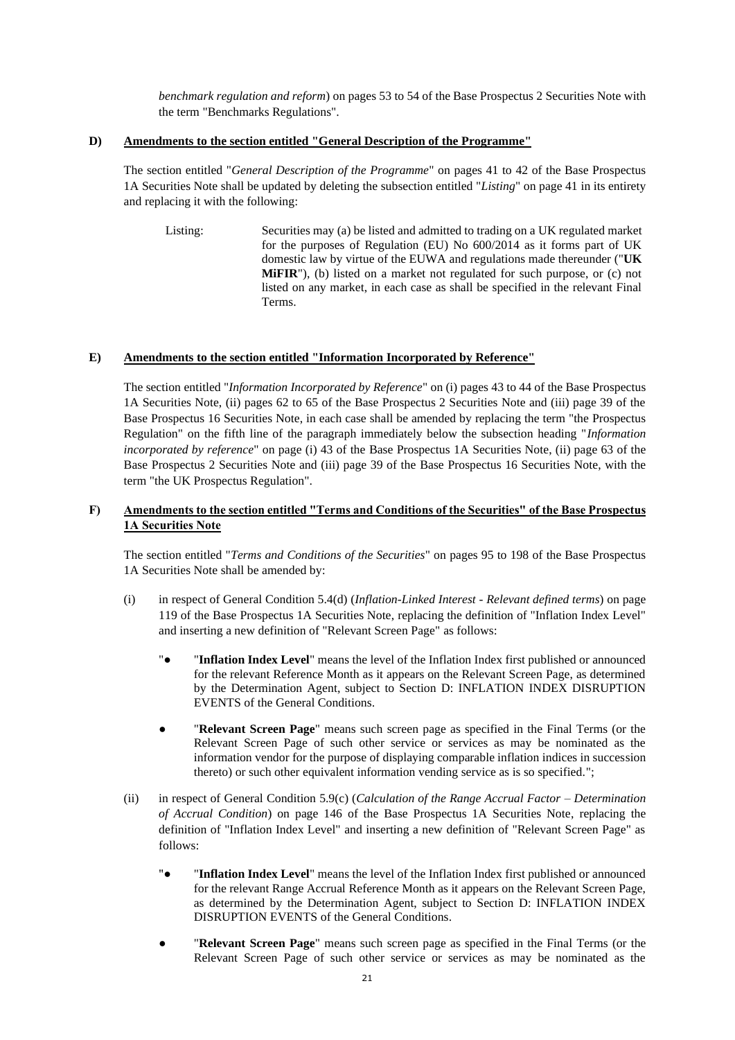*benchmark regulation and reform*) on pages 53 to 54 of the Base Prospectus 2 Securities Note with the term "Benchmarks Regulations".

**D) Amendments to the section entitled "General Description of the Programme"**

The section entitled "*General Description of the Programme*" on pages 41 to 42 of the Base Prospectus 1A Securities Note shall be updated by deleting the subsection entitled "*Listing*" on page 41 in its entirety and replacing it with the following:

Listing: Securities may (a) be listed and admitted to trading on a UK regulated market for the purposes of Regulation (EU) No 600/2014 as it forms part of UK domestic law by virtue of the EUWA and regulations made thereunder ("**UK MiFIR**"), (b) listed on a market not regulated for such purpose, or (c) not listed on any market, in each case as shall be specified in the relevant Final Terms.

**E) Amendments to the section entitled "Information Incorporated by Reference"**

The section entitled "*Information Incorporated by Reference*" on (i) pages 43 to 44 of the Base Prospectus 1A Securities Note, (ii) pages 62 to 65 of the Base Prospectus 2 Securities Note and (iii) page 39 of the Base Prospectus 16 Securities Note, in each case shall be amended by replacing the term "the Prospectus Regulation" on the fifth line of the paragraph immediately below the subsection heading "*Information incorporated by reference*" on page (i) 43 of the Base Prospectus 1A Securities Note, (ii) page 63 of the Base Prospectus 2 Securities Note and (iii) page 39 of the Base Prospectus 16 Securities Note, with the term "the UK Prospectus Regulation".

**F) Amendments to the section entitled "Terms and Conditions of the Securities" of the Base Prospectus 1A Securities Note**

The section entitled "*Terms and Conditions of the Securities*" on pages 95 to 198 of the Base Prospectus 1A Securities Note shall be amended by:

(i) in respect of General Condition 5.4(d) (*Inflation-Linked Interest - Relevant defined terms*) on page 119 of the Base Prospectus 1A Securities Note, replacing the definition of "Inflation Index Level" and inserting a new definition of "Relevant Screen Page" as follows:

"● "**Inflation Index Level**" means the level of the Inflation Index first published or announced for the relevant Reference Month as it appears on the Relevant Screen Page, as determined by the Determination Agent, subject to Section D: INFLATION INDEX DISRUPTION EVENTS of the General Conditions.

● "**Relevant Screen Page**" means such screen page as specified in the Final Terms (or the Relevant Screen Page of such other service or services as may be nominated as the information vendor for the purpose of displaying comparable inflation indices in succession thereto) or such other equivalent information vending service as is so specified.";

(ii) in respect of General Condition 5.9(c) (*Calculation of the Range Accrual Factor – Determination of Accrual Condition*) on page 146 of the Base Prospectus 1A Securities Note, replacing the definition of "Inflation Index Level" and inserting a new definition of "Relevant Screen Page" as follows:

"● "**Inflation Index Level**" means the level of the Inflation Index first published or announced for the relevant Range Accrual Reference Month as it appears on the Relevant Screen Page, as determined by the Determination Agent, subject to Section D: INFLATION INDEX DISRUPTION EVENTS of the General Conditions.

● "**Relevant Screen Page**" means such screen page as specified in the Final Terms (or the Relevant Screen Page of such other service or services as may be nominated as the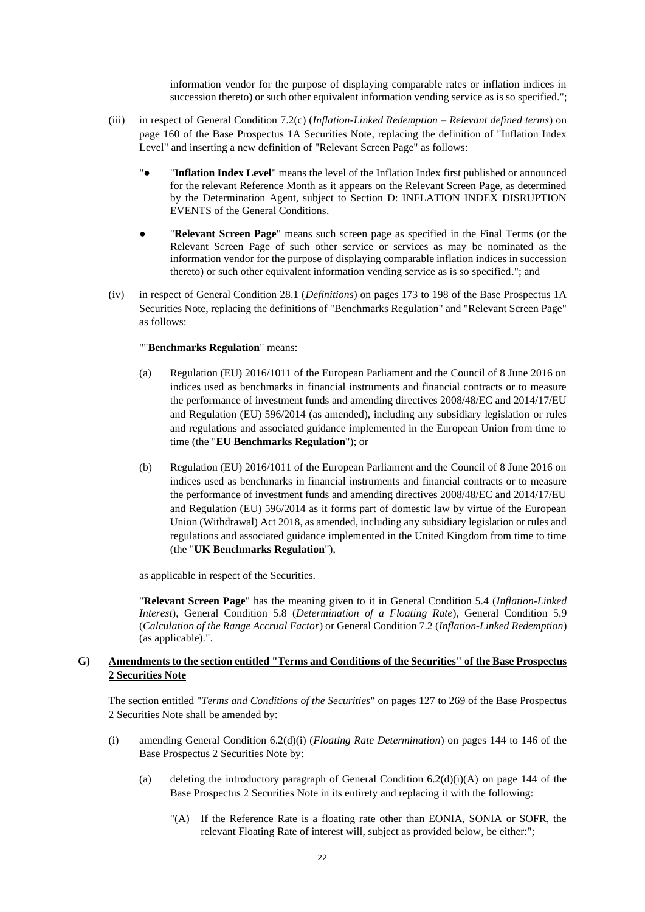information vendor for the purpose of displaying comparable rates or inflation indices in succession thereto) or such other equivalent information vending service as is so specified.";

(iii) in respect of General Condition 7.2(c) (*Inflation-Linked Redemption – Relevant defined terms*) on page 160 of the Base Prospectus 1A Securities Note, replacing the definition of "Inflation Index Level" and inserting a new definition of "Relevant Screen Page" as follows:

"● "**Inflation Index Level**" means the level of the Inflation Index first published or announced for the relevant Reference Month as it appears on the Relevant Screen Page, as determined by the Determination Agent, subject to Section D: INFLATION INDEX DISRUPTION EVENTS of the General Conditions.

● "**Relevant Screen Page**" means such screen page as specified in the Final Terms (or the Relevant Screen Page of such other service or services as may be nominated as the information vendor for the purpose of displaying comparable inflation indices in succession thereto) or such other equivalent information vending service as is so specified."; and

(iv) in respect of General Condition 28.1 (*Definitions*) on pages 173 to 198 of the Base Prospectus 1A Securities Note, replacing the definitions of "Benchmarks Regulation" and "Relevant Screen Page" as follows:

""**Benchmarks Regulation**" means:

(a) Regulation (EU) 2016/1011 of the European Parliament and the Council of 8 June 2016 on indices used as benchmarks in financial instruments and financial contracts or to measure the performance of investment funds and amending directives 2008/48/EC and 2014/17/EU and Regulation (EU) 596/2014 (as amended), including any subsidiary legislation or rules and regulations and associated guidance implemented in the European Union from time to time (the "**EU Benchmarks Regulation**"); or

(b) Regulation (EU) 2016/1011 of the European Parliament and the Council of 8 June 2016 on indices used as benchmarks in financial instruments and financial contracts or to measure the performance of investment funds and amending directives 2008/48/EC and 2014/17/EU and Regulation (EU) 596/2014 as it forms part of domestic law by virtue of the European Union (Withdrawal) Act 2018, as amended, including any subsidiary legislation or rules and regulations and associated guidance implemented in the United Kingdom from time to time (the "**UK Benchmarks Regulation**"),

as applicable in respect of the Securities.

"**Relevant Screen Page**" has the meaning given to it in General Condition 5.4 (*Inflation-Linked Interest*), General Condition 5.8 (*Determination of a Floating Rate*), General Condition 5.9 (*Calculation of the Range Accrual Factor*) or General Condition 7.2 (*Inflation-Linked Redemption*) (as applicable).".

**G) Amendments to the section entitled "Terms and Conditions of the Securities" of the Base Prospectus 2 Securities Note**

The section entitled "*Terms and Conditions of the Securities*" on pages 127 to 269 of the Base Prospectus 2 Securities Note shall be amended by:

(i) amending General Condition 6.2(d)(i) (*Floating Rate Determination*) on pages 144 to 146 of the Base Prospectus 2 Securities Note by:

(a) deleting the introductory paragraph of General Condition 6.2(d)(i)(A) on page 144 of the Base Prospectus 2 Securities Note in its entirety and replacing it with the following:

"(A) If the Reference Rate is a floating rate other than EONIA, SONIA or SOFR, the relevant Floating Rate of interest will, subject as provided below, be either:";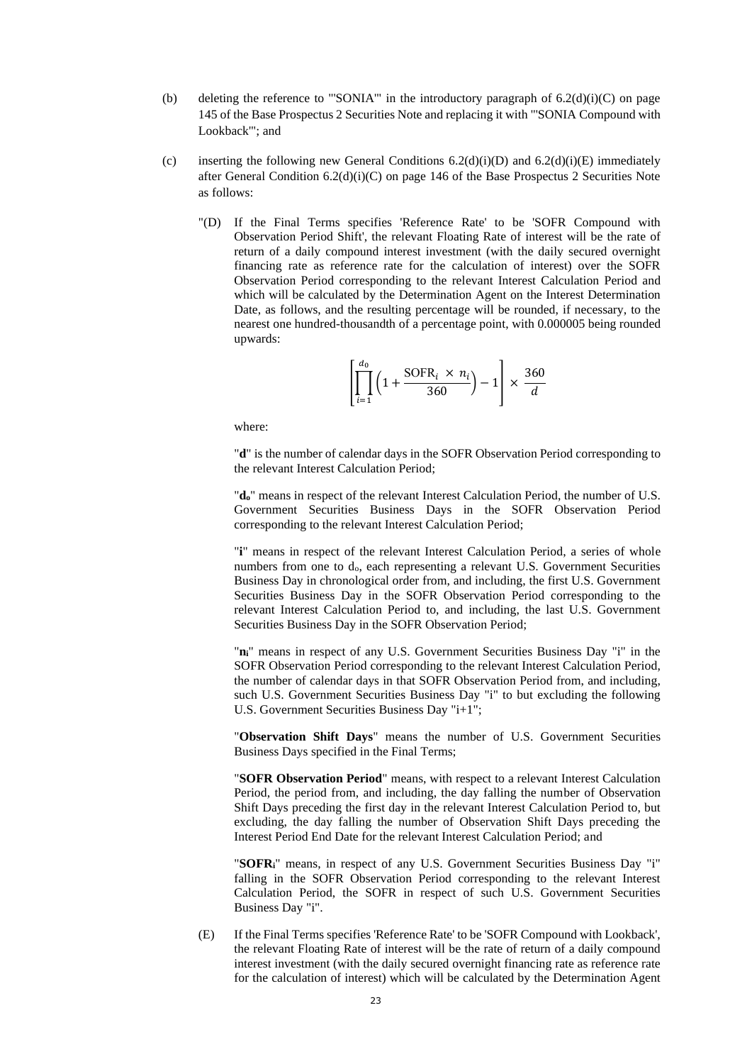(b) deleting the reference to "'SONIA'" in the introductory paragraph of 6.2(d)(i)(C) on page 145 of the Base Prospectus 2 Securities Note and replacing it with "'SONIA Compound with Lookback'"; and

(c) inserting the following new General Conditions 6.2(d)(i)(D) and 6.2(d)(i)(E) immediately after General Condition 6.2(d)(i)(C) on page 146 of the Base Prospectus 2 Securities Note as follows:

"(D) If the Final Terms specifies 'Reference Rate' to be 'SOFR Compound with Observation Period Shift', the relevant Floating Rate of interest will be the rate of return of a daily compound interest investment (with the daily secured overnight financing rate as reference rate for the calculation of interest) over the SOFR Observation Period corresponding to the relevant Interest Calculation Period and which will be calculated by the Determination Agent on the Interest Determination Date, as follows, and the resulting percentage will be rounded, if necessary, to the nearest one hundred-thousandth of a percentage point, with 0.000005 being rounded upwards:

$$\left[\prod_{i=1}^{d_0}\left(1+\frac{\text{SOFR}_i \times n_i}{360}\right)-1\right] \times \frac{360}{d}$$

where:

"**d**" is the number of calendar days in the SOFR Observation Period corresponding to the relevant Interest Calculation Period;

"**$d_o$**" means in respect of the relevant Interest Calculation Period, the number of U.S. Government Securities Business Days in the SOFR Observation Period corresponding to the relevant Interest Calculation Period;

"**i**" means in respect of the relevant Interest Calculation Period, a series of whole numbers from one to $d_o$, each representing a relevant U.S. Government Securities Business Day in chronological order from, and including, the first U.S. Government Securities Business Day in the SOFR Observation Period corresponding to the relevant Interest Calculation Period to, and including, the last U.S. Government Securities Business Day in the SOFR Observation Period;

"**$n_i$**" means in respect of any U.S. Government Securities Business Day "i" in the SOFR Observation Period corresponding to the relevant Interest Calculation Period, the number of calendar days in that SOFR Observation Period from, and including, such U.S. Government Securities Business Day "i" to but excluding the following U.S. Government Securities Business Day "i+1";

"**Observation Shift Days**" means the number of U.S. Government Securities Business Days specified in the Final Terms;

"**SOFR Observation Period**" means, with respect to a relevant Interest Calculation Period, the period from, and including, the day falling the number of Observation Shift Days preceding the first day in the relevant Interest Calculation Period to, but excluding, the day falling the number of Observation Shift Days preceding the Interest Period End Date for the relevant Interest Calculation Period; and

"**$\text{SOFR}_i$**" means, in respect of any U.S. Government Securities Business Day "i" falling in the SOFR Observation Period corresponding to the relevant Interest Calculation Period, the SOFR in respect of such U.S. Government Securities Business Day "i".

(E) If the Final Terms specifies 'Reference Rate' to be 'SOFR Compound with Lookback', the relevant Floating Rate of interest will be the rate of return of a daily compound interest investment (with the daily secured overnight financing rate as reference rate for the calculation of interest) which will be calculated by the Determination Agent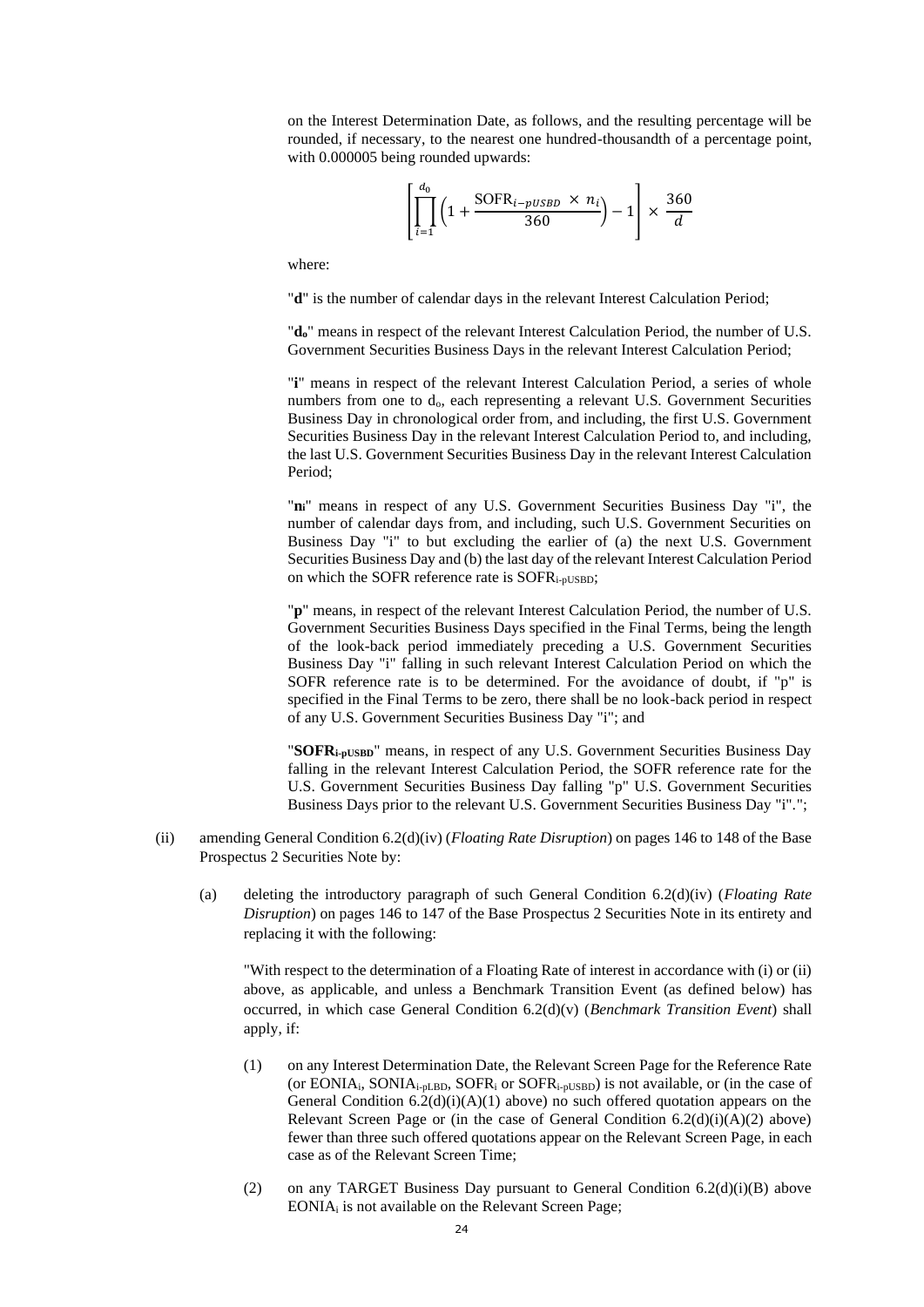on the Interest Determination Date, as follows, and the resulting percentage will be rounded, if necessary, to the nearest one hundred-thousandth of a percentage point, with 0.000005 being rounded upwards:

$$\left[\prod_{i=1}^{d_0}\left(1+\frac{\text{SOFR}_{i-pUSBD}\times n_i}{360}\right)-1\right]\times\frac{360}{d}$$

where:

"**d**" is the number of calendar days in the relevant Interest Calculation Period;

"$\mathbf{d_o}$" means in respect of the relevant Interest Calculation Period, the number of U.S. Government Securities Business Days in the relevant Interest Calculation Period;

"**i**" means in respect of the relevant Interest Calculation Period, a series of whole numbers from one to $d_o$, each representing a relevant U.S. Government Securities Business Day in chronological order from, and including, the first U.S. Government Securities Business Day in the relevant Interest Calculation Period to, and including, the last U.S. Government Securities Business Day in the relevant Interest Calculation Period;

"$\mathbf{n_i}$" means in respect of any U.S. Government Securities Business Day "i", the number of calendar days from, and including, such U.S. Government Securities on Business Day "i" to but excluding the earlier of (a) the next U.S. Government Securities Business Day and (b) the last day of the relevant Interest Calculation Period on which the SOFR reference rate is $\text{SOFR}_{i\text{-pUSBD}}$;

"**p**" means, in respect of the relevant Interest Calculation Period, the number of U.S. Government Securities Business Days specified in the Final Terms, being the length of the look-back period immediately preceding a U.S. Government Securities Business Day "i" falling in such relevant Interest Calculation Period on which the SOFR reference rate is to be determined. For the avoidance of doubt, if "p" is specified in the Final Terms to be zero, there shall be no look-back period in respect of any U.S. Government Securities Business Day "i"; and

"$\mathbf{SOFR_{i\text{-}pUSBD}}$" means, in respect of any U.S. Government Securities Business Day falling in the relevant Interest Calculation Period, the SOFR reference rate for the U.S. Government Securities Business Day falling "p" U.S. Government Securities Business Days prior to the relevant U.S. Government Securities Business Day "i".";

(ii) amending General Condition 6.2(d)(iv) (*Floating Rate Disruption*) on pages 146 to 148 of the Base Prospectus 2 Securities Note by:

(a) deleting the introductory paragraph of such General Condition 6.2(d)(iv) (*Floating Rate Disruption*) on pages 146 to 147 of the Base Prospectus 2 Securities Note in its entirety and replacing it with the following:

"With respect to the determination of a Floating Rate of interest in accordance with (i) or (ii) above, as applicable, and unless a Benchmark Transition Event (as defined below) has occurred, in which case General Condition 6.2(d)(v) (*Benchmark Transition Event*) shall apply, if:

(1) on any Interest Determination Date, the Relevant Screen Page for the Reference Rate (or $\text{EONIA}_i$, $\text{SONIA}_{i\text{-pLBD}}$, $\text{SOFR}_i$ or $\text{SOFR}_{i\text{-pUSBD}}$) is not available, or (in the case of General Condition 6.2(d)(i)(A)(1) above) no such offered quotation appears on the Relevant Screen Page or (in the case of General Condition 6.2(d)(i)(A)(2) above) fewer than three such offered quotations appear on the Relevant Screen Page, in each case as of the Relevant Screen Time;

(2) on any TARGET Business Day pursuant to General Condition 6.2(d)(i)(B) above $\text{EONIA}_i$ is not available on the Relevant Screen Page;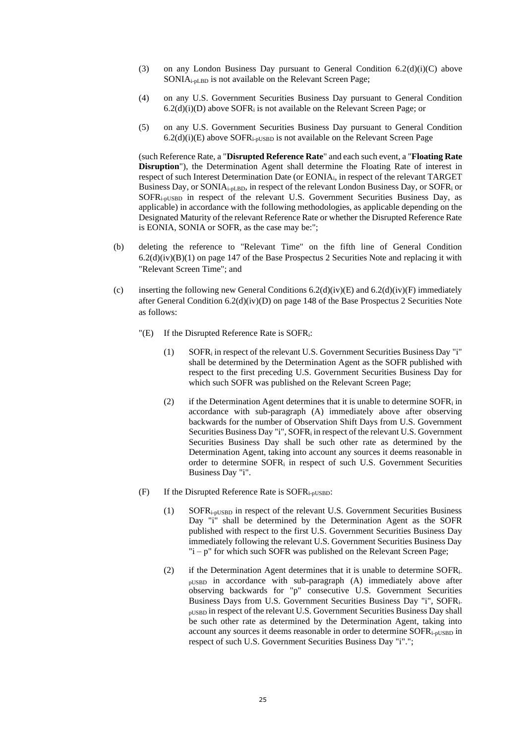(3) on any London Business Day pursuant to General Condition 6.2(d)(i)(C) above $SONIA_{i\text{-}pLBD}$ is not available on the Relevant Screen Page;

(4) on any U.S. Government Securities Business Day pursuant to General Condition 6.2(d)(i)(D) above $SOFR_i$ is not available on the Relevant Screen Page; or

(5) on any U.S. Government Securities Business Day pursuant to General Condition 6.2(d)(i)(E) above $SOFR_{i\text{-}pUSBD}$ is not available on the Relevant Screen Page

(such Reference Rate, a "**Disrupted Reference Rate**" and each such event, a "**Floating Rate Disruption**"), the Determination Agent shall determine the Floating Rate of interest in respect of such Interest Determination Date (or $EONIA_i$, in respect of the relevant TARGET Business Day, or $SONIA_{i\text{-}pLBD}$, in respect of the relevant London Business Day, or $SOFR_i$ or $SOFR_{i\text{-}pUSBD}$ in respect of the relevant U.S. Government Securities Business Day, as applicable) in accordance with the following methodologies, as applicable depending on the Designated Maturity of the relevant Reference Rate or whether the Disrupted Reference Rate is EONIA, SONIA or SOFR, as the case may be:";

(b) deleting the reference to "Relevant Time" on the fifth line of General Condition 6.2(d)(iv)(B)(1) on page 147 of the Base Prospectus 2 Securities Note and replacing it with "Relevant Screen Time"; and

(c) inserting the following new General Conditions 6.2(d)(iv)(E) and 6.2(d)(iv)(F) immediately after General Condition 6.2(d)(iv)(D) on page 148 of the Base Prospectus 2 Securities Note as follows:

"(E) If the Disrupted Reference Rate is $SOFR_i$:

(1) $SOFR_i$ in respect of the relevant U.S. Government Securities Business Day "i" shall be determined by the Determination Agent as the SOFR published with respect to the first preceding U.S. Government Securities Business Day for which such SOFR was published on the Relevant Screen Page;

(2) if the Determination Agent determines that it is unable to determine $SOFR_i$ in accordance with sub-paragraph (A) immediately above after observing backwards for the number of Observation Shift Days from U.S. Government Securities Business Day "i", $SOFR_i$ in respect of the relevant U.S. Government Securities Business Day shall be such other rate as determined by the Determination Agent, taking into account any sources it deems reasonable in order to determine $SOFR_i$ in respect of such U.S. Government Securities Business Day "i".

(F) If the Disrupted Reference Rate is $SOFR_{i\text{-}pUSBD}$:

(1) $SOFR_{i\text{-}pUSBD}$ in respect of the relevant U.S. Government Securities Business Day "i" shall be determined by the Determination Agent as the SOFR published with respect to the first U.S. Government Securities Business Day immediately following the relevant U.S. Government Securities Business Day "i – p" for which such SOFR was published on the Relevant Screen Page;

(2) if the Determination Agent determines that it is unable to determine $SOFR_{i\text{-}pUSBD}$ in accordance with sub-paragraph (A) immediately above after observing backwards for "p" consecutive U.S. Government Securities Business Days from U.S. Government Securities Business Day "i", $SOFR_{i\text{-}pUSBD}$ in respect of the relevant U.S. Government Securities Business Day shall be such other rate as determined by the Determination Agent, taking into account any sources it deems reasonable in order to determine $SOFR_{i\text{-}pUSBD}$ in respect of such U.S. Government Securities Business Day "i".";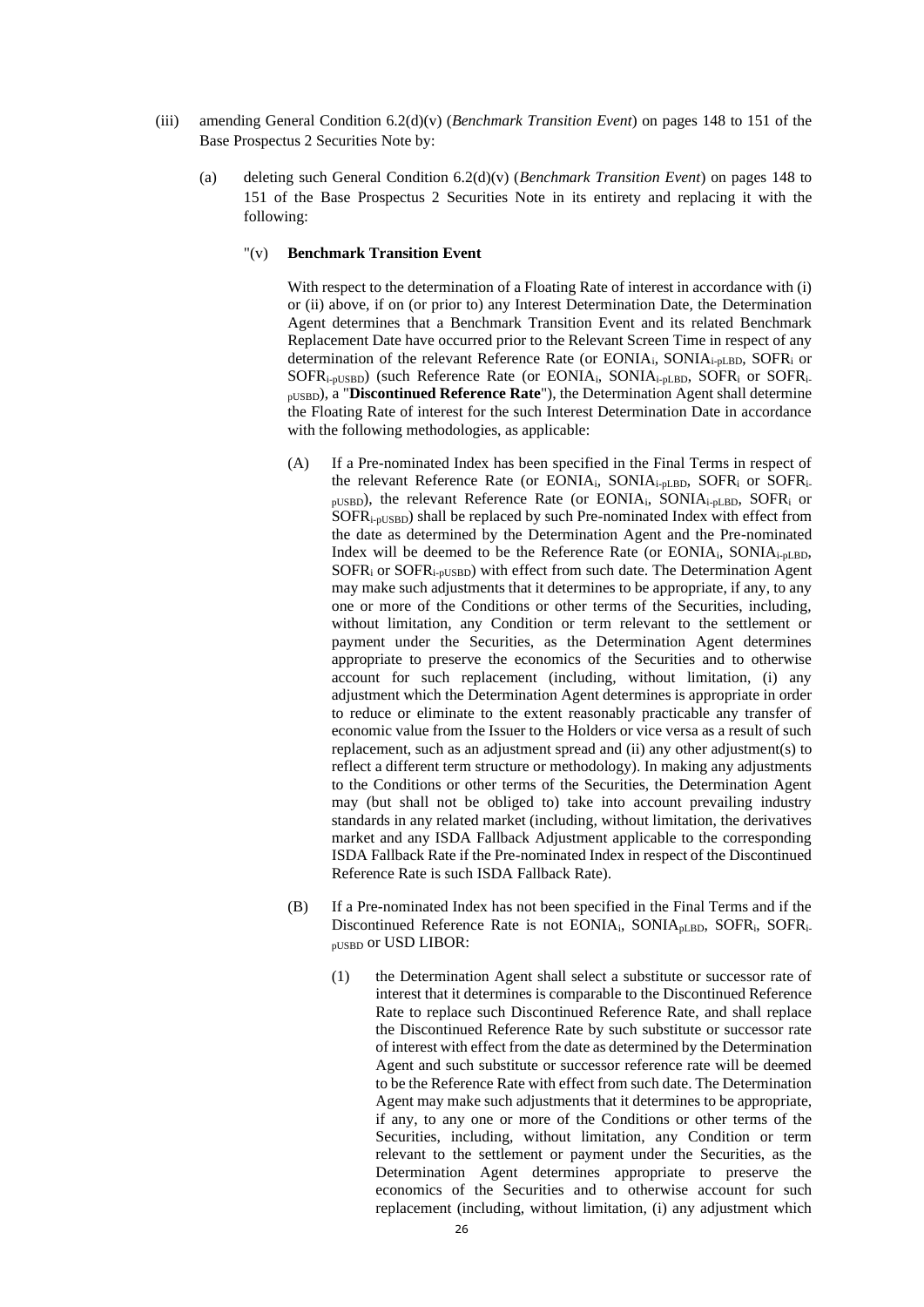(iii) amending General Condition 6.2(d)(v) (*Benchmark Transition Event*) on pages 148 to 151 of the Base Prospectus 2 Securities Note by:

(a) deleting such General Condition 6.2(d)(v) (*Benchmark Transition Event*) on pages 148 to 151 of the Base Prospectus 2 Securities Note in its entirety and replacing it with the following:

"(v) **Benchmark Transition Event**

With respect to the determination of a Floating Rate of interest in accordance with (i) or (ii) above, if on (or prior to) any Interest Determination Date, the Determination Agent determines that a Benchmark Transition Event and its related Benchmark Replacement Date have occurred prior to the Relevant Screen Time in respect of any determination of the relevant Reference Rate (or $EONIA_i$, $SONIA_{i\text{-}pLBD}$, $SOFR_i$ or $SOFR_{i\text{-}pUSBD}$) (such Reference Rate (or $EONIA_i$, $SONIA_{i\text{-}pLBD}$, $SOFR_i$ or $SOFR_{i\text{-}pUSBD}$), a "**Discontinued Reference Rate**"), the Determination Agent shall determine the Floating Rate of interest for the such Interest Determination Date in accordance with the following methodologies, as applicable:

(A) If a Pre-nominated Index has been specified in the Final Terms in respect of the relevant Reference Rate (or $EONIA_i$, $SONIA_{i\text{-}pLBD}$, $SOFR_i$ or $SOFR_{i\text{-}pUSBD}$), the relevant Reference Rate (or $EONIA_i$, $SONIA_{i\text{-}pLBD}$, $SOFR_i$ or $SOFR_{i\text{-}pUSBD}$) shall be replaced by such Pre-nominated Index with effect from the date as determined by the Determination Agent and the Pre-nominated Index will be deemed to be the Reference Rate (or $EONIA_i$, $SONIA_{i\text{-}pLBD}$, $SOFR_i$ or $SOFR_{i\text{-}pUSBD}$) with effect from such date. The Determination Agent may make such adjustments that it determines to be appropriate, if any, to any one or more of the Conditions or other terms of the Securities, including, without limitation, any Condition or term relevant to the settlement or payment under the Securities, as the Determination Agent determines appropriate to preserve the economics of the Securities and to otherwise account for such replacement (including, without limitation, (i) any adjustment which the Determination Agent determines is appropriate in order to reduce or eliminate to the extent reasonably practicable any transfer of economic value from the Issuer to the Holders or vice versa as a result of such replacement, such as an adjustment spread and (ii) any other adjustment(s) to reflect a different term structure or methodology). In making any adjustments to the Conditions or other terms of the Securities, the Determination Agent may (but shall not be obliged to) take into account prevailing industry standards in any related market (including, without limitation, the derivatives market and any ISDA Fallback Adjustment applicable to the corresponding ISDA Fallback Rate if the Pre-nominated Index in respect of the Discontinued Reference Rate is such ISDA Fallback Rate).

(B) If a Pre-nominated Index has not been specified in the Final Terms and if the Discontinued Reference Rate is not $EONIA_i$, $SONIA_{pLBD}$, $SOFR_i$, $SOFR_{i\text{-}pUSBD}$ or USD LIBOR:

(1) the Determination Agent shall select a substitute or successor rate of interest that it determines is comparable to the Discontinued Reference Rate to replace such Discontinued Reference Rate, and shall replace the Discontinued Reference Rate by such substitute or successor rate of interest with effect from the date as determined by the Determination Agent and such substitute or successor reference rate will be deemed to be the Reference Rate with effect from such date. The Determination Agent may make such adjustments that it determines to be appropriate, if any, to any one or more of the Conditions or other terms of the Securities, including, without limitation, any Condition or term relevant to the settlement or payment under the Securities, as the Determination Agent determines appropriate to preserve the economics of the Securities and to otherwise account for such replacement (including, without limitation, (i) any adjustment which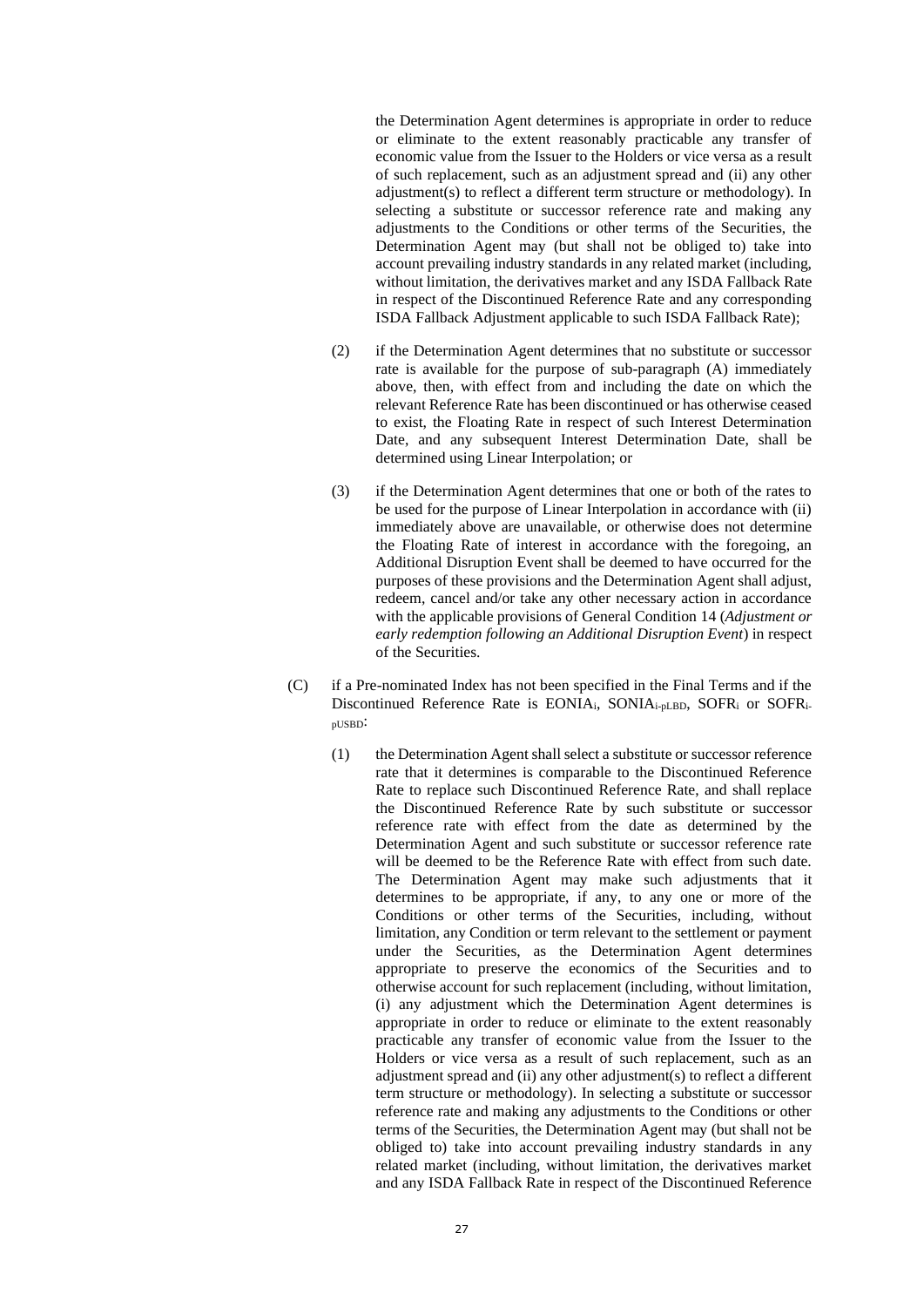the Determination Agent determines is appropriate in order to reduce or eliminate to the extent reasonably practicable any transfer of economic value from the Issuer to the Holders or vice versa as a result of such replacement, such as an adjustment spread and (ii) any other adjustment(s) to reflect a different term structure or methodology). In selecting a substitute or successor reference rate and making any adjustments to the Conditions or other terms of the Securities, the Determination Agent may (but shall not be obliged to) take into account prevailing industry standards in any related market (including, without limitation, the derivatives market and any ISDA Fallback Rate in respect of the Discontinued Reference Rate and any corresponding ISDA Fallback Adjustment applicable to such ISDA Fallback Rate);

(2) if the Determination Agent determines that no substitute or successor rate is available for the purpose of sub-paragraph (A) immediately above, then, with effect from and including the date on which the relevant Reference Rate has been discontinued or has otherwise ceased to exist, the Floating Rate in respect of such Interest Determination Date, and any subsequent Interest Determination Date, shall be determined using Linear Interpolation; or

(3) if the Determination Agent determines that one or both of the rates to be used for the purpose of Linear Interpolation in accordance with (ii) immediately above are unavailable, or otherwise does not determine the Floating Rate of interest in accordance with the foregoing, an Additional Disruption Event shall be deemed to have occurred for the purposes of these provisions and the Determination Agent shall adjust, redeem, cancel and/or take any other necessary action in accordance with the applicable provisions of General Condition 14 (*Adjustment or early redemption following an Additional Disruption Event*) in respect of the Securities.

(C) if a Pre-nominated Index has not been specified in the Final Terms and if the Discontinued Reference Rate is $EONIA_i$, $SONIA_{i\text{-}pLBD}$, $SOFR_i$ or $SOFR_{i\text{-}pUSBD}$:

(1) the Determination Agent shall select a substitute or successor reference rate that it determines is comparable to the Discontinued Reference Rate to replace such Discontinued Reference Rate, and shall replace the Discontinued Reference Rate by such substitute or successor reference rate with effect from the date as determined by the Determination Agent and such substitute or successor reference rate will be deemed to be the Reference Rate with effect from such date. The Determination Agent may make such adjustments that it determines to be appropriate, if any, to any one or more of the Conditions or other terms of the Securities, including, without limitation, any Condition or term relevant to the settlement or payment under the Securities, as the Determination Agent determines appropriate to preserve the economics of the Securities and to otherwise account for such replacement (including, without limitation, (i) any adjustment which the Determination Agent determines is appropriate in order to reduce or eliminate to the extent reasonably practicable any transfer of economic value from the Issuer to the Holders or vice versa as a result of such replacement, such as an adjustment spread and (ii) any other adjustment(s) to reflect a different term structure or methodology). In selecting a substitute or successor reference rate and making any adjustments to the Conditions or other terms of the Securities, the Determination Agent may (but shall not be obliged to) take into account prevailing industry standards in any related market (including, without limitation, the derivatives market and any ISDA Fallback Rate in respect of the Discontinued Reference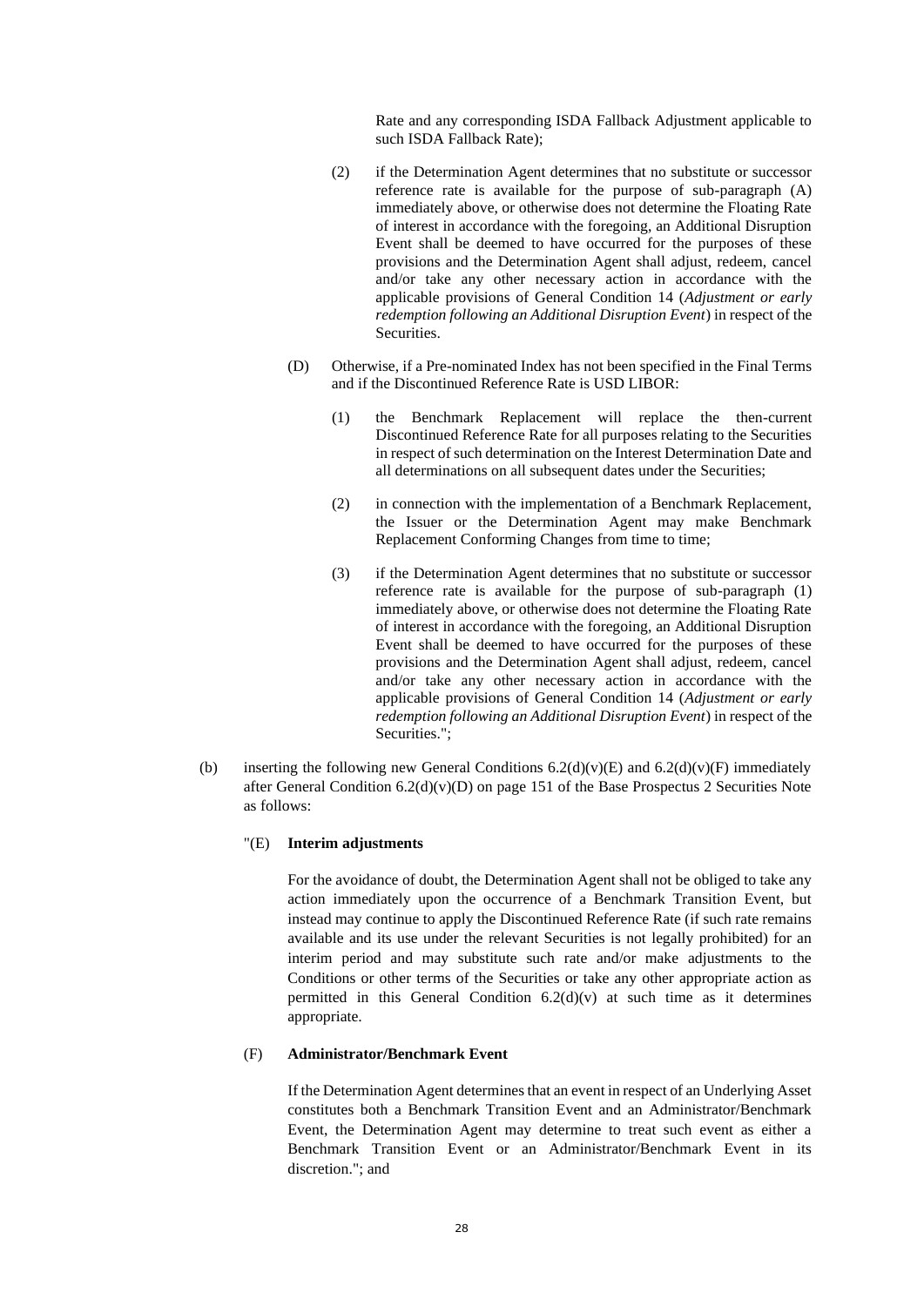Rate and any corresponding ISDA Fallback Adjustment applicable to such ISDA Fallback Rate);

(2) if the Determination Agent determines that no substitute or successor reference rate is available for the purpose of sub-paragraph (A) immediately above, or otherwise does not determine the Floating Rate of interest in accordance with the foregoing, an Additional Disruption Event shall be deemed to have occurred for the purposes of these provisions and the Determination Agent shall adjust, redeem, cancel and/or take any other necessary action in accordance with the applicable provisions of General Condition 14 (*Adjustment or early redemption following an Additional Disruption Event*) in respect of the Securities.

(D) Otherwise, if a Pre-nominated Index has not been specified in the Final Terms and if the Discontinued Reference Rate is USD LIBOR:

(1) the Benchmark Replacement will replace the then-current Discontinued Reference Rate for all purposes relating to the Securities in respect of such determination on the Interest Determination Date and all determinations on all subsequent dates under the Securities;

(2) in connection with the implementation of a Benchmark Replacement, the Issuer or the Determination Agent may make Benchmark Replacement Conforming Changes from time to time;

(3) if the Determination Agent determines that no substitute or successor reference rate is available for the purpose of sub-paragraph (1) immediately above, or otherwise does not determine the Floating Rate of interest in accordance with the foregoing, an Additional Disruption Event shall be deemed to have occurred for the purposes of these provisions and the Determination Agent shall adjust, redeem, cancel and/or take any other necessary action in accordance with the applicable provisions of General Condition 14 (*Adjustment or early redemption following an Additional Disruption Event*) in respect of the Securities.";

(b) inserting the following new General Conditions 6.2(d)(v)(E) and 6.2(d)(v)(F) immediately after General Condition 6.2(d)(v)(D) on page 151 of the Base Prospectus 2 Securities Note as follows:

"(E) **Interim adjustments**

For the avoidance of doubt, the Determination Agent shall not be obliged to take any action immediately upon the occurrence of a Benchmark Transition Event, but instead may continue to apply the Discontinued Reference Rate (if such rate remains available and its use under the relevant Securities is not legally prohibited) for an interim period and may substitute such rate and/or make adjustments to the Conditions or other terms of the Securities or take any other appropriate action as permitted in this General Condition 6.2(d)(v) at such time as it determines appropriate.

(F) **Administrator/Benchmark Event**

If the Determination Agent determines that an event in respect of an Underlying Asset constitutes both a Benchmark Transition Event and an Administrator/Benchmark Event, the Determination Agent may determine to treat such event as either a Benchmark Transition Event or an Administrator/Benchmark Event in its discretion."; and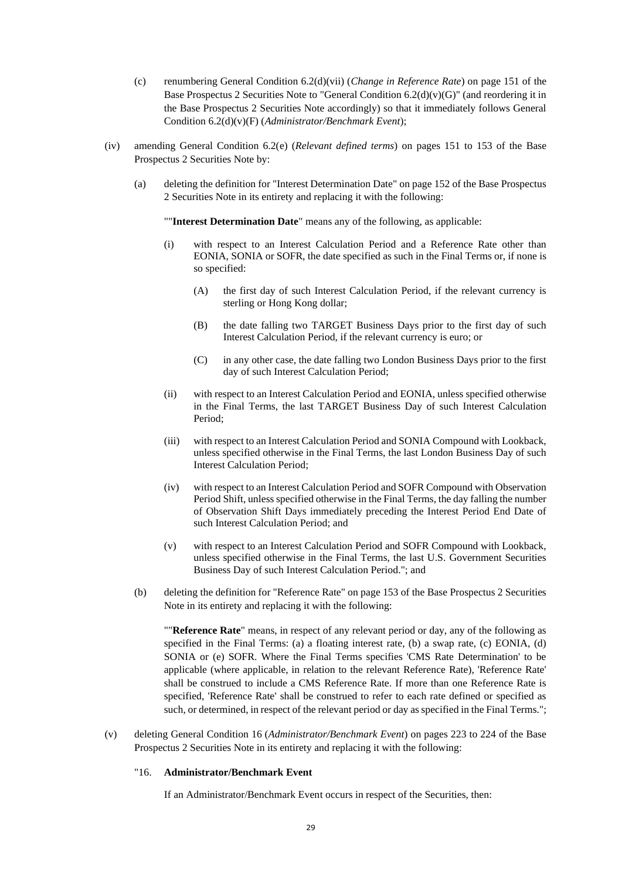(c) renumbering General Condition 6.2(d)(vii) (*Change in Reference Rate*) on page 151 of the Base Prospectus 2 Securities Note to "General Condition 6.2(d)(v)(G)" (and reordering it in the Base Prospectus 2 Securities Note accordingly) so that it immediately follows General Condition 6.2(d)(v)(F) (*Administrator/Benchmark Event*);

(iv) amending General Condition 6.2(e) (*Relevant defined terms*) on pages 151 to 153 of the Base Prospectus 2 Securities Note by:

(a) deleting the definition for "Interest Determination Date" on page 152 of the Base Prospectus 2 Securities Note in its entirety and replacing it with the following:

""**Interest Determination Date**" means any of the following, as applicable:

(i) with respect to an Interest Calculation Period and a Reference Rate other than EONIA, SONIA or SOFR, the date specified as such in the Final Terms or, if none is so specified:

(A) the first day of such Interest Calculation Period, if the relevant currency is sterling or Hong Kong dollar;

(B) the date falling two TARGET Business Days prior to the first day of such Interest Calculation Period, if the relevant currency is euro; or

(C) in any other case, the date falling two London Business Days prior to the first day of such Interest Calculation Period;

(ii) with respect to an Interest Calculation Period and EONIA, unless specified otherwise in the Final Terms, the last TARGET Business Day of such Interest Calculation Period;

(iii) with respect to an Interest Calculation Period and SONIA Compound with Lookback, unless specified otherwise in the Final Terms, the last London Business Day of such Interest Calculation Period;

(iv) with respect to an Interest Calculation Period and SOFR Compound with Observation Period Shift, unless specified otherwise in the Final Terms, the day falling the number of Observation Shift Days immediately preceding the Interest Period End Date of such Interest Calculation Period; and

(v) with respect to an Interest Calculation Period and SOFR Compound with Lookback, unless specified otherwise in the Final Terms, the last U.S. Government Securities Business Day of such Interest Calculation Period."; and

(b) deleting the definition for "Reference Rate" on page 153 of the Base Prospectus 2 Securities Note in its entirety and replacing it with the following:

""**Reference Rate**" means, in respect of any relevant period or day, any of the following as specified in the Final Terms: (a) a floating interest rate, (b) a swap rate, (c) EONIA, (d) SONIA or (e) SOFR. Where the Final Terms specifies 'CMS Rate Determination' to be applicable (where applicable, in relation to the relevant Reference Rate), 'Reference Rate' shall be construed to include a CMS Reference Rate. If more than one Reference Rate is specified, 'Reference Rate' shall be construed to refer to each rate defined or specified as such, or determined, in respect of the relevant period or day as specified in the Final Terms.";

(v) deleting General Condition 16 (*Administrator/Benchmark Event*) on pages 223 to 224 of the Base Prospectus 2 Securities Note in its entirety and replacing it with the following:

"16. **Administrator/Benchmark Event**

If an Administrator/Benchmark Event occurs in respect of the Securities, then: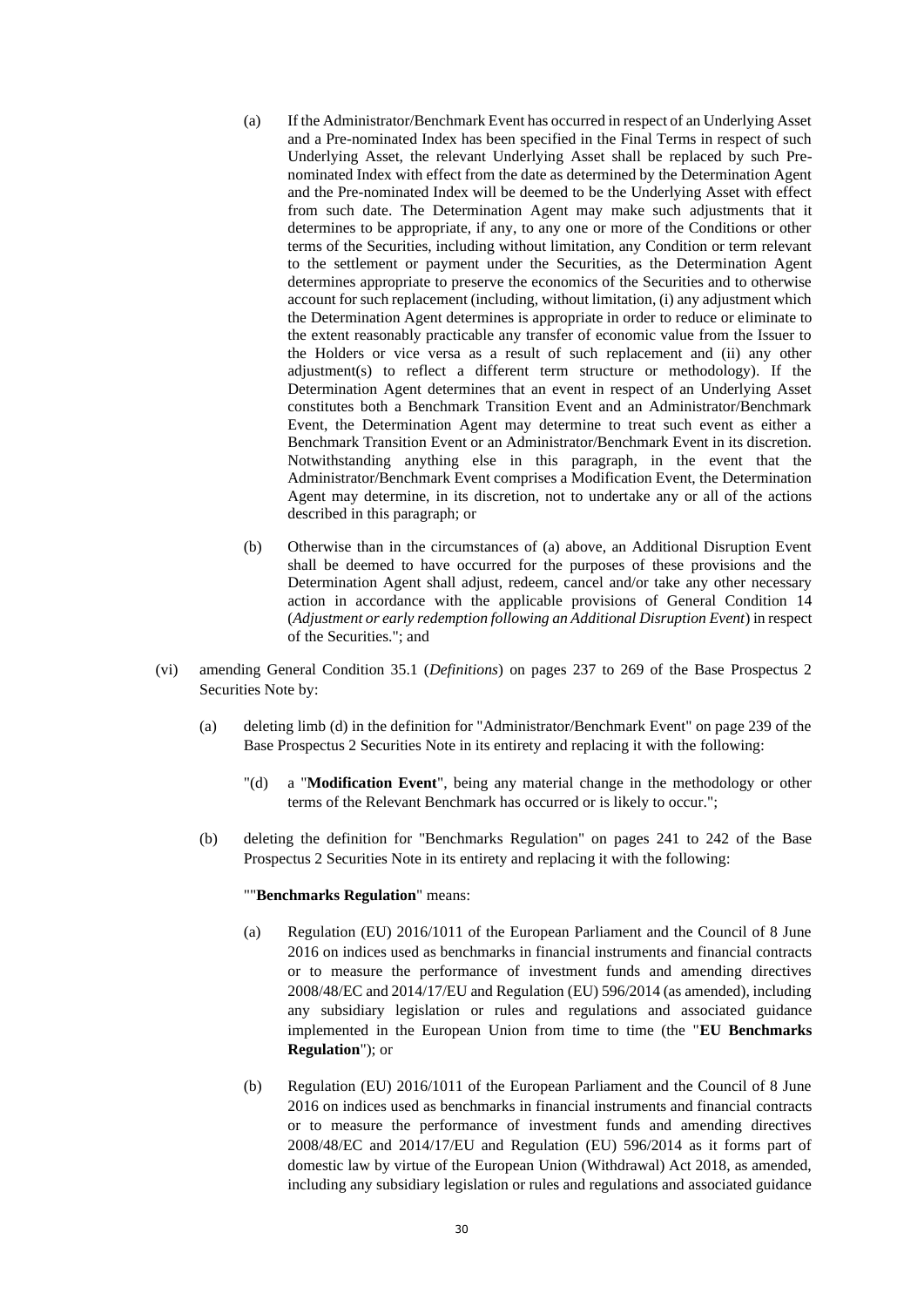(a) If the Administrator/Benchmark Event has occurred in respect of an Underlying Asset and a Pre-nominated Index has been specified in the Final Terms in respect of such Underlying Asset, the relevant Underlying Asset shall be replaced by such Pre-nominated Index with effect from the date as determined by the Determination Agent and the Pre-nominated Index will be deemed to be the Underlying Asset with effect from such date. The Determination Agent may make such adjustments that it determines to be appropriate, if any, to any one or more of the Conditions or other terms of the Securities, including without limitation, any Condition or term relevant to the settlement or payment under the Securities, as the Determination Agent determines appropriate to preserve the economics of the Securities and to otherwise account for such replacement (including, without limitation, (i) any adjustment which the Determination Agent determines is appropriate in order to reduce or eliminate to the extent reasonably practicable any transfer of economic value from the Issuer to the Holders or vice versa as a result of such replacement and (ii) any other adjustment(s) to reflect a different term structure or methodology). If the Determination Agent determines that an event in respect of an Underlying Asset constitutes both a Benchmark Transition Event and an Administrator/Benchmark Event, the Determination Agent may determine to treat such event as either a Benchmark Transition Event or an Administrator/Benchmark Event in its discretion. Notwithstanding anything else in this paragraph, in the event that the Administrator/Benchmark Event comprises a Modification Event, the Determination Agent may determine, in its discretion, not to undertake any or all of the actions described in this paragraph; or

(b) Otherwise than in the circumstances of (a) above, an Additional Disruption Event shall be deemed to have occurred for the purposes of these provisions and the Determination Agent shall adjust, redeem, cancel and/or take any other necessary action in accordance with the applicable provisions of General Condition 14 (*Adjustment or early redemption following an Additional Disruption Event*) in respect of the Securities."; and

(vi) amending General Condition 35.1 (*Definitions*) on pages 237 to 269 of the Base Prospectus 2 Securities Note by:

(a) deleting limb (d) in the definition for "Administrator/Benchmark Event" on page 239 of the Base Prospectus 2 Securities Note in its entirety and replacing it with the following:

"(d) a "**Modification Event**", being any material change in the methodology or other terms of the Relevant Benchmark has occurred or is likely to occur.";

(b) deleting the definition for "Benchmarks Regulation" on pages 241 to 242 of the Base Prospectus 2 Securities Note in its entirety and replacing it with the following:

""**Benchmarks Regulation**" means:

(a) Regulation (EU) 2016/1011 of the European Parliament and the Council of 8 June 2016 on indices used as benchmarks in financial instruments and financial contracts or to measure the performance of investment funds and amending directives 2008/48/EC and 2014/17/EU and Regulation (EU) 596/2014 (as amended), including any subsidiary legislation or rules and regulations and associated guidance implemented in the European Union from time to time (the "**EU Benchmarks Regulation**"); or

(b) Regulation (EU) 2016/1011 of the European Parliament and the Council of 8 June 2016 on indices used as benchmarks in financial instruments and financial contracts or to measure the performance of investment funds and amending directives 2008/48/EC and 2014/17/EU and Regulation (EU) 596/2014 as it forms part of domestic law by virtue of the European Union (Withdrawal) Act 2018, as amended, including any subsidiary legislation or rules and regulations and associated guidance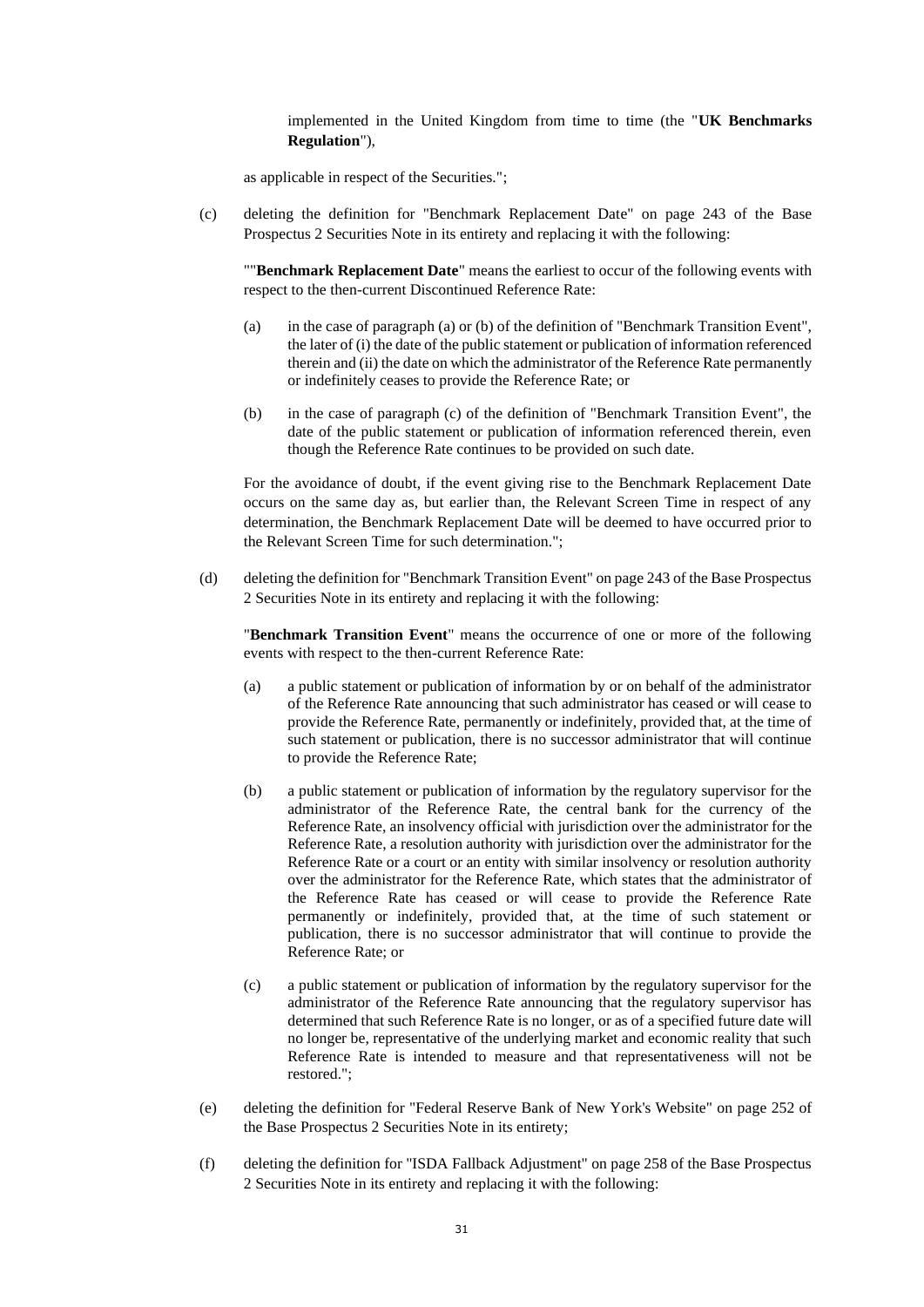implemented in the United Kingdom from time to time (the "**UK Benchmarks Regulation**"),

as applicable in respect of the Securities.";

(c) deleting the definition for "Benchmark Replacement Date" on page 243 of the Base Prospectus 2 Securities Note in its entirety and replacing it with the following:

""**Benchmark Replacement Date**" means the earliest to occur of the following events with respect to the then-current Discontinued Reference Rate:

(a) in the case of paragraph (a) or (b) of the definition of "Benchmark Transition Event", the later of (i) the date of the public statement or publication of information referenced therein and (ii) the date on which the administrator of the Reference Rate permanently or indefinitely ceases to provide the Reference Rate; or

(b) in the case of paragraph (c) of the definition of "Benchmark Transition Event", the date of the public statement or publication of information referenced therein, even though the Reference Rate continues to be provided on such date.

For the avoidance of doubt, if the event giving rise to the Benchmark Replacement Date occurs on the same day as, but earlier than, the Relevant Screen Time in respect of any determination, the Benchmark Replacement Date will be deemed to have occurred prior to the Relevant Screen Time for such determination.";

(d) deleting the definition for "Benchmark Transition Event" on page 243 of the Base Prospectus 2 Securities Note in its entirety and replacing it with the following:

"**Benchmark Transition Event**" means the occurrence of one or more of the following events with respect to the then-current Reference Rate:

(a) a public statement or publication of information by or on behalf of the administrator of the Reference Rate announcing that such administrator has ceased or will cease to provide the Reference Rate, permanently or indefinitely, provided that, at the time of such statement or publication, there is no successor administrator that will continue to provide the Reference Rate;

(b) a public statement or publication of information by the regulatory supervisor for the administrator of the Reference Rate, the central bank for the currency of the Reference Rate, an insolvency official with jurisdiction over the administrator for the Reference Rate, a resolution authority with jurisdiction over the administrator for the Reference Rate or a court or an entity with similar insolvency or resolution authority over the administrator for the Reference Rate, which states that the administrator of the Reference Rate has ceased or will cease to provide the Reference Rate permanently or indefinitely, provided that, at the time of such statement or publication, there is no successor administrator that will continue to provide the Reference Rate; or

(c) a public statement or publication of information by the regulatory supervisor for the administrator of the Reference Rate announcing that the regulatory supervisor has determined that such Reference Rate is no longer, or as of a specified future date will no longer be, representative of the underlying market and economic reality that such Reference Rate is intended to measure and that representativeness will not be restored.";

(e) deleting the definition for "Federal Reserve Bank of New York's Website" on page 252 of the Base Prospectus 2 Securities Note in its entirety;

(f) deleting the definition for "ISDA Fallback Adjustment" on page 258 of the Base Prospectus 2 Securities Note in its entirety and replacing it with the following: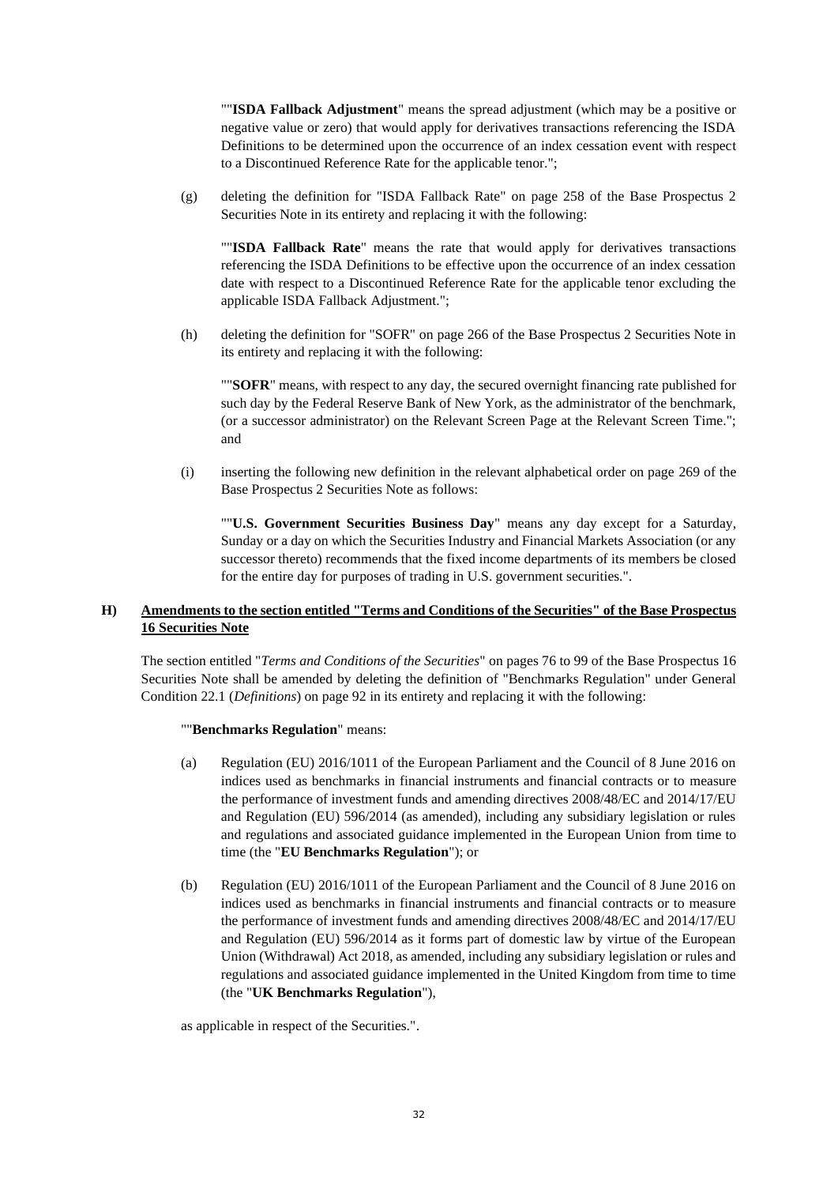""**ISDA Fallback Adjustment**" means the spread adjustment (which may be a positive or negative value or zero) that would apply for derivatives transactions referencing the ISDA Definitions to be determined upon the occurrence of an index cessation event with respect to a Discontinued Reference Rate for the applicable tenor.";

(g) deleting the definition for "ISDA Fallback Rate" on page 258 of the Base Prospectus 2 Securities Note in its entirety and replacing it with the following:

""**ISDA Fallback Rate**" means the rate that would apply for derivatives transactions referencing the ISDA Definitions to be effective upon the occurrence of an index cessation date with respect to a Discontinued Reference Rate for the applicable tenor excluding the applicable ISDA Fallback Adjustment.";

(h) deleting the definition for "SOFR" on page 266 of the Base Prospectus 2 Securities Note in its entirety and replacing it with the following:

""**SOFR**" means, with respect to any day, the secured overnight financing rate published for such day by the Federal Reserve Bank of New York, as the administrator of the benchmark, (or a successor administrator) on the Relevant Screen Page at the Relevant Screen Time."; and

(i) inserting the following new definition in the relevant alphabetical order on page 269 of the Base Prospectus 2 Securities Note as follows:

""**U.S. Government Securities Business Day**" means any day except for a Saturday, Sunday or a day on which the Securities Industry and Financial Markets Association (or any successor thereto) recommends that the fixed income departments of its members be closed for the entire day for purposes of trading in U.S. government securities.".

## H) <u>Amendments to the section entitled "Terms and Conditions of the Securities" of the Base Prospectus 16 Securities Note</u>

The section entitled "*Terms and Conditions of the Securities*" on pages 76 to 99 of the Base Prospectus 16 Securities Note shall be amended by deleting the definition of "Benchmarks Regulation" under General Condition 22.1 (*Definitions*) on page 92 in its entirety and replacing it with the following:

""**Benchmarks Regulation**" means:

(a) Regulation (EU) 2016/1011 of the European Parliament and the Council of 8 June 2016 on indices used as benchmarks in financial instruments and financial contracts or to measure the performance of investment funds and amending directives 2008/48/EC and 2014/17/EU and Regulation (EU) 596/2014 (as amended), including any subsidiary legislation or rules and regulations and associated guidance implemented in the European Union from time to time (the "**EU Benchmarks Regulation**"); or

(b) Regulation (EU) 2016/1011 of the European Parliament and the Council of 8 June 2016 on indices used as benchmarks in financial instruments and financial contracts or to measure the performance of investment funds and amending directives 2008/48/EC and 2014/17/EU and Regulation (EU) 596/2014 as it forms part of domestic law by virtue of the European Union (Withdrawal) Act 2018, as amended, including any subsidiary legislation or rules and regulations and associated guidance implemented in the United Kingdom from time to time (the "**UK Benchmarks Regulation**"),

as applicable in respect of the Securities.".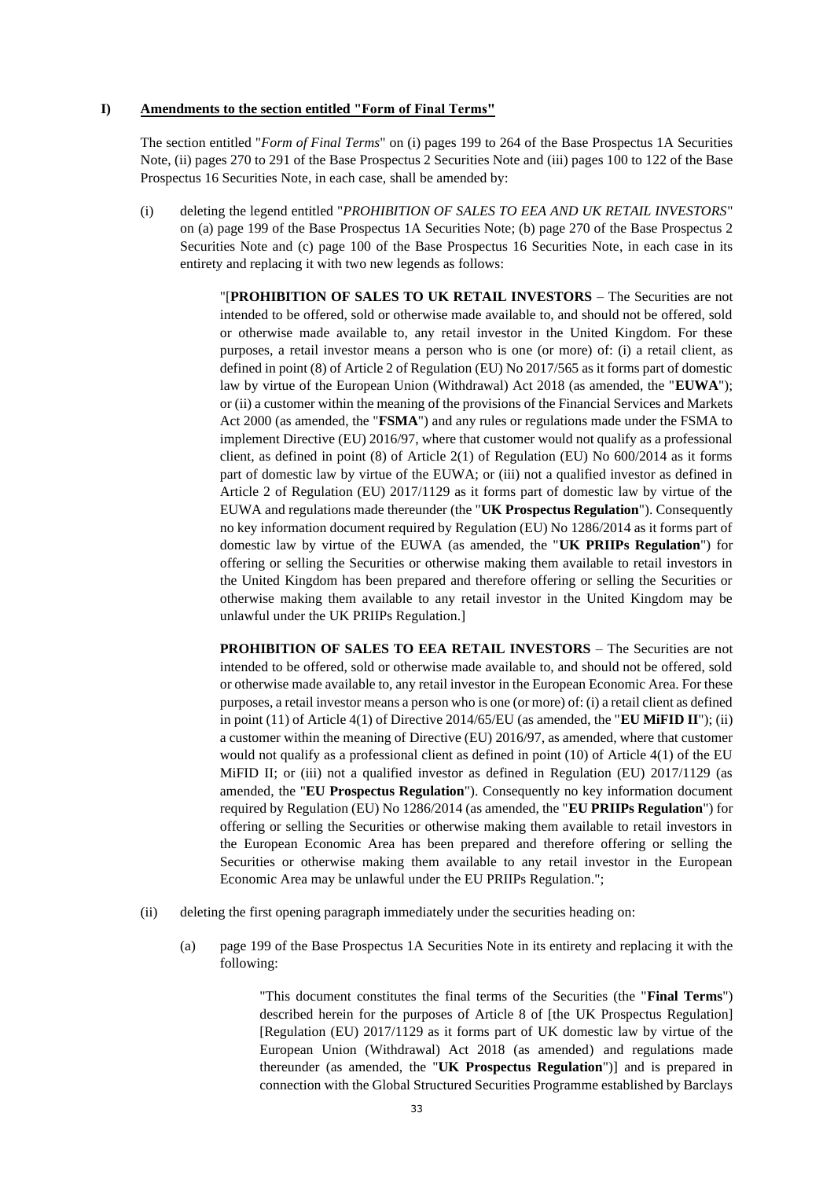**I) Amendments to the section entitled "Form of Final Terms"**

The section entitled "*Form of Final Terms*" on (i) pages 199 to 264 of the Base Prospectus 1A Securities Note, (ii) pages 270 to 291 of the Base Prospectus 2 Securities Note and (iii) pages 100 to 122 of the Base Prospectus 16 Securities Note, in each case, shall be amended by:

(i) deleting the legend entitled "*PROHIBITION OF SALES TO EEA AND UK RETAIL INVESTORS*" on (a) page 199 of the Base Prospectus 1A Securities Note; (b) page 270 of the Base Prospectus 2 Securities Note and (c) page 100 of the Base Prospectus 16 Securities Note, in each case in its entirety and replacing it with two new legends as follows:

> "[**PROHIBITION OF SALES TO UK RETAIL INVESTORS** – The Securities are not intended to be offered, sold or otherwise made available to, and should not be offered, sold or otherwise made available to, any retail investor in the United Kingdom. For these purposes, a retail investor means a person who is one (or more) of: (i) a retail client, as defined in point (8) of Article 2 of Regulation (EU) No 2017/565 as it forms part of domestic law by virtue of the European Union (Withdrawal) Act 2018 (as amended, the "**EUWA**"); or (ii) a customer within the meaning of the provisions of the Financial Services and Markets Act 2000 (as amended, the "**FSMA**") and any rules or regulations made under the FSMA to implement Directive (EU) 2016/97, where that customer would not qualify as a professional client, as defined in point (8) of Article 2(1) of Regulation (EU) No 600/2014 as it forms part of domestic law by virtue of the EUWA; or (iii) not a qualified investor as defined in Article 2 of Regulation (EU) 2017/1129 as it forms part of domestic law by virtue of the EUWA and regulations made thereunder (the "**UK Prospectus Regulation**"). Consequently no key information document required by Regulation (EU) No 1286/2014 as it forms part of domestic law by virtue of the EUWA (as amended, the "**UK PRIIPs Regulation**") for offering or selling the Securities or otherwise making them available to retail investors in the United Kingdom has been prepared and therefore offering or selling the Securities or otherwise making them available to any retail investor in the United Kingdom may be unlawful under the UK PRIIPs Regulation.]
>
> **PROHIBITION OF SALES TO EEA RETAIL INVESTORS** – The Securities are not intended to be offered, sold or otherwise made available to, and should not be offered, sold or otherwise made available to, any retail investor in the European Economic Area. For these purposes, a retail investor means a person who is one (or more) of: (i) a retail client as defined in point (11) of Article 4(1) of Directive 2014/65/EU (as amended, the "**EU MiFID II**"); (ii) a customer within the meaning of Directive (EU) 2016/97, as amended, where that customer would not qualify as a professional client as defined in point (10) of Article 4(1) of the EU MiFID II; or (iii) not a qualified investor as defined in Regulation (EU) 2017/1129 (as amended, the "**EU Prospectus Regulation**"). Consequently no key information document required by Regulation (EU) No 1286/2014 (as amended, the "**EU PRIIPs Regulation**") for offering or selling the Securities or otherwise making them available to retail investors in the European Economic Area has been prepared and therefore offering or selling the Securities or otherwise making them available to any retail investor in the European Economic Area may be unlawful under the EU PRIIPs Regulation.";

(ii) deleting the first opening paragraph immediately under the securities heading on:

   (a) page 199 of the Base Prospectus 1A Securities Note in its entirety and replacing it with the following:

   > "This document constitutes the final terms of the Securities (the "**Final Terms**") described herein for the purposes of Article 8 of [the UK Prospectus Regulation] [Regulation (EU) 2017/1129 as it forms part of UK domestic law by virtue of the European Union (Withdrawal) Act 2018 (as amended) and regulations made thereunder (as amended, the "**UK Prospectus Regulation**")] and is prepared in connection with the Global Structured Securities Programme established by Barclays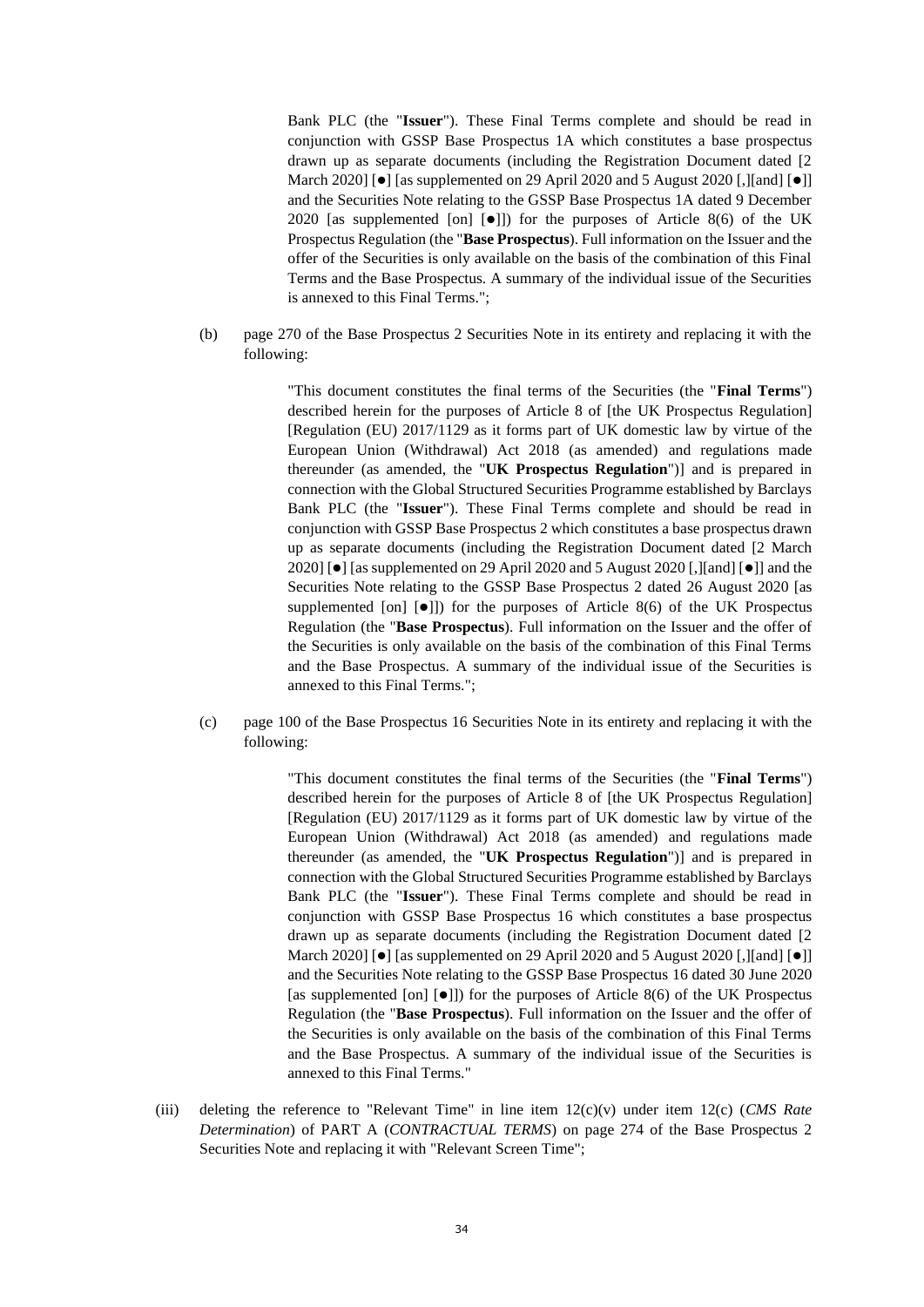Bank PLC (the "**Issuer**"). These Final Terms complete and should be read in conjunction with GSSP Base Prospectus 1A which constitutes a base prospectus drawn up as separate documents (including the Registration Document dated [2 March 2020] [●] [as supplemented on 29 April 2020 and 5 August 2020 [,][and] [●]] and the Securities Note relating to the GSSP Base Prospectus 1A dated 9 December 2020 [as supplemented [on] [●]]) for the purposes of Article 8(6) of the UK Prospectus Regulation (the "**Base Prospectus**). Full information on the Issuer and the offer of the Securities is only available on the basis of the combination of this Final Terms and the Base Prospectus. A summary of the individual issue of the Securities is annexed to this Final Terms.";

(b) page 270 of the Base Prospectus 2 Securities Note in its entirety and replacing it with the following:

> "This document constitutes the final terms of the Securities (the "**Final Terms**") described herein for the purposes of Article 8 of [the UK Prospectus Regulation] [Regulation (EU) 2017/1129 as it forms part of UK domestic law by virtue of the European Union (Withdrawal) Act 2018 (as amended) and regulations made thereunder (as amended, the "**UK Prospectus Regulation**")] and is prepared in connection with the Global Structured Securities Programme established by Barclays Bank PLC (the "**Issuer**"). These Final Terms complete and should be read in conjunction with GSSP Base Prospectus 2 which constitutes a base prospectus drawn up as separate documents (including the Registration Document dated [2 March 2020] [●] [as supplemented on 29 April 2020 and 5 August 2020 [,][and] [●]] and the Securities Note relating to the GSSP Base Prospectus 2 dated 26 August 2020 [as supplemented [on] [●]]) for the purposes of Article 8(6) of the UK Prospectus Regulation (the "**Base Prospectus**). Full information on the Issuer and the offer of the Securities is only available on the basis of the combination of this Final Terms and the Base Prospectus. A summary of the individual issue of the Securities is annexed to this Final Terms.";

(c) page 100 of the Base Prospectus 16 Securities Note in its entirety and replacing it with the following:

> "This document constitutes the final terms of the Securities (the "**Final Terms**") described herein for the purposes of Article 8 of [the UK Prospectus Regulation] [Regulation (EU) 2017/1129 as it forms part of UK domestic law by virtue of the European Union (Withdrawal) Act 2018 (as amended) and regulations made thereunder (as amended, the "**UK Prospectus Regulation**")] and is prepared in connection with the Global Structured Securities Programme established by Barclays Bank PLC (the "**Issuer**"). These Final Terms complete and should be read in conjunction with GSSP Base Prospectus 16 which constitutes a base prospectus drawn up as separate documents (including the Registration Document dated [2 March 2020] [●] [as supplemented on 29 April 2020 and 5 August 2020 [,][and] [●]] and the Securities Note relating to the GSSP Base Prospectus 16 dated 30 June 2020 [as supplemented [on] [●]]) for the purposes of Article 8(6) of the UK Prospectus Regulation (the "**Base Prospectus**). Full information on the Issuer and the offer of the Securities is only available on the basis of the combination of this Final Terms and the Base Prospectus. A summary of the individual issue of the Securities is annexed to this Final Terms."

(iii) deleting the reference to "Relevant Time" in line item 12(c)(v) under item 12(c) (*CMS Rate Determination*) of PART A (*CONTRACTUAL TERMS*) on page 274 of the Base Prospectus 2 Securities Note and replacing it with "Relevant Screen Time";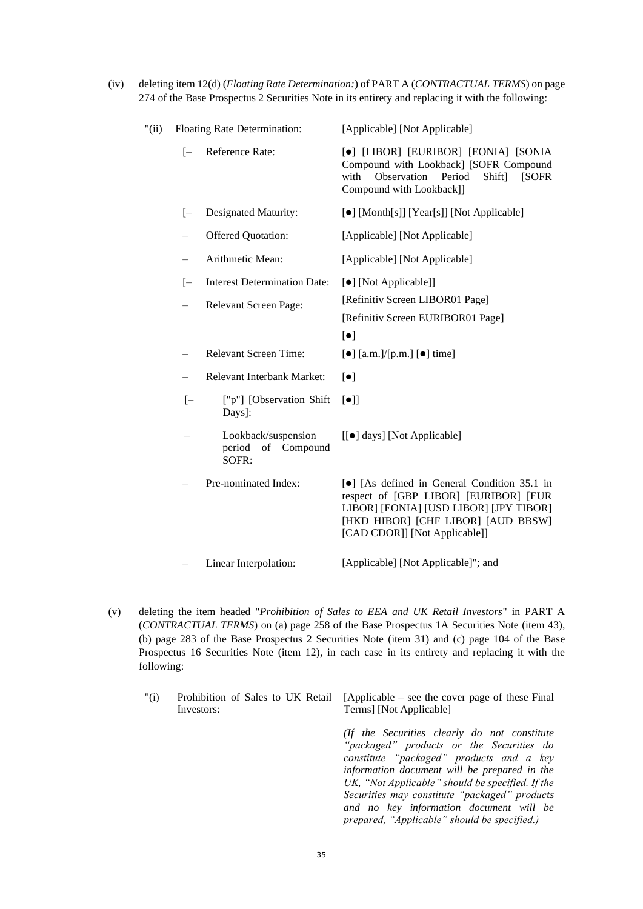(iv) deleting item 12(d) (*Floating Rate Determination:*) of PART A (*CONTRACTUAL TERMS*) on page 274 of the Base Prospectus 2 Securities Note in its entirety and replacing it with the following:

| | | |
|---|---|---|
| "(ii) | Floating Rate Determination: | [Applicable] [Not Applicable] |
| [– | Reference Rate: | [●] [LIBOR] [EURIBOR] [EONIA] [SONIA Compound with Lookback] [SOFR Compound with Observation Period Shift] [SOFR Compound with Lookback]] |
| [– | Designated Maturity: | [●] [Month[s]] [Year[s]] [Not Applicable] |
| – | Offered Quotation: | [Applicable] [Not Applicable] |
| – | Arithmetic Mean: | [Applicable] [Not Applicable] |
| [– | Interest Determination Date: | [●] [Not Applicable]] |
| – | Relevant Screen Page: | [Refinitiv Screen LIBOR01 Page]<br>[Refinitiv Screen EURIBOR01 Page]<br>[●] |
| – | Relevant Screen Time: | [●] [a.m.]/[p.m.] [●] time] |
| – | Relevant Interbank Market: | [●] |
| [– | ["p"] [Observation Shift Days]: | [●]] |
| – | Lookback/suspension period of Compound SOFR: | [[●] days] [Not Applicable] |
| – | Pre-nominated Index: | [●] [As defined in General Condition 35.1 in respect of [GBP LIBOR] [EURIBOR] [EUR LIBOR] [EONIA] [USD LIBOR] [JPY TIBOR] [HKD HIBOR] [CHF LIBOR] [AUD BBSW] [CAD CDOR]] [Not Applicable]] |
| – | Linear Interpolation: | [Applicable] [Not Applicable]"; and |

(v) deleting the item headed "*Prohibition of Sales to EEA and UK Retail Investors*" in PART A (*CONTRACTUAL TERMS*) on (a) page 258 of the Base Prospectus 1A Securities Note (item 43), (b) page 283 of the Base Prospectus 2 Securities Note (item 31) and (c) page 104 of the Base Prospectus 16 Securities Note (item 12), in each case in its entirety and replacing it with the following:

| | | |
|---|---|---|
| "(i) | Prohibition of Sales to UK Retail Investors: | [Applicable – see the cover page of these Final Terms] [Not Applicable]<br><br>*(If the Securities clearly do not constitute "packaged" products or the Securities do constitute "packaged" products and a key information document will be prepared in the UK, "Not Applicable" should be specified. If the Securities may constitute "packaged" products and no key information document will be prepared, "Applicable" should be specified.)* |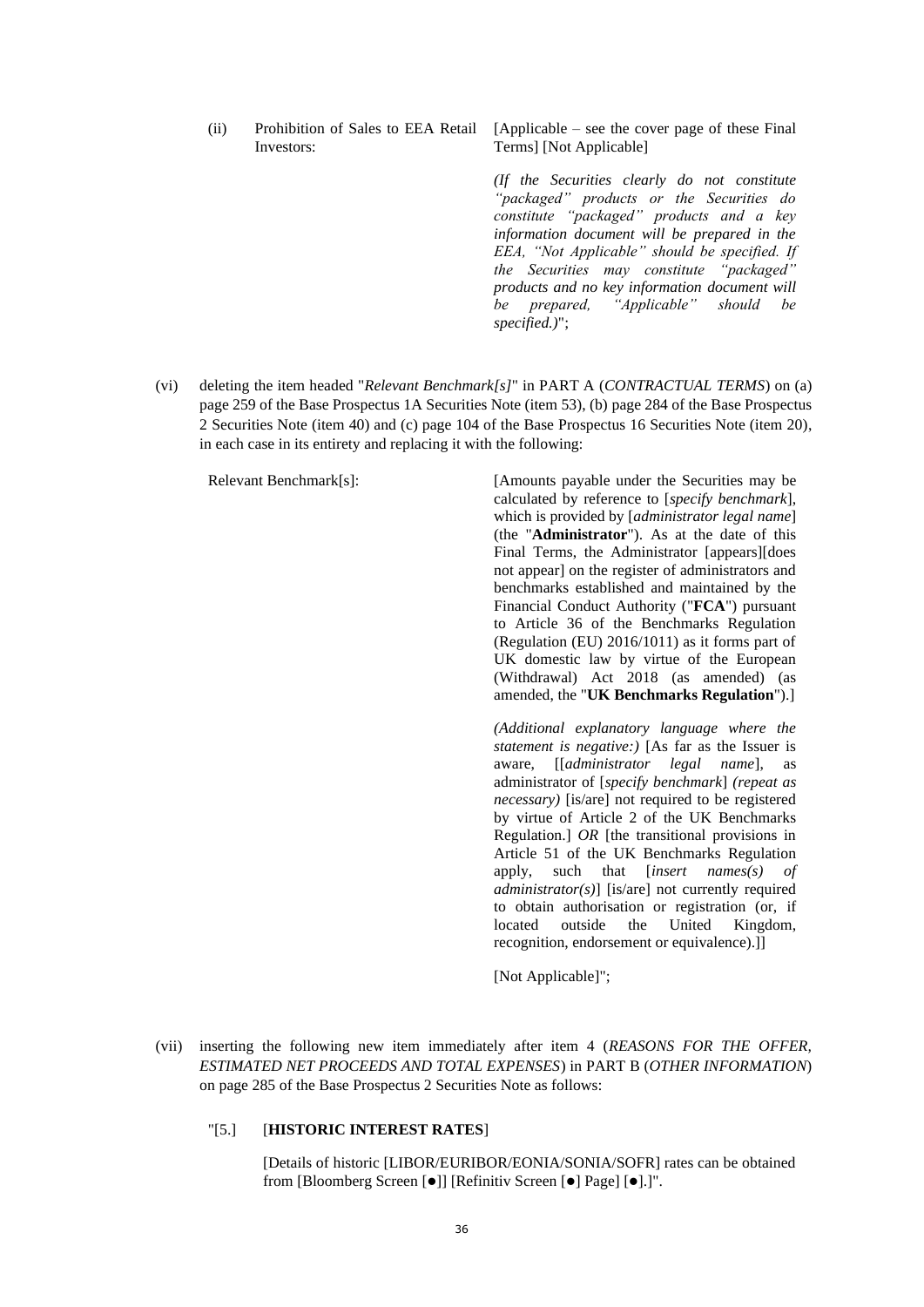(ii) Prohibition of Sales to EEA Retail Investors: [Applicable – see the cover page of these Final Terms] [Not Applicable]

*(If the Securities clearly do not constitute "packaged" products or the Securities do constitute "packaged" products and a key information document will be prepared in the EEA, "Not Applicable" should be specified. If the Securities may constitute "packaged" products and no key information document will be prepared, "Applicable" should be specified.)*";

(vi) deleting the item headed "*Relevant Benchmark[s]*" in PART A (*CONTRACTUAL TERMS*) on (a) page 259 of the Base Prospectus 1A Securities Note (item 53), (b) page 284 of the Base Prospectus 2 Securities Note (item 40) and (c) page 104 of the Base Prospectus 16 Securities Note (item 20), in each case in its entirety and replacing it with the following:

Relevant Benchmark[s]: [Amounts payable under the Securities may be calculated by reference to [*specify benchmark*], which is provided by [*administrator legal name*] (the "**Administrator**"). As at the date of this Final Terms, the Administrator [appears][does not appear] on the register of administrators and benchmarks established and maintained by the Financial Conduct Authority ("**FCA**") pursuant to Article 36 of the Benchmarks Regulation (Regulation (EU) 2016/1011) as it forms part of UK domestic law by virtue of the European (Withdrawal) Act 2018 (as amended) (as amended, the "**UK Benchmarks Regulation**").]

*(Additional explanatory language where the statement is negative:)* [As far as the Issuer is aware, [[*administrator legal name*], as administrator of [*specify benchmark*] *(repeat as necessary)* [is/are] not required to be registered by virtue of Article 2 of the UK Benchmarks Regulation.] *OR* [the transitional provisions in Article 51 of the UK Benchmarks Regulation apply, such that [*insert names(s) of administrator(s)*] [is/are] not currently required to obtain authorisation or registration (or, if located outside the United Kingdom, recognition, endorsement or equivalence).]]

[Not Applicable]";

(vii) inserting the following new item immediately after item 4 (*REASONS FOR THE OFFER, ESTIMATED NET PROCEEDS AND TOTAL EXPENSES*) in PART B (*OTHER INFORMATION*) on page 285 of the Base Prospectus 2 Securities Note as follows:

"[5.] [**HISTORIC INTEREST RATES**]

[Details of historic [LIBOR/EURIBOR/EONIA/SONIA/SOFR] rates can be obtained from [Bloomberg Screen [●]] [Refinitiv Screen [●] Page] [●].]".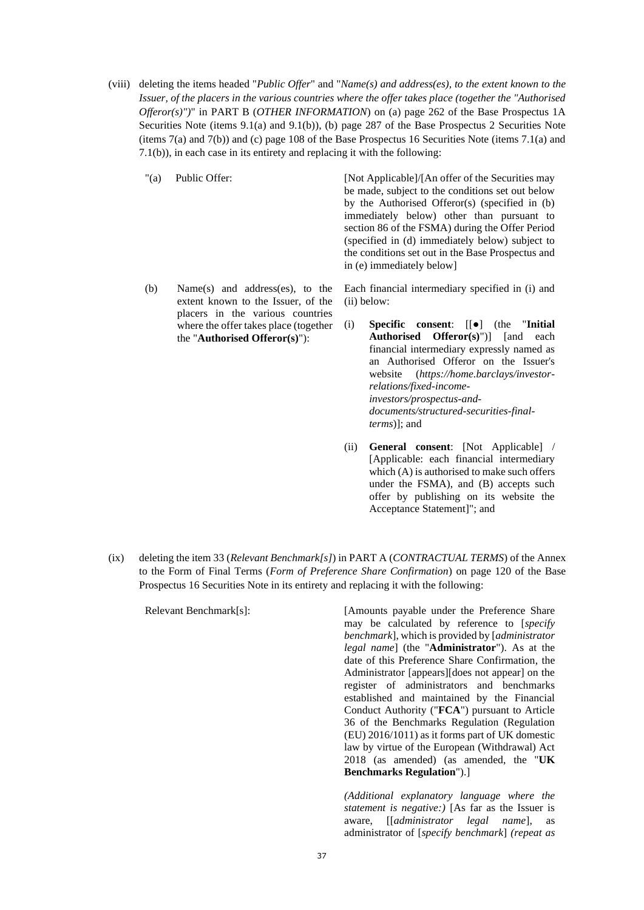(viii) deleting the items headed "*Public Offer*" and "*Name(s) and address(es), to the extent known to the Issuer, of the placers in the various countries where the offer takes place (together the "Authorised Offeror(s)")*" in PART B (*OTHER INFORMATION*) on (a) page 262 of the Base Prospectus 1A Securities Note (items 9.1(a) and 9.1(b)), (b) page 287 of the Base Prospectus 2 Securities Note (items 7(a) and 7(b)) and (c) page 108 of the Base Prospectus 16 Securities Note (items 7.1(a) and 7.1(b)), in each case in its entirety and replacing it with the following:

| | |
|---|---|
| "(a) Public Offer: | [Not Applicable]/[An offer of the Securities may be made, subject to the conditions set out below by the Authorised Offeror(s) (specified in (b) immediately below) other than pursuant to section 86 of the FSMA) during the Offer Period (specified in (d) immediately below) subject to the conditions set out in the Base Prospectus and in (e) immediately below] |
| (b) Name(s) and address(es), to the extent known to the Issuer, of the placers in the various countries where the offer takes place (together the "**Authorised Offeror(s)**"): | Each financial intermediary specified in (i) and (ii) below:<br><br>(i) **Specific consent**: [[●] (the "**Initial Authorised Offeror(s)**")] [and each financial intermediary expressly named as an Authorised Offeror on the Issuer's website (*https://home.barclays/investor-relations/fixed-income-investors/prospectus-and-documents/structured-securities-final-terms*)]; and<br><br>(ii) **General consent**: [Not Applicable] / [Applicable: each financial intermediary which (A) is authorised to make such offers under the FSMA), and (B) accepts such offer by publishing on its website the Acceptance Statement]"; and |

(ix) deleting the item 33 (*Relevant Benchmark[s]*) in PART A (*CONTRACTUAL TERMS*) of the Annex to the Form of Final Terms (*Form of Preference Share Confirmation*) on page 120 of the Base Prospectus 16 Securities Note in its entirety and replacing it with the following:

| | |
|---|---|
| Relevant Benchmark[s]: | [Amounts payable under the Preference Share may be calculated by reference to [*specify benchmark*], which is provided by [*administrator legal name*] (the "**Administrator**"). As at the date of this Preference Share Confirmation, the Administrator [appears][does not appear] on the register of administrators and benchmarks established and maintained by the Financial Conduct Authority ("**FCA**") pursuant to Article 36 of the Benchmarks Regulation (Regulation (EU) 2016/1011) as it forms part of UK domestic law by virtue of the European (Withdrawal) Act 2018 (as amended) (as amended, the "**UK Benchmarks Regulation**").]<br><br>*(Additional explanatory language where the statement is negative:)* [As far as the Issuer is aware, [[*administrator legal name*], as administrator of [*specify benchmark*] *(repeat as* |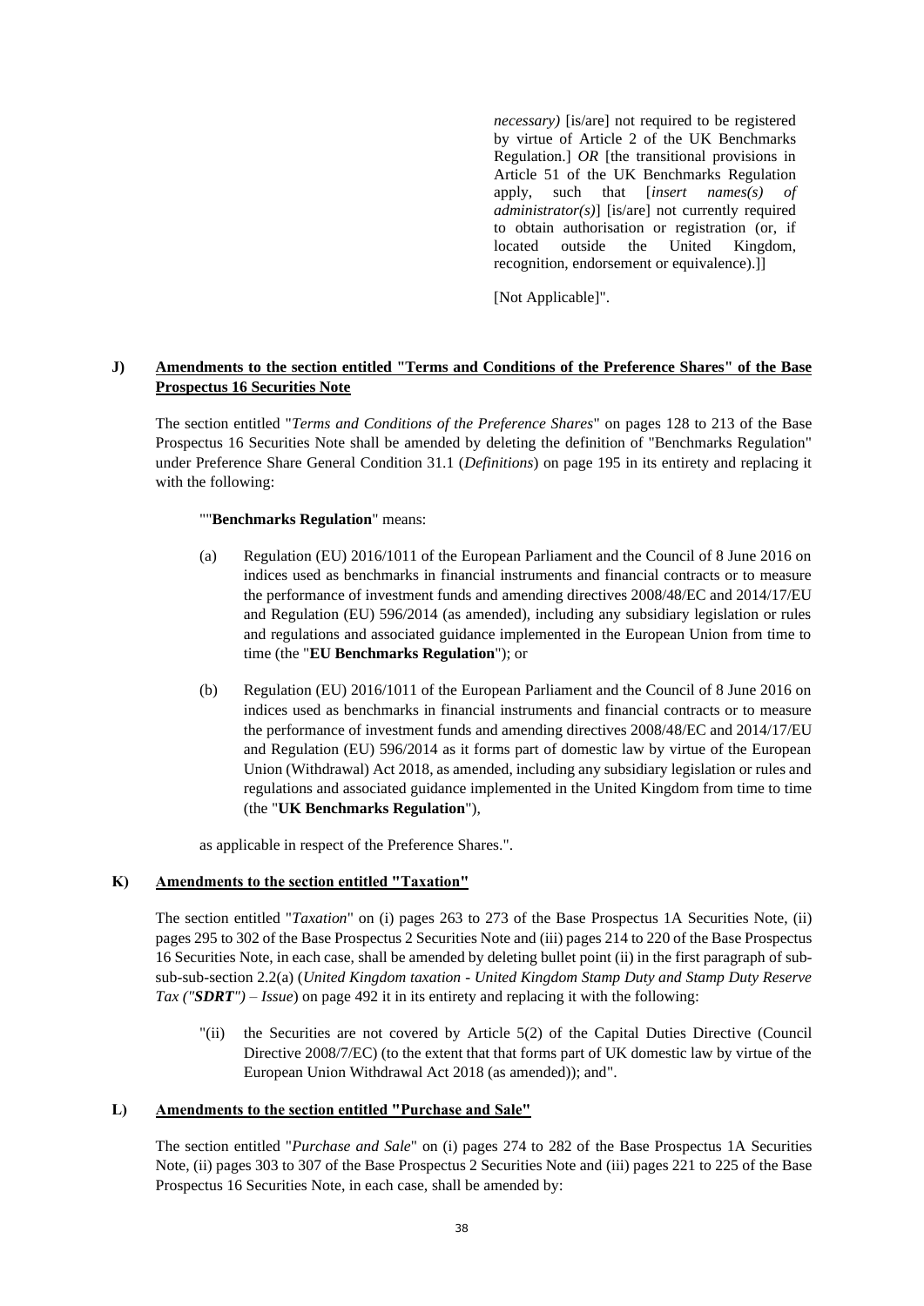*necessary)* [is/are] not required to be registered by virtue of Article 2 of the UK Benchmarks Regulation.] *OR* [the transitional provisions in Article 51 of the UK Benchmarks Regulation apply, such that [*insert names(s) of administrator(s)*] [is/are] not currently required to obtain authorisation or registration (or, if located outside the United Kingdom, recognition, endorsement or equivalence).]]

[Not Applicable]".

**J) Amendments to the section entitled "Terms and Conditions of the Preference Shares" of the Base Prospectus 16 Securities Note**

The section entitled "*Terms and Conditions of the Preference Shares*" on pages 128 to 213 of the Base Prospectus 16 Securities Note shall be amended by deleting the definition of "Benchmarks Regulation" under Preference Share General Condition 31.1 (*Definitions*) on page 195 in its entirety and replacing it with the following:

""**Benchmarks Regulation**" means:

(a) Regulation (EU) 2016/1011 of the European Parliament and the Council of 8 June 2016 on indices used as benchmarks in financial instruments and financial contracts or to measure the performance of investment funds and amending directives 2008/48/EC and 2014/17/EU and Regulation (EU) 596/2014 (as amended), including any subsidiary legislation or rules and regulations and associated guidance implemented in the European Union from time to time (the "**EU Benchmarks Regulation**"); or

(b) Regulation (EU) 2016/1011 of the European Parliament and the Council of 8 June 2016 on indices used as benchmarks in financial instruments and financial contracts or to measure the performance of investment funds and amending directives 2008/48/EC and 2014/17/EU and Regulation (EU) 596/2014 as it forms part of domestic law by virtue of the European Union (Withdrawal) Act 2018, as amended, including any subsidiary legislation or rules and regulations and associated guidance implemented in the United Kingdom from time to time (the "**UK Benchmarks Regulation**"),

as applicable in respect of the Preference Shares.".

**K) Amendments to the section entitled "Taxation"**

The section entitled "*Taxation*" on (i) pages 263 to 273 of the Base Prospectus 1A Securities Note, (ii) pages 295 to 302 of the Base Prospectus 2 Securities Note and (iii) pages 214 to 220 of the Base Prospectus 16 Securities Note, in each case, shall be amended by deleting bullet point (ii) in the first paragraph of sub-sub-sub-section 2.2(a) (*United Kingdom taxation - United Kingdom Stamp Duty and Stamp Duty Reserve Tax ("**SDRT**") – Issue*) on page 492 it in its entirety and replacing it with the following:

"(ii) the Securities are not covered by Article 5(2) of the Capital Duties Directive (Council Directive 2008/7/EC) (to the extent that that forms part of UK domestic law by virtue of the European Union Withdrawal Act 2018 (as amended)); and".

**L) Amendments to the section entitled "Purchase and Sale"**

The section entitled "*Purchase and Sale*" on (i) pages 274 to 282 of the Base Prospectus 1A Securities Note, (ii) pages 303 to 307 of the Base Prospectus 2 Securities Note and (iii) pages 221 to 225 of the Base Prospectus 16 Securities Note, in each case, shall be amended by: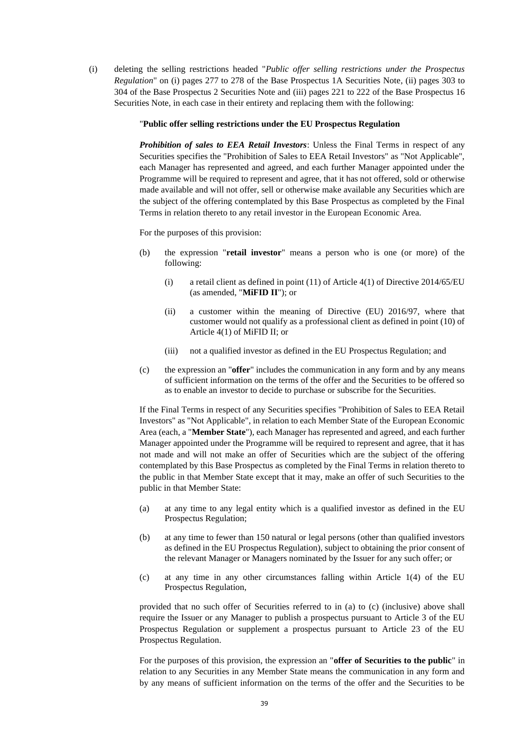(i) deleting the selling restrictions headed "*Public offer selling restrictions under the Prospectus Regulation*" on (i) pages 277 to 278 of the Base Prospectus 1A Securities Note, (ii) pages 303 to 304 of the Base Prospectus 2 Securities Note and (iii) pages 221 to 222 of the Base Prospectus 16 Securities Note, in each case in their entirety and replacing them with the following:

"**Public offer selling restrictions under the EU Prospectus Regulation**

***Prohibition of sales to EEA Retail Investors***: Unless the Final Terms in respect of any Securities specifies the "Prohibition of Sales to EEA Retail Investors" as "Not Applicable", each Manager has represented and agreed, and each further Manager appointed under the Programme will be required to represent and agree, that it has not offered, sold or otherwise made available and will not offer, sell or otherwise make available any Securities which are the subject of the offering contemplated by this Base Prospectus as completed by the Final Terms in relation thereto to any retail investor in the European Economic Area.

For the purposes of this provision:

(b) the expression "**retail investor**" means a person who is one (or more) of the following:

  (i) a retail client as defined in point (11) of Article 4(1) of Directive 2014/65/EU (as amended, "**MiFID II**"); or

  (ii) a customer within the meaning of Directive (EU) 2016/97, where that customer would not qualify as a professional client as defined in point (10) of Article 4(1) of MiFID II; or

  (iii) not a qualified investor as defined in the EU Prospectus Regulation; and

(c) the expression an "**offer**" includes the communication in any form and by any means of sufficient information on the terms of the offer and the Securities to be offered so as to enable an investor to decide to purchase or subscribe for the Securities.

If the Final Terms in respect of any Securities specifies "Prohibition of Sales to EEA Retail Investors" as "Not Applicable", in relation to each Member State of the European Economic Area (each, a "**Member State**"), each Manager has represented and agreed, and each further Manager appointed under the Programme will be required to represent and agree, that it has not made and will not make an offer of Securities which are the subject of the offering contemplated by this Base Prospectus as completed by the Final Terms in relation thereto to the public in that Member State except that it may, make an offer of such Securities to the public in that Member State:

(a) at any time to any legal entity which is a qualified investor as defined in the EU Prospectus Regulation;

(b) at any time to fewer than 150 natural or legal persons (other than qualified investors as defined in the EU Prospectus Regulation), subject to obtaining the prior consent of the relevant Manager or Managers nominated by the Issuer for any such offer; or

(c) at any time in any other circumstances falling within Article 1(4) of the EU Prospectus Regulation,

provided that no such offer of Securities referred to in (a) to (c) (inclusive) above shall require the Issuer or any Manager to publish a prospectus pursuant to Article 3 of the EU Prospectus Regulation or supplement a prospectus pursuant to Article 23 of the EU Prospectus Regulation.

For the purposes of this provision, the expression an "**offer of Securities to the public**" in relation to any Securities in any Member State means the communication in any form and by any means of sufficient information on the terms of the offer and the Securities to be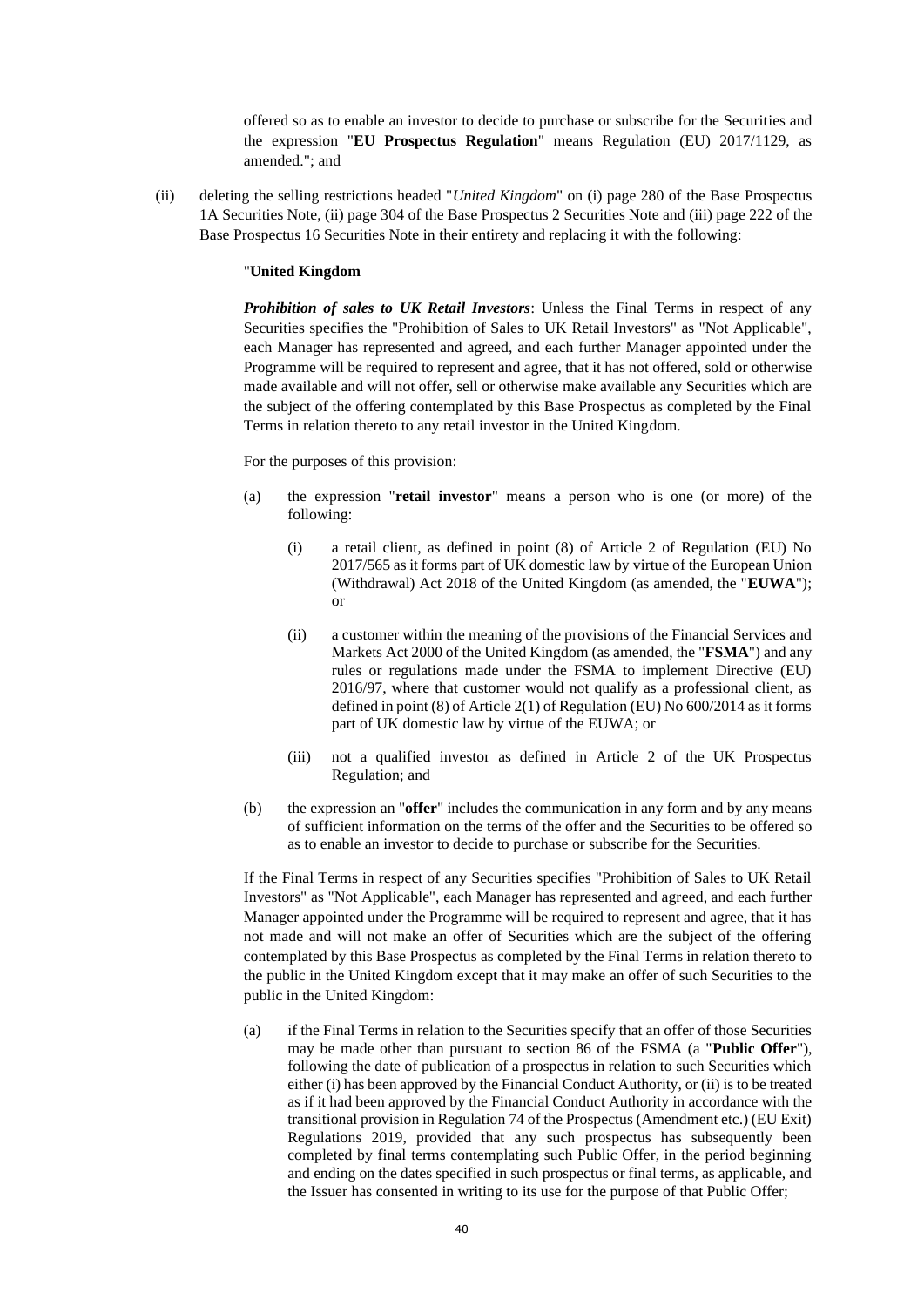offered so as to enable an investor to decide to purchase or subscribe for the Securities and the expression "**EU Prospectus Regulation**" means Regulation (EU) 2017/1129, as amended."; and

(ii) deleting the selling restrictions headed "*United Kingdom*" on (i) page 280 of the Base Prospectus 1A Securities Note, (ii) page 304 of the Base Prospectus 2 Securities Note and (iii) page 222 of the Base Prospectus 16 Securities Note in their entirety and replacing it with the following:

"**United Kingdom**

***Prohibition of sales to UK Retail Investors***: Unless the Final Terms in respect of any Securities specifies the "Prohibition of Sales to UK Retail Investors" as "Not Applicable", each Manager has represented and agreed, and each further Manager appointed under the Programme will be required to represent and agree, that it has not offered, sold or otherwise made available and will not offer, sell or otherwise make available any Securities which are the subject of the offering contemplated by this Base Prospectus as completed by the Final Terms in relation thereto to any retail investor in the United Kingdom.

For the purposes of this provision:

(a) the expression "**retail investor**" means a person who is one (or more) of the following:

  (i) a retail client, as defined in point (8) of Article 2 of Regulation (EU) No 2017/565 as it forms part of UK domestic law by virtue of the European Union (Withdrawal) Act 2018 of the United Kingdom (as amended, the "**EUWA**"); or

  (ii) a customer within the meaning of the provisions of the Financial Services and Markets Act 2000 of the United Kingdom (as amended, the "**FSMA**") and any rules or regulations made under the FSMA to implement Directive (EU) 2016/97, where that customer would not qualify as a professional client, as defined in point (8) of Article 2(1) of Regulation (EU) No 600/2014 as it forms part of UK domestic law by virtue of the EUWA; or

  (iii) not a qualified investor as defined in Article 2 of the UK Prospectus Regulation; and

(b) the expression an "**offer**" includes the communication in any form and by any means of sufficient information on the terms of the offer and the Securities to be offered so as to enable an investor to decide to purchase or subscribe for the Securities.

If the Final Terms in respect of any Securities specifies "Prohibition of Sales to UK Retail Investors" as "Not Applicable", each Manager has represented and agreed, and each further Manager appointed under the Programme will be required to represent and agree, that it has not made and will not make an offer of Securities which are the subject of the offering contemplated by this Base Prospectus as completed by the Final Terms in relation thereto to the public in the United Kingdom except that it may make an offer of such Securities to the public in the United Kingdom:

(a) if the Final Terms in relation to the Securities specify that an offer of those Securities may be made other than pursuant to section 86 of the FSMA (a "**Public Offer**"), following the date of publication of a prospectus in relation to such Securities which either (i) has been approved by the Financial Conduct Authority, or (ii) is to be treated as if it had been approved by the Financial Conduct Authority in accordance with the transitional provision in Regulation 74 of the Prospectus (Amendment etc.) (EU Exit) Regulations 2019, provided that any such prospectus has subsequently been completed by final terms contemplating such Public Offer, in the period beginning and ending on the dates specified in such prospectus or final terms, as applicable, and the Issuer has consented in writing to its use for the purpose of that Public Offer;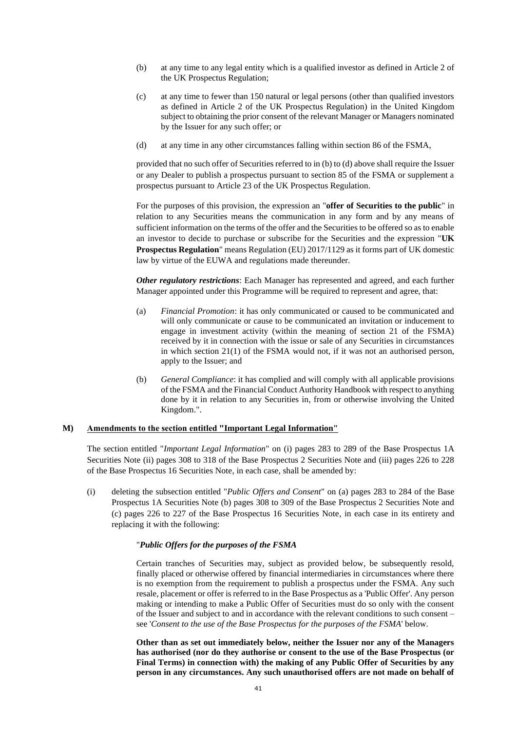(b) at any time to any legal entity which is a qualified investor as defined in Article 2 of the UK Prospectus Regulation;

(c) at any time to fewer than 150 natural or legal persons (other than qualified investors as defined in Article 2 of the UK Prospectus Regulation) in the United Kingdom subject to obtaining the prior consent of the relevant Manager or Managers nominated by the Issuer for any such offer; or

(d) at any time in any other circumstances falling within section 86 of the FSMA,

provided that no such offer of Securities referred to in (b) to (d) above shall require the Issuer or any Dealer to publish a prospectus pursuant to section 85 of the FSMA or supplement a prospectus pursuant to Article 23 of the UK Prospectus Regulation.

For the purposes of this provision, the expression an "**offer of Securities to the public**" in relation to any Securities means the communication in any form and by any means of sufficient information on the terms of the offer and the Securities to be offered so as to enable an investor to decide to purchase or subscribe for the Securities and the expression "**UK Prospectus Regulation**" means Regulation (EU) 2017/1129 as it forms part of UK domestic law by virtue of the EUWA and regulations made thereunder.

***Other regulatory restrictions***: Each Manager has represented and agreed, and each further Manager appointed under this Programme will be required to represent and agree, that:

(a) *Financial Promotion*: it has only communicated or caused to be communicated and will only communicate or cause to be communicated an invitation or inducement to engage in investment activity (within the meaning of section 21 of the FSMA) received by it in connection with the issue or sale of any Securities in circumstances in which section 21(1) of the FSMA would not, if it was not an authorised person, apply to the Issuer; and

(b) *General Compliance*: it has complied and will comply with all applicable provisions of the FSMA and the Financial Conduct Authority Handbook with respect to anything done by it in relation to any Securities in, from or otherwise involving the United Kingdom.".

## M) Amendments to the section entitled "Important Legal Information"

The section entitled "*Important Legal Information*" on (i) pages 283 to 289 of the Base Prospectus 1A Securities Note (ii) pages 308 to 318 of the Base Prospectus 2 Securities Note and (iii) pages 226 to 228 of the Base Prospectus 16 Securities Note, in each case, shall be amended by:

(i) deleting the subsection entitled "*Public Offers and Consent*" on (a) pages 283 to 284 of the Base Prospectus 1A Securities Note (b) pages 308 to 309 of the Base Prospectus 2 Securities Note and (c) pages 226 to 227 of the Base Prospectus 16 Securities Note, in each case in its entirety and replacing it with the following:

"***Public Offers for the purposes of the FSMA***

Certain tranches of Securities may, subject as provided below, be subsequently resold, finally placed or otherwise offered by financial intermediaries in circumstances where there is no exemption from the requirement to publish a prospectus under the FSMA. Any such resale, placement or offer is referred to in the Base Prospectus as a 'Public Offer'. Any person making or intending to make a Public Offer of Securities must do so only with the consent of the Issuer and subject to and in accordance with the relevant conditions to such consent – see '*Consent to the use of the Base Prospectus for the purposes of the FSMA*' below.

**Other than as set out immediately below, neither the Issuer nor any of the Managers has authorised (nor do they authorise or consent to the use of the Base Prospectus (or Final Terms) in connection with) the making of any Public Offer of Securities by any person in any circumstances. Any such unauthorised offers are not made on behalf of**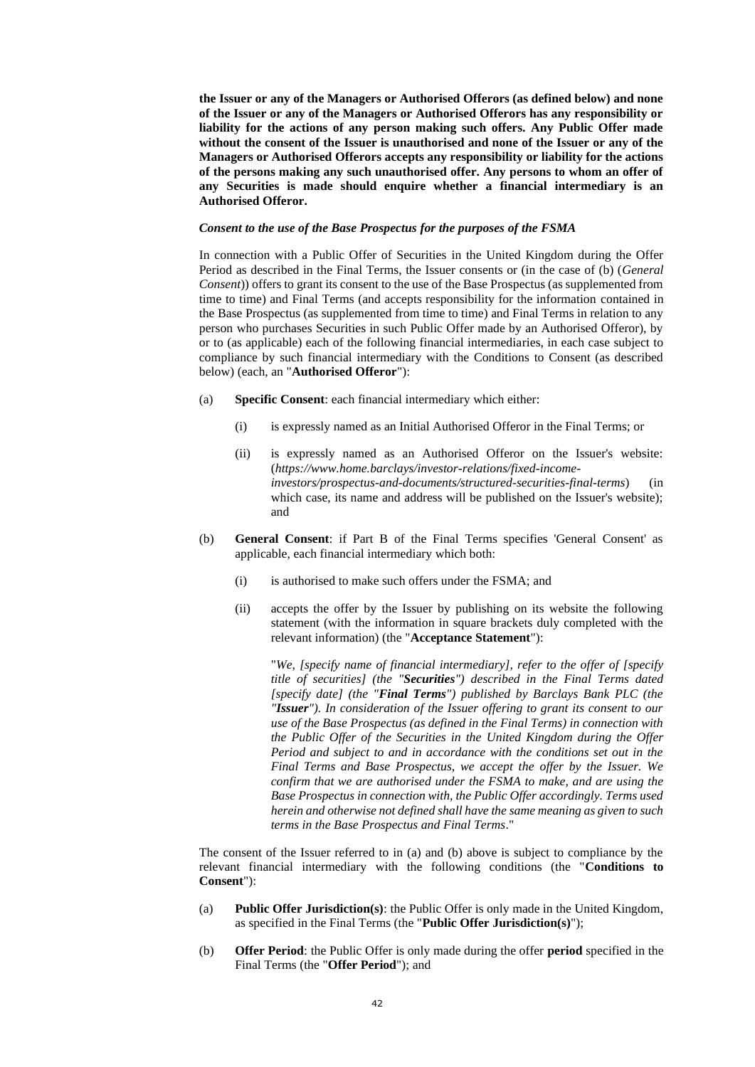**the Issuer or any of the Managers or Authorised Offerors (as defined below) and none of the Issuer or any of the Managers or Authorised Offerors has any responsibility or liability for the actions of any person making such offers. Any Public Offer made without the consent of the Issuer is unauthorised and none of the Issuer or any of the Managers or Authorised Offerors accepts any responsibility or liability for the actions of the persons making any such unauthorised offer. Any persons to whom an offer of any Securities is made should enquire whether a financial intermediary is an Authorised Offeror.**

***Consent to the use of the Base Prospectus for the purposes of the FSMA***

In connection with a Public Offer of Securities in the United Kingdom during the Offer Period as described in the Final Terms, the Issuer consents or (in the case of (b) (*General Consent*)) offers to grant its consent to the use of the Base Prospectus (as supplemented from time to time) and Final Terms (and accepts responsibility for the information contained in the Base Prospectus (as supplemented from time to time) and Final Terms in relation to any person who purchases Securities in such Public Offer made by an Authorised Offeror), by or to (as applicable) each of the following financial intermediaries, in each case subject to compliance by such financial intermediary with the Conditions to Consent (as described below) (each, an "**Authorised Offeror**"):

(a) **Specific Consent**: each financial intermediary which either:

  (i) is expressly named as an Initial Authorised Offeror in the Final Terms; or

  (ii) is expressly named as an Authorised Offeror on the Issuer's website: (*https://www.home.barclays/investor-relations/fixed-income-investors/prospectus-and-documents/structured-securities-final-terms*) (in which case, its name and address will be published on the Issuer's website); and

(b) **General Consent**: if Part B of the Final Terms specifies 'General Consent' as applicable, each financial intermediary which both:

  (i) is authorised to make such offers under the FSMA; and

  (ii) accepts the offer by the Issuer by publishing on its website the following statement (with the information in square brackets duly completed with the relevant information) (the "**Acceptance Statement**"):

  "*We, [specify name of financial intermediary], refer to the offer of [specify title of securities] (the "**Securities**") described in the Final Terms dated [specify date] (the "**Final Terms**") published by Barclays Bank PLC (the "**Issuer**"). In consideration of the Issuer offering to grant its consent to our use of the Base Prospectus (as defined in the Final Terms) in connection with the Public Offer of the Securities in the United Kingdom during the Offer Period and subject to and in accordance with the conditions set out in the Final Terms and Base Prospectus, we accept the offer by the Issuer. We confirm that we are authorised under the FSMA to make, and are using the Base Prospectus in connection with, the Public Offer accordingly. Terms used herein and otherwise not defined shall have the same meaning as given to such terms in the Base Prospectus and Final Terms*."

The consent of the Issuer referred to in (a) and (b) above is subject to compliance by the relevant financial intermediary with the following conditions (the "**Conditions to Consent**"):

(a) **Public Offer Jurisdiction(s)**: the Public Offer is only made in the United Kingdom, as specified in the Final Terms (the "**Public Offer Jurisdiction(s)**");

(b) **Offer Period**: the Public Offer is only made during the offer **period** specified in the Final Terms (the "**Offer Period**"); and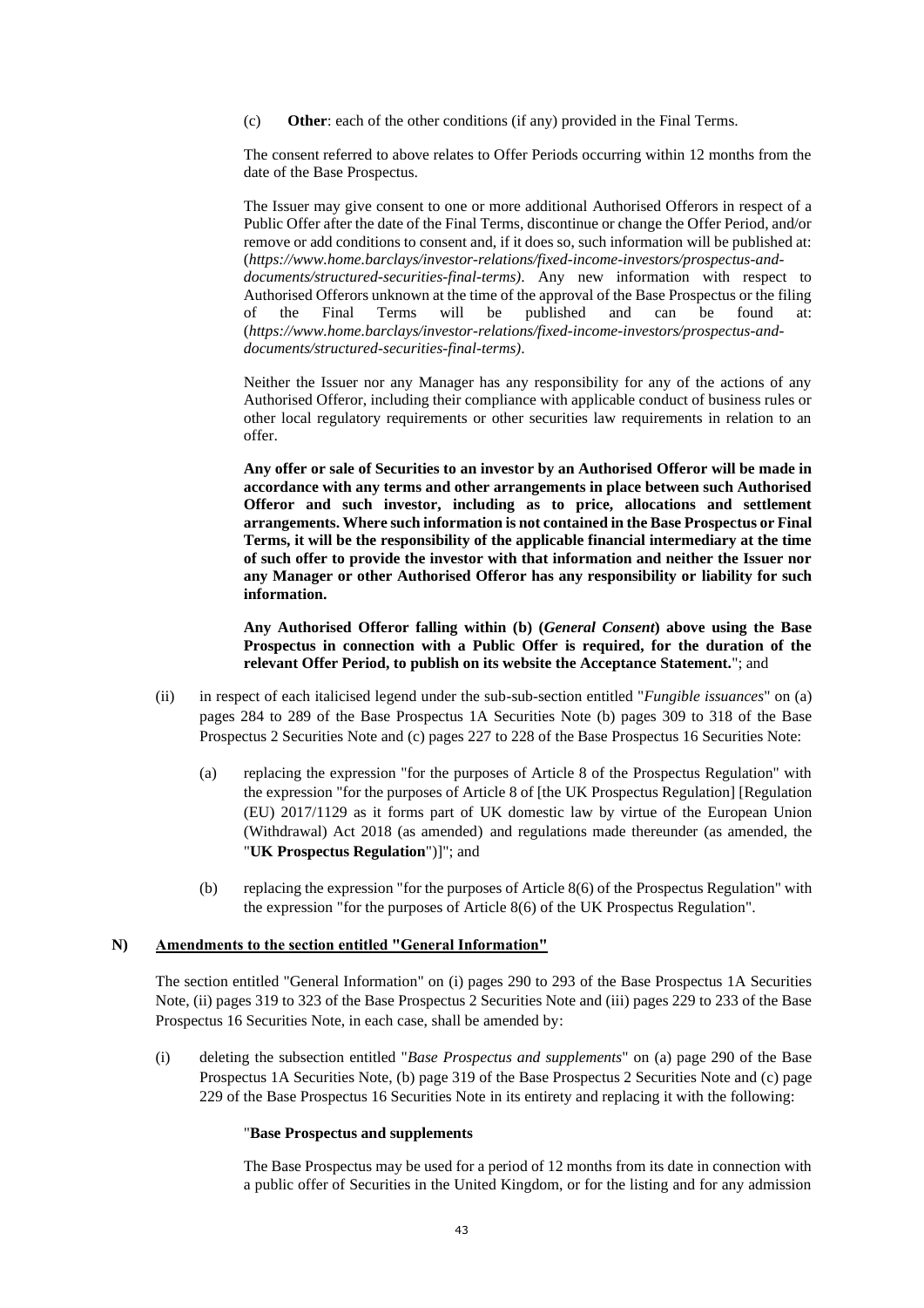(c) **Other**: each of the other conditions (if any) provided in the Final Terms.

The consent referred to above relates to Offer Periods occurring within 12 months from the date of the Base Prospectus.

The Issuer may give consent to one or more additional Authorised Offerors in respect of a Public Offer after the date of the Final Terms, discontinue or change the Offer Period, and/or remove or add conditions to consent and, if it does so, such information will be published at: (*https://www.home.barclays/investor-relations/fixed-income-investors/prospectus-and-documents/structured-securities-final-terms)*. Any new information with respect to Authorised Offerors unknown at the time of the approval of the Base Prospectus or the filing of the Final Terms will be published and can be found at: (*https://www.home.barclays/investor-relations/fixed-income-investors/prospectus-and-documents/structured-securities-final-terms)*.

Neither the Issuer nor any Manager has any responsibility for any of the actions of any Authorised Offeror, including their compliance with applicable conduct of business rules or other local regulatory requirements or other securities law requirements in relation to an offer.

**Any offer or sale of Securities to an investor by an Authorised Offeror will be made in accordance with any terms and other arrangements in place between such Authorised Offeror and such investor, including as to price, allocations and settlement arrangements. Where such information is not contained in the Base Prospectus or Final Terms, it will be the responsibility of the applicable financial intermediary at the time of such offer to provide the investor with that information and neither the Issuer nor any Manager or other Authorised Offeror has any responsibility or liability for such information.**

**Any Authorised Offeror falling within (b) (*General Consent*) above using the Base Prospectus in connection with a Public Offer is required, for the duration of the relevant Offer Period, to publish on its website the Acceptance Statement.**"; and

(ii) in respect of each italicised legend under the sub-sub-section entitled "*Fungible issuances*" on (a) pages 284 to 289 of the Base Prospectus 1A Securities Note (b) pages 309 to 318 of the Base Prospectus 2 Securities Note and (c) pages 227 to 228 of the Base Prospectus 16 Securities Note:

(a) replacing the expression "for the purposes of Article 8 of the Prospectus Regulation" with the expression "for the purposes of Article 8 of [the UK Prospectus Regulation] [Regulation (EU) 2017/1129 as it forms part of UK domestic law by virtue of the European Union (Withdrawal) Act 2018 (as amended) and regulations made thereunder (as amended, the "**UK Prospectus Regulation**")]"; and

(b) replacing the expression "for the purposes of Article 8(6) of the Prospectus Regulation" with the expression "for the purposes of Article 8(6) of the UK Prospectus Regulation".

## N) Amendments to the section entitled "General Information"

The section entitled "General Information" on (i) pages 290 to 293 of the Base Prospectus 1A Securities Note, (ii) pages 319 to 323 of the Base Prospectus 2 Securities Note and (iii) pages 229 to 233 of the Base Prospectus 16 Securities Note, in each case, shall be amended by:

(i) deleting the subsection entitled "*Base Prospectus and supplements*" on (a) page 290 of the Base Prospectus 1A Securities Note, (b) page 319 of the Base Prospectus 2 Securities Note and (c) page 229 of the Base Prospectus 16 Securities Note in its entirety and replacing it with the following:

"**Base Prospectus and supplements**

The Base Prospectus may be used for a period of 12 months from its date in connection with a public offer of Securities in the United Kingdom, or for the listing and for any admission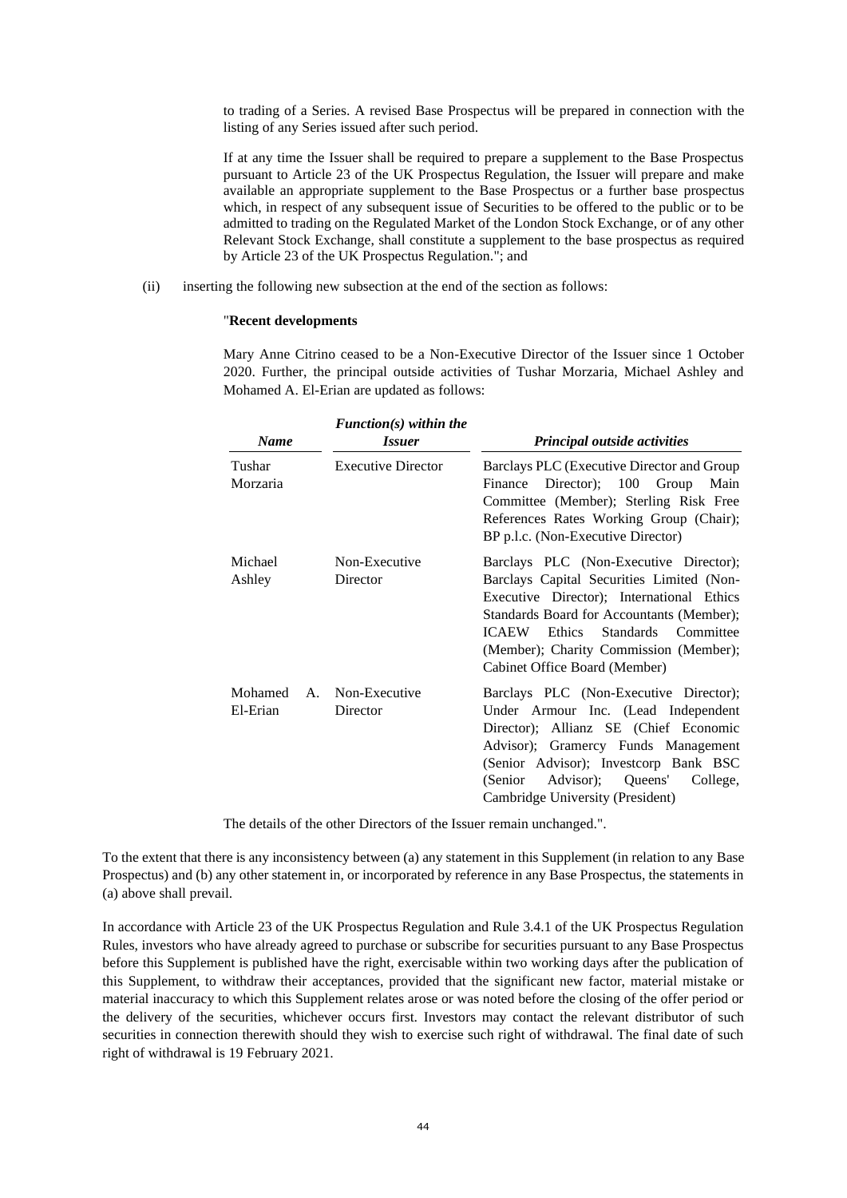to trading of a Series. A revised Base Prospectus will be prepared in connection with the listing of any Series issued after such period.

If at any time the Issuer shall be required to prepare a supplement to the Base Prospectus pursuant to Article 23 of the UK Prospectus Regulation, the Issuer will prepare and make available an appropriate supplement to the Base Prospectus or a further base prospectus which, in respect of any subsequent issue of Securities to be offered to the public or to be admitted to trading on the Regulated Market of the London Stock Exchange, or of any other Relevant Stock Exchange, shall constitute a supplement to the base prospectus as required by Article 23 of the UK Prospectus Regulation."; and

(ii) inserting the following new subsection at the end of the section as follows:

"**Recent developments**

Mary Anne Citrino ceased to be a Non-Executive Director of the Issuer since 1 October 2020. Further, the principal outside activities of Tushar Morzaria, Michael Ashley and Mohamed A. El-Erian are updated as follows:

| ***Name*** | ***Function(s) within the Issuer*** | ***Principal outside activities*** |
|---|---|---|
| Tushar Morzaria | Executive Director | Barclays PLC (Executive Director and Group Finance Director); 100 Group Main Committee (Member); Sterling Risk Free References Rates Working Group (Chair); BP p.l.c. (Non-Executive Director) |
| Michael Ashley | Non-Executive Director | Barclays PLC (Non-Executive Director); Barclays Capital Securities Limited (Non-Executive Director); International Ethics Standards Board for Accountants (Member); ICAEW Ethics Standards Committee (Member); Charity Commission (Member); Cabinet Office Board (Member) |
| Mohamed A. El-Erian | Non-Executive Director | Barclays PLC (Non-Executive Director); Under Armour Inc. (Lead Independent Director); Allianz SE (Chief Economic Advisor); Gramercy Funds Management (Senior Advisor); Investcorp Bank BSC (Senior Advisor); Queens' College, Cambridge University (President) |

The details of the other Directors of the Issuer remain unchanged.".

To the extent that there is any inconsistency between (a) any statement in this Supplement (in relation to any Base Prospectus) and (b) any other statement in, or incorporated by reference in any Base Prospectus, the statements in (a) above shall prevail.

In accordance with Article 23 of the UK Prospectus Regulation and Rule 3.4.1 of the UK Prospectus Regulation Rules, investors who have already agreed to purchase or subscribe for securities pursuant to any Base Prospectus before this Supplement is published have the right, exercisable within two working days after the publication of this Supplement, to withdraw their acceptances, provided that the significant new factor, material mistake or material inaccuracy to which this Supplement relates arose or was noted before the closing of the offer period or the delivery of the securities, whichever occurs first. Investors may contact the relevant distributor of such securities in connection therewith should they wish to exercise such right of withdrawal. The final date of such right of withdrawal is 19 February 2021.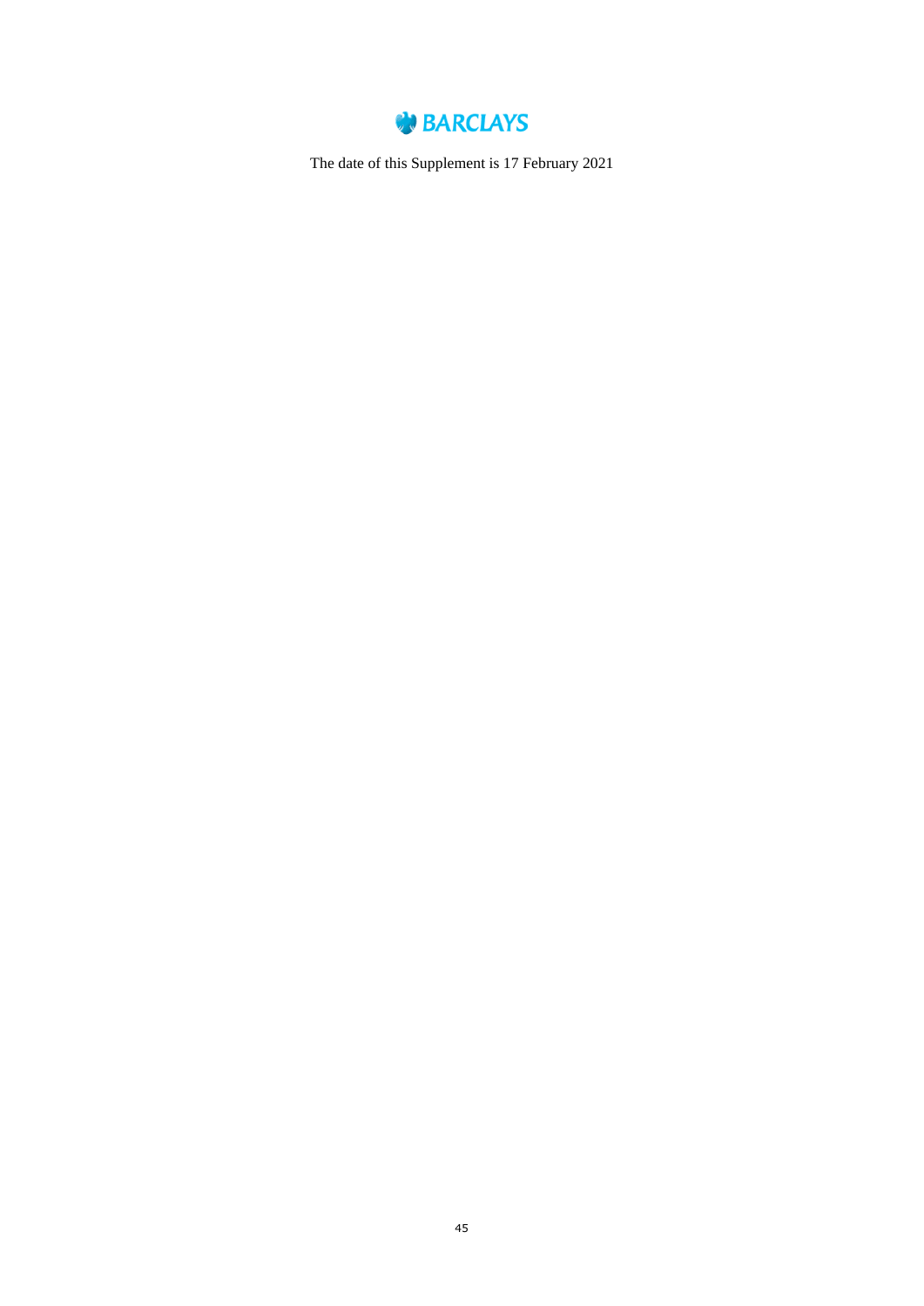BARCLAYS

The date of this Supplement is 17 February 2021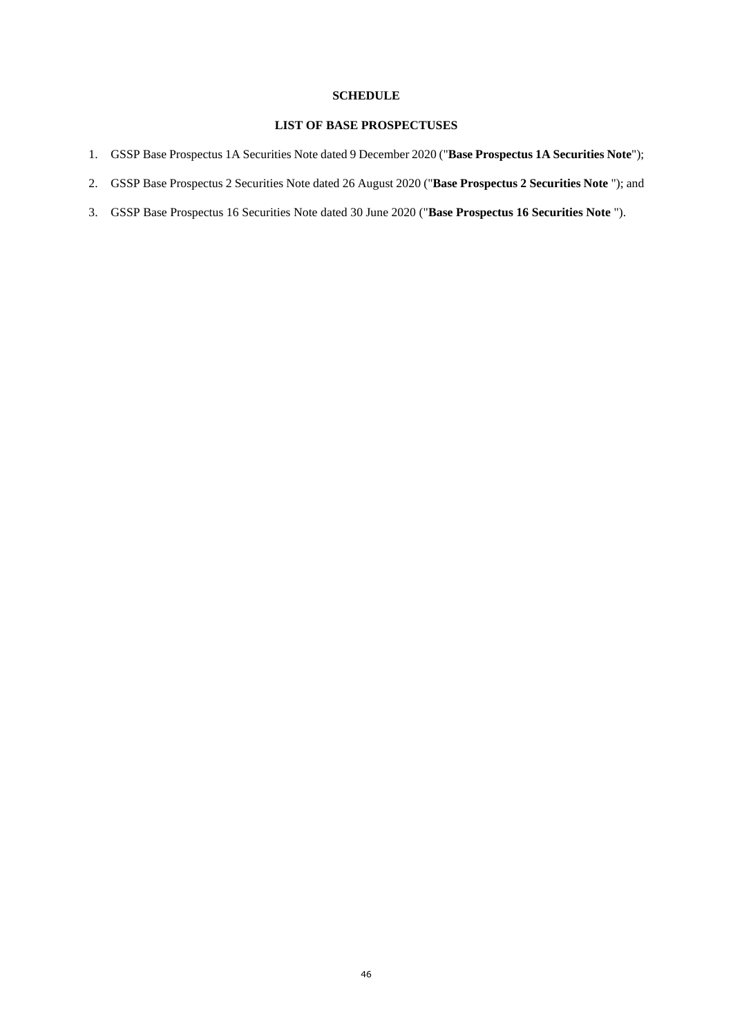**SCHEDULE**

**LIST OF BASE PROSPECTUSES**

1. GSSP Base Prospectus 1A Securities Note dated 9 December 2020 ("**Base Prospectus 1A Securities Note**");
2. GSSP Base Prospectus 2 Securities Note dated 26 August 2020 ("**Base Prospectus 2 Securities Note** "); and
3. GSSP Base Prospectus 16 Securities Note dated 30 June 2020 ("**Base Prospectus 16 Securities Note** ").